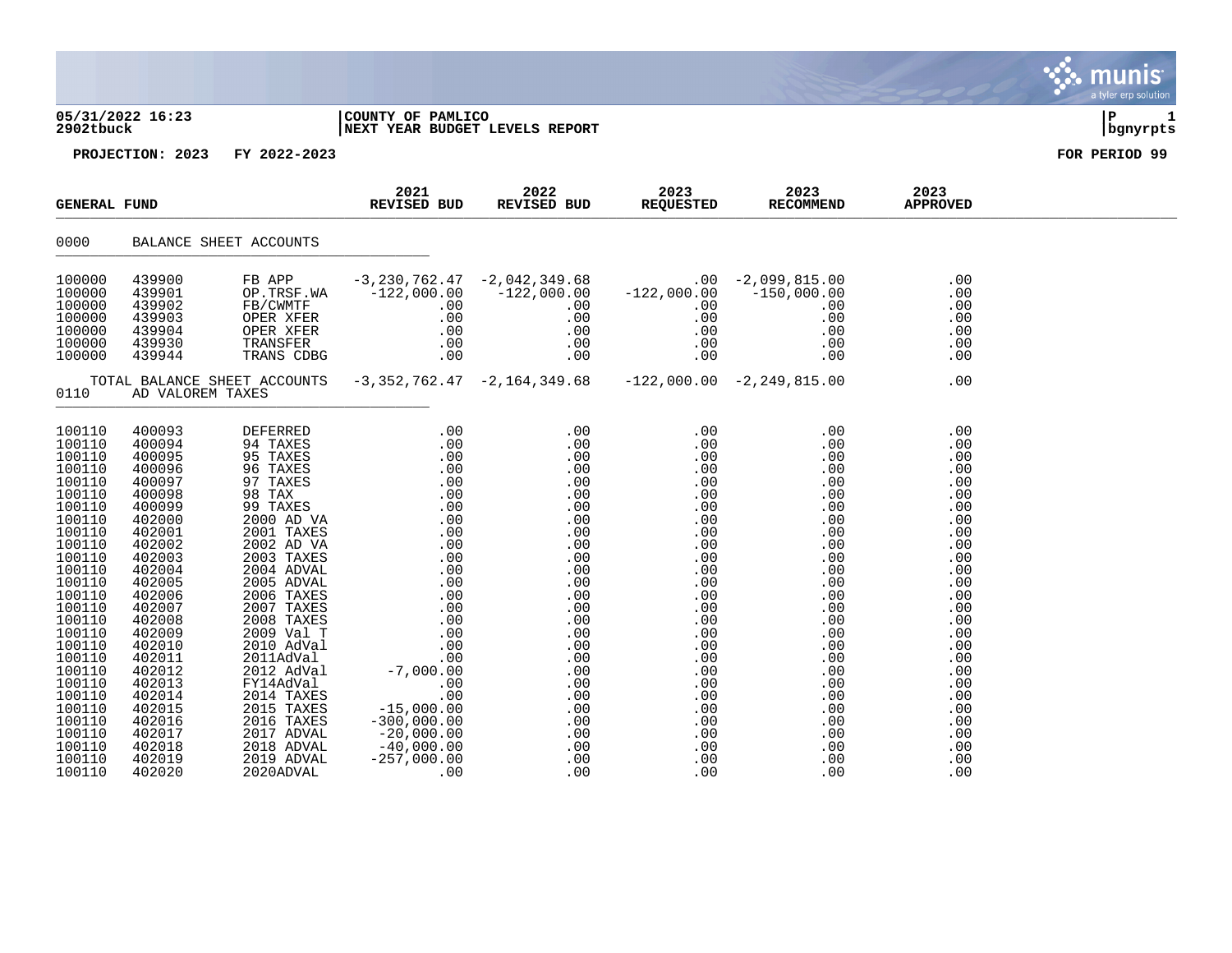**05/31/2022 16:23** | **COUNTY OF PAMLICO**
**2902tbuck** | **NEXT YEAR BUDGET LEVELS REPORT**

**PROJECTION: 2023 FY 2022-2023** **FOR PERIOD 99**

| GENERAL FUND | | | 2021 REVISED BUD | 2022 REVISED BUD | 2023 REQUESTED | 2023 RECOMMEND | 2023 APPROVED |
|---|---|---|---|---|---|---|---|
| 0000 | BALANCE SHEET ACCOUNTS | | | | | | |
| 100000 | 439900 | FB APP | -3,230,762.47 | -2,042,349.68 | .00 | -2,099,815.00 | .00 |
| 100000 | 439901 | OP.TRSF.WA | -122,000.00 | -122,000.00 | -122,000.00 | -150,000.00 | .00 |
| 100000 | 439902 | FB/CWMTF | .00 | .00 | .00 | .00 | .00 |
| 100000 | 439903 | OPER XFER | .00 | .00 | .00 | .00 | .00 |
| 100000 | 439904 | OPER XFER | .00 | .00 | .00 | .00 | .00 |
| 100000 | 439930 | TRANSFER | .00 | .00 | .00 | .00 | .00 |
| 100000 | 439944 | TRANS CDBG | .00 | .00 | .00 | .00 | .00 |
| | TOTAL BALANCE SHEET ACCOUNTS | | -3,352,762.47 | -2,164,349.68 | -122,000.00 | -2,249,815.00 | .00 |
| 0110 | AD VALOREM TAXES | | | | | | |
| 100110 | 400093 | DEFERRED | .00 | .00 | .00 | .00 | .00 |
| 100110 | 400094 | 94 TAXES | .00 | .00 | .00 | .00 | .00 |
| 100110 | 400095 | 95 TAXES | .00 | .00 | .00 | .00 | .00 |
| 100110 | 400096 | 96 TAXES | .00 | .00 | .00 | .00 | .00 |
| 100110 | 400097 | 97 TAXES | .00 | .00 | .00 | .00 | .00 |
| 100110 | 400098 | 98 TAX | .00 | .00 | .00 | .00 | .00 |
| 100110 | 400099 | 99 TAXES | .00 | .00 | .00 | .00 | .00 |
| 100110 | 402000 | 2000 AD VA | .00 | .00 | .00 | .00 | .00 |
| 100110 | 402001 | 2001 TAXES | .00 | .00 | .00 | .00 | .00 |
| 100110 | 402002 | 2002 AD VA | .00 | .00 | .00 | .00 | .00 |
| 100110 | 402003 | 2003 TAXES | .00 | .00 | .00 | .00 | .00 |
| 100110 | 402004 | 2004 ADVAL | .00 | .00 | .00 | .00 | .00 |
| 100110 | 402005 | 2005 ADVAL | .00 | .00 | .00 | .00 | .00 |
| 100110 | 402006 | 2006 TAXES | .00 | .00 | .00 | .00 | .00 |
| 100110 | 402007 | 2007 TAXES | .00 | .00 | .00 | .00 | .00 |
| 100110 | 402008 | 2008 TAXES | .00 | .00 | .00 | .00 | .00 |
| 100110 | 402009 | 2009 Val T | .00 | .00 | .00 | .00 | .00 |
| 100110 | 402010 | 2010 AdVal | .00 | .00 | .00 | .00 | .00 |
| 100110 | 402011 | 2011AdVal | .00 | .00 | .00 | .00 | .00 |
| 100110 | 402012 | 2012 AdVal | -7,000.00 | .00 | .00 | .00 | .00 |
| 100110 | 402013 | FY14AdVal | .00 | .00 | .00 | .00 | .00 |
| 100110 | 402014 | 2014 TAXES | .00 | .00 | .00 | .00 | .00 |
| 100110 | 402015 | 2015 TAXES | -15,000.00 | .00 | .00 | .00 | .00 |
| 100110 | 402016 | 2016 TAXES | -300,000.00 | .00 | .00 | .00 | .00 |
| 100110 | 402017 | 2017 ADVAL | -20,000.00 | .00 | .00 | .00 | .00 |
| 100110 | 402018 | 2018 ADVAL | -40,000.00 | .00 | .00 | .00 | .00 |
| 100110 | 402019 | 2019 ADVAL | -257,000.00 | .00 | .00 | .00 | .00 |
| 100110 | 402020 | 2020ADVAL | .00 | .00 | .00 | .00 | .00 |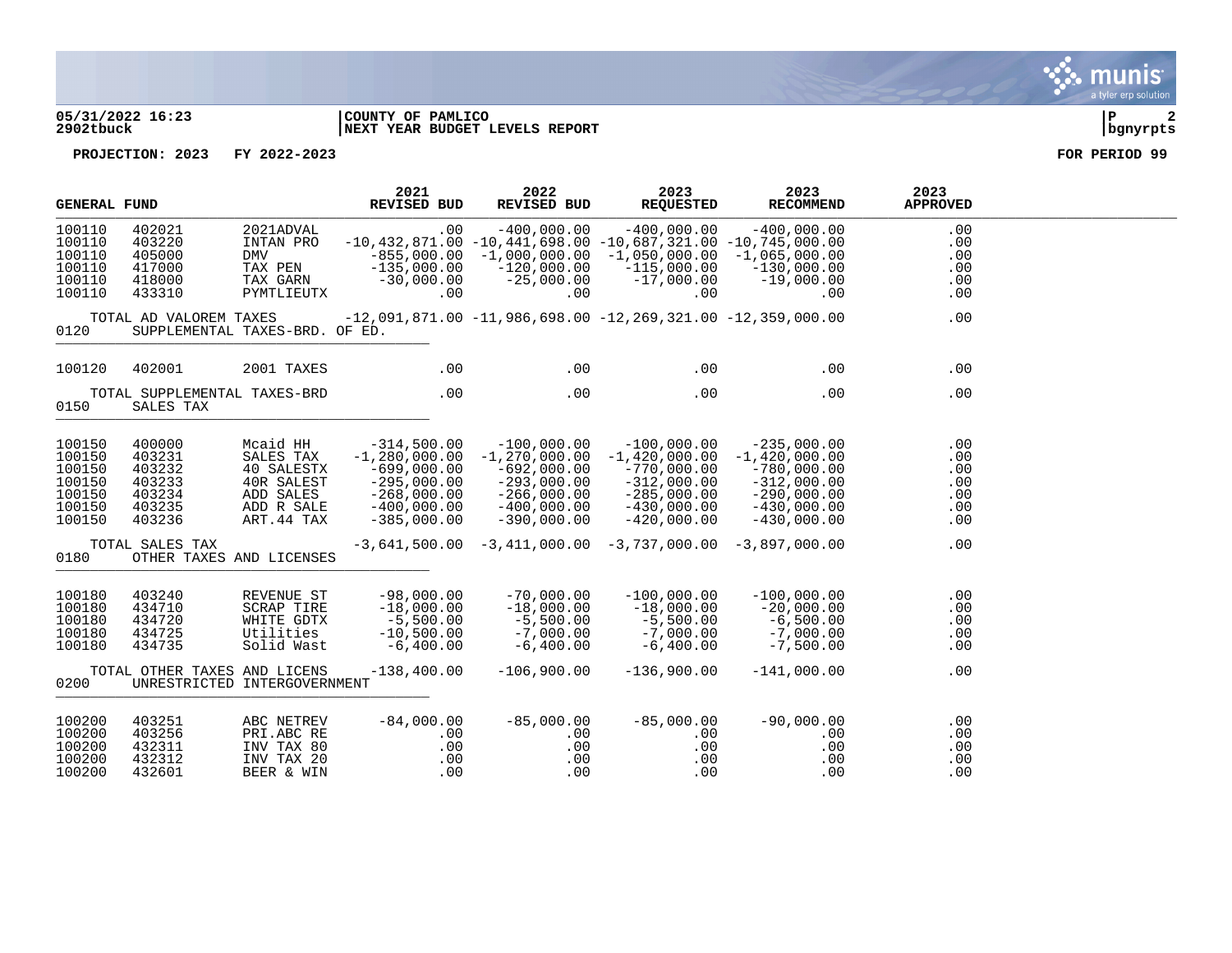COUNTY OF PAMLICO
NEXT YEAR BUDGET LEVELS REPORT

PROJECTION: 2023 FY 2022-2023 — FOR PERIOD 99

| GENERAL FUND | | | 2021 REVISED BUD | 2022 REVISED BUD | 2023 REQUESTED | 2023 RECOMMEND | 2023 APPROVED |
|---|---|---|---|---|---|---|---|
| 100110 | 402021 | 2021ADVAL | .00 | -400,000.00 | -400,000.00 | -400,000.00 | .00 |
| 100110 | 403220 | INTAN PRO | -10,432,871.00 | -10,441,698.00 | -10,687,321.00 | -10,745,000.00 | .00 |
| 100110 | 405000 | DMV | -855,000.00 | -1,000,000.00 | -1,050,000.00 | -1,065,000.00 | .00 |
| 100110 | 417000 | TAX PEN | -135,000.00 | -120,000.00 | -115,000.00 | -130,000.00 | .00 |
| 100110 | 418000 | TAX GARN | -30,000.00 | -25,000.00 | -17,000.00 | -19,000.00 | .00 |
| 100110 | 433310 | PYMTLIEUTX | .00 | .00 | .00 | .00 | .00 |
| TOTAL AD VALOREM TAXES | | | -12,091,871.00 | -11,986,698.00 | -12,269,321.00 | -12,359,000.00 | .00 |
| 0120 | SUPPLEMENTAL TAXES-BRD. OF ED. | | | | | | |
| 100120 | 402001 | 2001 TAXES | .00 | .00 | .00 | .00 | .00 |
| TOTAL SUPPLEMENTAL TAXES-BRD | | | .00 | .00 | .00 | .00 | .00 |
| 0150 | SALES TAX | | | | | | |
| 100150 | 400000 | Mcaid HH | -314,500.00 | -100,000.00 | -100,000.00 | -235,000.00 | .00 |
| 100150 | 403231 | SALES TAX | -1,280,000.00 | -1,270,000.00 | -1,420,000.00 | -1,420,000.00 | .00 |
| 100150 | 403232 | 40 SALESTX | -699,000.00 | -692,000.00 | -770,000.00 | -780,000.00 | .00 |
| 100150 | 403233 | 40R SALEST | -295,000.00 | -293,000.00 | -312,000.00 | -312,000.00 | .00 |
| 100150 | 403234 | ADD SALES | -268,000.00 | -266,000.00 | -285,000.00 | -290,000.00 | .00 |
| 100150 | 403235 | ADD R SALE | -400,000.00 | -400,000.00 | -430,000.00 | -430,000.00 | .00 |
| 100150 | 403236 | ART.44 TAX | -385,000.00 | -390,000.00 | -420,000.00 | -430,000.00 | .00 |
| TOTAL SALES TAX | | | -3,641,500.00 | -3,411,000.00 | -3,737,000.00 | -3,897,000.00 | .00 |
| 0180 | OTHER TAXES AND LICENSES | | | | | | |
| 100180 | 403240 | REVENUE ST | -98,000.00 | -70,000.00 | -100,000.00 | -100,000.00 | .00 |
| 100180 | 434710 | SCRAP TIRE | -18,000.00 | -18,000.00 | -18,000.00 | -20,000.00 | .00 |
| 100180 | 434720 | WHITE GDTX | -5,500.00 | -5,500.00 | -5,500.00 | -6,500.00 | .00 |
| 100180 | 434725 | Utilities | -10,500.00 | -7,000.00 | -7,000.00 | -7,000.00 | .00 |
| 100180 | 434735 | Solid Wast | -6,400.00 | -6,400.00 | -6,400.00 | -7,500.00 | .00 |
| TOTAL OTHER TAXES AND LICENS | | | -138,400.00 | -106,900.00 | -136,900.00 | -141,000.00 | .00 |
| 0200 | UNRESTRICTED INTERGOVERNMENT | | | | | | |
| 100200 | 403251 | ABC NETREV | -84,000.00 | -85,000.00 | -85,000.00 | -90,000.00 | .00 |
| 100200 | 403256 | PRI.ABC RE | .00 | .00 | .00 | .00 | .00 |
| 100200 | 432311 | INV TAX 80 | .00 | .00 | .00 | .00 | .00 |
| 100200 | 432312 | INV TAX 20 | .00 | .00 | .00 | .00 | .00 |
| 100200 | 432601 | BEER & WIN | .00 | .00 | .00 | .00 | .00 |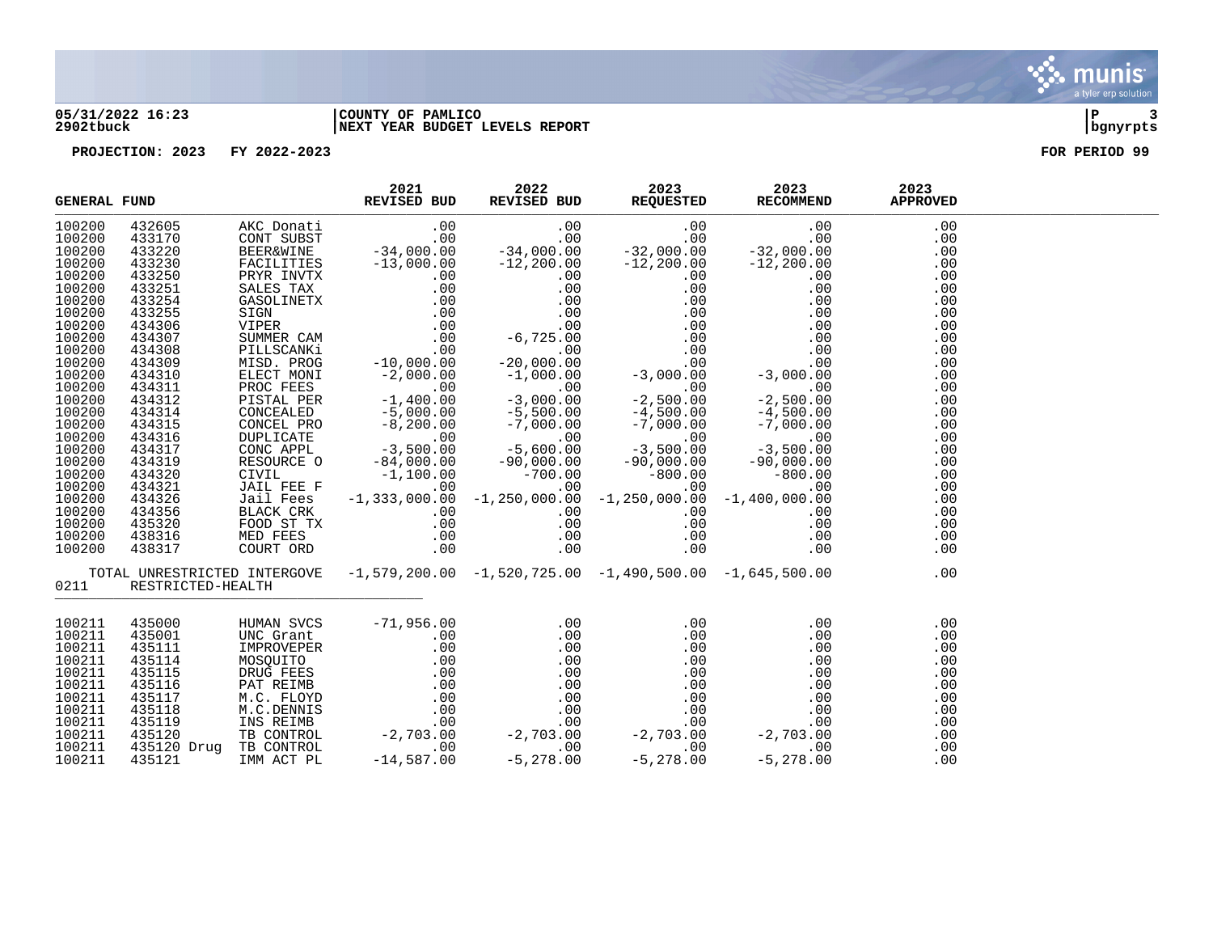**05/31/2022 16:23** | **COUNTY OF PAMLICO** | **P 3**
**2902tbuck** | **NEXT YEAR BUDGET LEVELS REPORT** | **bgnyrpts**

**PROJECTION: 2023 FY 2022-2023** **FOR PERIOD 99**

| GENERAL FUND | | | 2021 REVISED BUD | 2022 REVISED BUD | 2023 REQUESTED | 2023 RECOMMEND | 2023 APPROVED |
|---|---|---|---|---|---|---|---|
| 100200 | 432605 | AKC Donati | .00 | .00 | .00 | .00 | .00 |
| 100200 | 433170 | CONT SUBST | .00 | .00 | .00 | .00 | .00 |
| 100200 | 433220 | BEER&WINE | -34,000.00 | -34,000.00 | -32,000.00 | -32,000.00 | .00 |
| 100200 | 433230 | FACILITIES | -13,000.00 | -12,200.00 | -12,200.00 | -12,200.00 | .00 |
| 100200 | 433250 | PRYR INVTX | .00 | .00 | .00 | .00 | .00 |
| 100200 | 433251 | SALES TAX | .00 | .00 | .00 | .00 | .00 |
| 100200 | 433254 | GASOLINETX | .00 | .00 | .00 | .00 | .00 |
| 100200 | 433255 | SIGN | .00 | .00 | .00 | .00 | .00 |
| 100200 | 434306 | VIPER | .00 | .00 | .00 | .00 | .00 |
| 100200 | 434307 | SUMMER CAM | .00 | -6,725.00 | .00 | .00 | .00 |
| 100200 | 434308 | PILLSCANKi | .00 | .00 | .00 | .00 | .00 |
| 100200 | 434309 | MISD. PROG | -10,000.00 | -20,000.00 | .00 | .00 | .00 |
| 100200 | 434310 | ELECT MONI | -2,000.00 | -1,000.00 | -3,000.00 | -3,000.00 | .00 |
| 100200 | 434311 | PROC FEES | .00 | .00 | .00 | .00 | .00 |
| 100200 | 434312 | PISTAL PER | -1,400.00 | -3,000.00 | -2,500.00 | -2,500.00 | .00 |
| 100200 | 434314 | CONCEALED | -5,000.00 | -5,500.00 | -4,500.00 | -4,500.00 | .00 |
| 100200 | 434315 | CONCEL PRO | -8,200.00 | -7,000.00 | -7,000.00 | -7,000.00 | .00 |
| 100200 | 434316 | DUPLICATE | .00 | .00 | .00 | .00 | .00 |
| 100200 | 434317 | CONC APPL | -3,500.00 | -5,600.00 | -3,500.00 | -3,500.00 | .00 |
| 100200 | 434319 | RESOURCE O | -84,000.00 | -90,000.00 | -90,000.00 | -90,000.00 | .00 |
| 100200 | 434320 | CIVIL | -1,100.00 | -700.00 | -800.00 | -800.00 | .00 |
| 100200 | 434321 | JAIL FEE F | .00 | .00 | .00 | .00 | .00 |
| 100200 | 434326 | Jail Fees | -1,333,000.00 | -1,250,000.00 | -1,250,000.00 | -1,400,000.00 | .00 |
| 100200 | 434356 | BLACK CRK | .00 | .00 | .00 | .00 | .00 |
| 100200 | 435320 | FOOD ST TX | .00 | .00 | .00 | .00 | .00 |
| 100200 | 438316 | MED FEES | .00 | .00 | .00 | .00 | .00 |
| 100200 | 438317 | COURT ORD | .00 | .00 | .00 | .00 | .00 |
| | TOTAL UNRESTRICTED INTERGOVE | | -1,579,200.00 | -1,520,725.00 | -1,490,500.00 | -1,645,500.00 | .00 |
| 0211 | RESTRICTED-HEALTH | | | | | | |
| 100211 | 435000 | HUMAN SVCS | -71,956.00 | .00 | .00 | .00 | .00 |
| 100211 | 435001 | UNC Grant | .00 | .00 | .00 | .00 | .00 |
| 100211 | 435111 | IMPROVEPER | .00 | .00 | .00 | .00 | .00 |
| 100211 | 435114 | MOSQUITO | .00 | .00 | .00 | .00 | .00 |
| 100211 | 435115 | DRUG FEES | .00 | .00 | .00 | .00 | .00 |
| 100211 | 435116 | PAT REIMB | .00 | .00 | .00 | .00 | .00 |
| 100211 | 435117 | M.C. FLOYD | .00 | .00 | .00 | .00 | .00 |
| 100211 | 435118 | M.C.DENNIS | .00 | .00 | .00 | .00 | .00 |
| 100211 | 435119 | INS REIMB | .00 | .00 | .00 | .00 | .00 |
| 100211 | 435120 | TB CONTROL | -2,703.00 | -2,703.00 | -2,703.00 | -2,703.00 | .00 |
| 100211 | 435120 Drug | TB CONTROL | .00 | .00 | .00 | .00 | .00 |
| 100211 | 435121 | IMM ACT PL | -14,587.00 | -5,278.00 | -5,278.00 | -5,278.00 | .00 |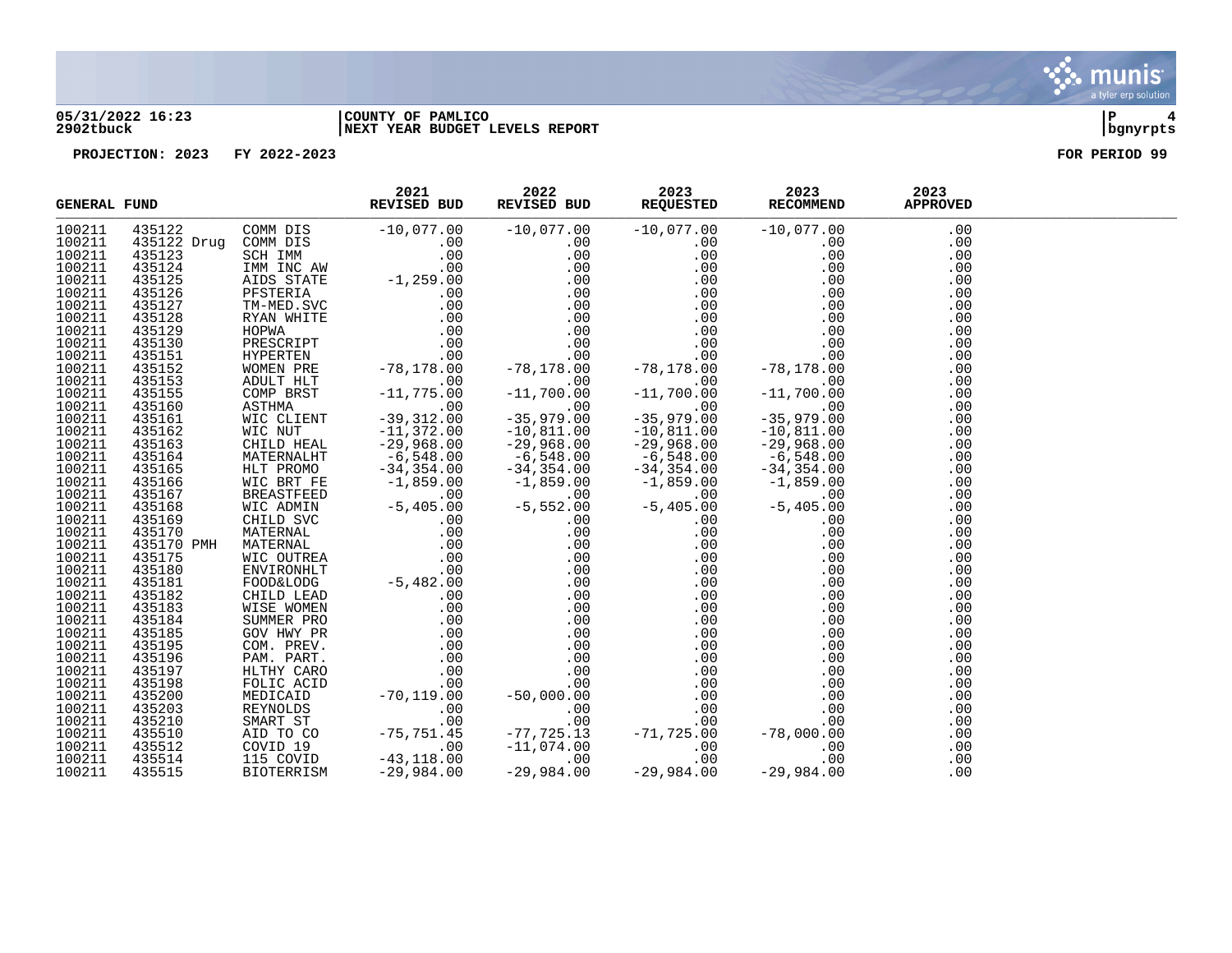05/31/2022 16:23 | COUNTY OF PAMLICO | P 4
2902tbuck | NEXT YEAR BUDGET LEVELS REPORT | bgnyrpts

PROJECTION: 2023 FY 2022-2023 FOR PERIOD 99

| GENERAL FUND | | | 2021 REVISED BUD | 2022 REVISED BUD | 2023 REQUESTED | 2023 RECOMMEND | 2023 APPROVED |
|---|---|---|---|---|---|---|---|
| 100211 | 435122 | COMM DIS | -10,077.00 | -10,077.00 | -10,077.00 | -10,077.00 | .00 |
| 100211 | 435122 Drug | COMM DIS | .00 | .00 | .00 | .00 | .00 |
| 100211 | 435123 | SCH IMM | .00 | .00 | .00 | .00 | .00 |
| 100211 | 435124 | IMM INC AW | .00 | .00 | .00 | .00 | .00 |
| 100211 | 435125 | AIDS STATE | -1,259.00 | .00 | .00 | .00 | .00 |
| 100211 | 435126 | PFSTERIA | .00 | .00 | .00 | .00 | .00 |
| 100211 | 435127 | TM-MED.SVC | .00 | .00 | .00 | .00 | .00 |
| 100211 | 435128 | RYAN WHITE | .00 | .00 | .00 | .00 | .00 |
| 100211 | 435129 | HOPWA | .00 | .00 | .00 | .00 | .00 |
| 100211 | 435130 | PRESCRIPT | .00 | .00 | .00 | .00 | .00 |
| 100211 | 435151 | HYPERTEN | .00 | .00 | .00 | .00 | .00 |
| 100211 | 435152 | WOMEN PRE | -78,178.00 | -78,178.00 | -78,178.00 | -78,178.00 | .00 |
| 100211 | 435153 | ADULT HLT | .00 | .00 | .00 | .00 | .00 |
| 100211 | 435155 | COMP BRST | -11,775.00 | -11,700.00 | -11,700.00 | -11,700.00 | .00 |
| 100211 | 435160 | ASTHMA | .00 | .00 | .00 | .00 | .00 |
| 100211 | 435161 | WIC CLIENT | -39,312.00 | -35,979.00 | -35,979.00 | -35,979.00 | .00 |
| 100211 | 435162 | WIC NUT | -11,372.00 | -10,811.00 | -10,811.00 | -10,811.00 | .00 |
| 100211 | 435163 | CHILD HEAL | -29,968.00 | -29,968.00 | -29,968.00 | -29,968.00 | .00 |
| 100211 | 435164 | MATERNALHT | -6,548.00 | -6,548.00 | -6,548.00 | -6,548.00 | .00 |
| 100211 | 435165 | HLT PROMO | -34,354.00 | -34,354.00 | -34,354.00 | -34,354.00 | .00 |
| 100211 | 435166 | WIC BRT FE | -1,859.00 | -1,859.00 | -1,859.00 | -1,859.00 | .00 |
| 100211 | 435167 | BREASTFEED | .00 | .00 | .00 | .00 | .00 |
| 100211 | 435168 | WIC ADMIN | -5,405.00 | -5,552.00 | -5,405.00 | -5,405.00 | .00 |
| 100211 | 435169 | CHILD SVC | .00 | .00 | .00 | .00 | .00 |
| 100211 | 435170 | MATERNAL | .00 | .00 | .00 | .00 | .00 |
| 100211 | 435170 PMH | MATERNAL | .00 | .00 | .00 | .00 | .00 |
| 100211 | 435175 | WIC OUTREA | .00 | .00 | .00 | .00 | .00 |
| 100211 | 435180 | ENVIRONHLT | .00 | .00 | .00 | .00 | .00 |
| 100211 | 435181 | FOOD&LODG | -5,482.00 | .00 | .00 | .00 | .00 |
| 100211 | 435182 | CHILD LEAD | .00 | .00 | .00 | .00 | .00 |
| 100211 | 435183 | WISE WOMEN | .00 | .00 | .00 | .00 | .00 |
| 100211 | 435184 | SUMMER PRO | .00 | .00 | .00 | .00 | .00 |
| 100211 | 435185 | GOV HWY PR | .00 | .00 | .00 | .00 | .00 |
| 100211 | 435195 | COM. PREV. | .00 | .00 | .00 | .00 | .00 |
| 100211 | 435196 | PAM. PART. | .00 | .00 | .00 | .00 | .00 |
| 100211 | 435197 | HLTHY CARO | .00 | .00 | .00 | .00 | .00 |
| 100211 | 435198 | FOLIC ACID | .00 | .00 | .00 | .00 | .00 |
| 100211 | 435200 | MEDICAID | -70,119.00 | -50,000.00 | .00 | .00 | .00 |
| 100211 | 435203 | REYNOLDS | .00 | .00 | .00 | .00 | .00 |
| 100211 | 435210 | SMART ST | .00 | .00 | .00 | .00 | .00 |
| 100211 | 435510 | AID TO CO | -75,751.45 | -77,725.13 | -71,725.00 | -78,000.00 | .00 |
| 100211 | 435512 | COVID 19 | .00 | -11,074.00 | .00 | .00 | .00 |
| 100211 | 435514 | 115 COVID | -43,118.00 | .00 | .00 | .00 | .00 |
| 100211 | 435515 | BIOTERRISM | -29,984.00 | -29,984.00 | -29,984.00 | -29,984.00 | .00 |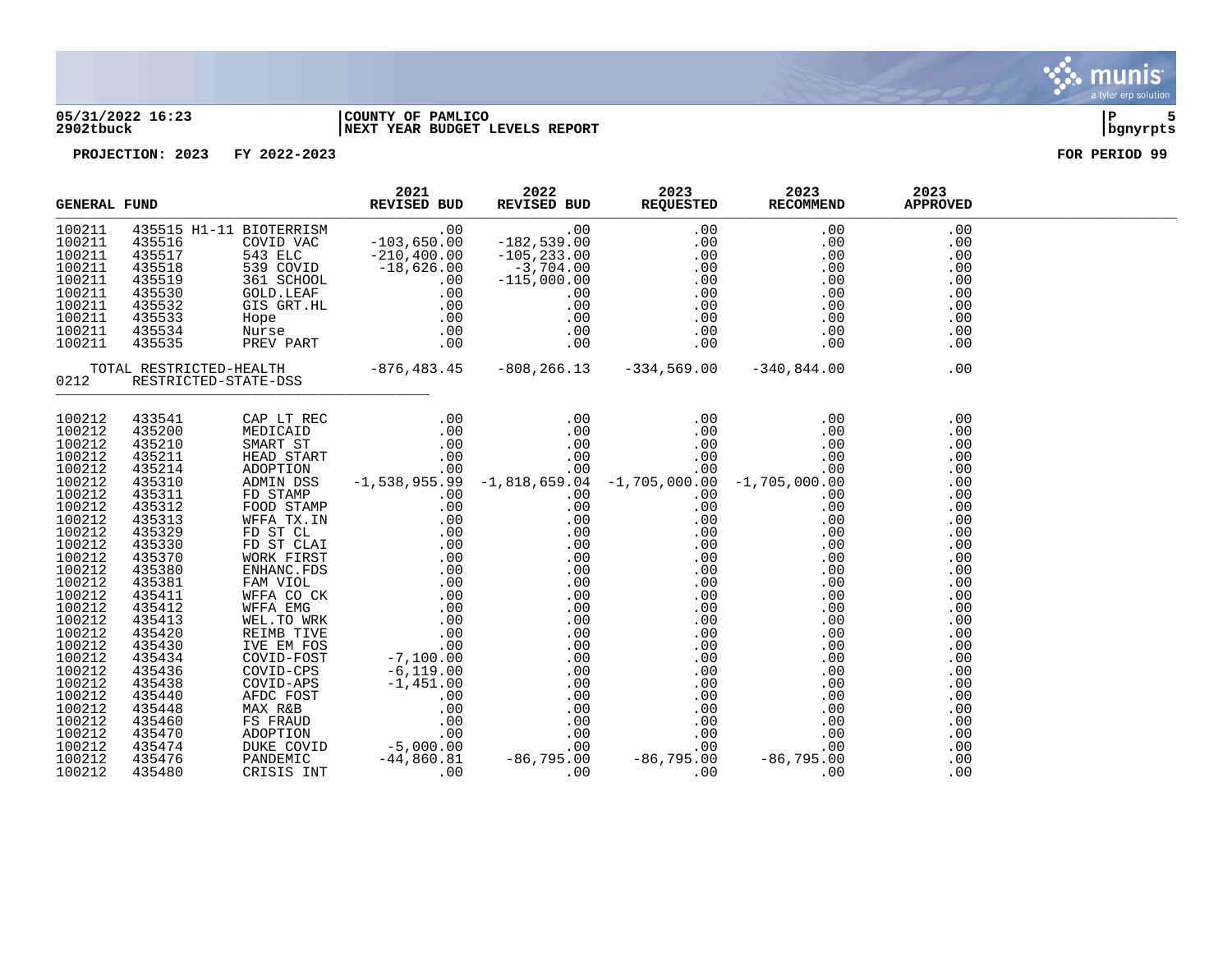05/31/2022 16:23 | COUNTY OF PAMLICO
2902tbuck | NEXT YEAR BUDGET LEVELS REPORT

PROJECTION: 2023 FY 2022-2023 FOR PERIOD 99

| GENERAL FUND | | | 2021 REVISED BUD | 2022 REVISED BUD | 2023 REQUESTED | 2023 RECOMMEND | 2023 APPROVED |
|---|---|---|---|---|---|---|---|
| 100211 | 435515 | H1-11 BIOTERRISM | .00 | .00 | .00 | .00 | .00 |
| 100211 | 435516 | COVID VAC | -103,650.00 | -182,539.00 | .00 | .00 | .00 |
| 100211 | 435517 | 543 ELC | -210,400.00 | -105,233.00 | .00 | .00 | .00 |
| 100211 | 435518 | 539 COVID | -18,626.00 | -3,704.00 | .00 | .00 | .00 |
| 100211 | 435519 | 361 SCHOOL | .00 | -115,000.00 | .00 | .00 | .00 |
| 100211 | 435530 | GOLD.LEAF | .00 | .00 | .00 | .00 | .00 |
| 100211 | 435532 | GIS GRT.HL | .00 | .00 | .00 | .00 | .00 |
| 100211 | 435533 | Hope | .00 | .00 | .00 | .00 | .00 |
| 100211 | 435534 | Nurse | .00 | .00 | .00 | .00 | .00 |
| 100211 | 435535 | PREV PART | .00 | .00 | .00 | .00 | .00 |
| TOTAL RESTRICTED-HEALTH | | | -876,483.45 | -808,266.13 | -334,569.00 | -340,844.00 | .00 |
| 0212 | RESTRICTED-STATE-DSS | | | | | | |
| 100212 | 433541 | CAP LT REC | .00 | .00 | .00 | .00 | .00 |
| 100212 | 435200 | MEDICAID | .00 | .00 | .00 | .00 | .00 |
| 100212 | 435210 | SMART ST | .00 | .00 | .00 | .00 | .00 |
| 100212 | 435211 | HEAD START | .00 | .00 | .00 | .00 | .00 |
| 100212 | 435214 | ADOPTION | .00 | .00 | .00 | .00 | .00 |
| 100212 | 435310 | ADMIN DSS | -1,538,955.99 | -1,818,659.04 | -1,705,000.00 | -1,705,000.00 | .00 |
| 100212 | 435311 | FD STAMP | .00 | .00 | .00 | .00 | .00 |
| 100212 | 435312 | FOOD STAMP | .00 | .00 | .00 | .00 | .00 |
| 100212 | 435313 | WFFA TX.IN | .00 | .00 | .00 | .00 | .00 |
| 100212 | 435329 | FD ST CL | .00 | .00 | .00 | .00 | .00 |
| 100212 | 435330 | FD ST CLAI | .00 | .00 | .00 | .00 | .00 |
| 100212 | 435370 | WORK FIRST | .00 | .00 | .00 | .00 | .00 |
| 100212 | 435380 | ENHANC.FDS | .00 | .00 | .00 | .00 | .00 |
| 100212 | 435381 | FAM VIOL | .00 | .00 | .00 | .00 | .00 |
| 100212 | 435411 | WFFA CO CK | .00 | .00 | .00 | .00 | .00 |
| 100212 | 435412 | WFFA EMG | .00 | .00 | .00 | .00 | .00 |
| 100212 | 435413 | WEL.TO WRK | .00 | .00 | .00 | .00 | .00 |
| 100212 | 435420 | REIMB TIVE | .00 | .00 | .00 | .00 | .00 |
| 100212 | 435430 | IVE EM FOS | .00 | .00 | .00 | .00 | .00 |
| 100212 | 435434 | COVID-FOST | -7,100.00 | .00 | .00 | .00 | .00 |
| 100212 | 435436 | COVID-CPS | -6,119.00 | .00 | .00 | .00 | .00 |
| 100212 | 435438 | COVID-APS | -1,451.00 | .00 | .00 | .00 | .00 |
| 100212 | 435440 | AFDC FOST | .00 | .00 | .00 | .00 | .00 |
| 100212 | 435448 | MAX R&B | .00 | .00 | .00 | .00 | .00 |
| 100212 | 435460 | FS FRAUD | .00 | .00 | .00 | .00 | .00 |
| 100212 | 435470 | ADOPTION | .00 | .00 | .00 | .00 | .00 |
| 100212 | 435474 | DUKE COVID | -5,000.00 | .00 | .00 | .00 | .00 |
| 100212 | 435476 | PANDEMIC | -44,860.81 | -86,795.00 | -86,795.00 | -86,795.00 | .00 |
| 100212 | 435480 | CRISIS INT | .00 | .00 | .00 | .00 | .00 |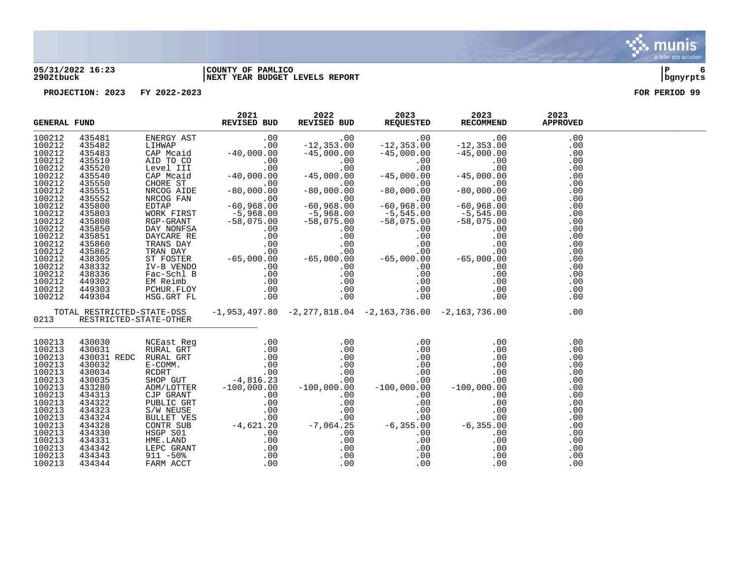05/31/2022 16:23
2902tbuck

COUNTY OF PAMLICO
NEXT YEAR BUDGET LEVELS REPORT

PROJECTION: 2023 FY 2022-2023

FOR PERIOD 99

| GENERAL FUND | | | 2021 REVISED BUD | 2022 REVISED BUD | 2023 REQUESTED | 2023 RECOMMEND | 2023 APPROVED |
|---|---|---|---|---|---|---|---|
| 100212 | 435481 | ENERGY AST | .00 | .00 | .00 | .00 | .00 |
| 100212 | 435482 | LIHWAP | .00 | -12,353.00 | -12,353.00 | -12,353.00 | .00 |
| 100212 | 435483 | CAP Mcaid | -40,000.00 | -45,000.00 | -45,000.00 | -45,000.00 | .00 |
| 100212 | 435510 | AID TO CO | .00 | .00 | .00 | .00 | .00 |
| 100212 | 435520 | Level III | .00 | .00 | .00 | .00 | .00 |
| 100212 | 435540 | CAP Mcaid | -40,000.00 | -45,000.00 | -45,000.00 | -45,000.00 | .00 |
| 100212 | 435550 | CHORE ST | .00 | .00 | .00 | .00 | .00 |
| 100212 | 435551 | NRCOG AIDE | -80,000.00 | -80,000.00 | -80,000.00 | -80,000.00 | .00 |
| 100212 | 435552 | NRCOG FAN | .00 | .00 | .00 | .00 | .00 |
| 100212 | 435800 | EDTAP | -60,968.00 | -60,968.00 | -60,968.00 | -60,968.00 | .00 |
| 100212 | 435803 | WORK FIRST | -5,968.00 | -5,968.00 | -5,545.00 | -5,545.00 | .00 |
| 100212 | 435808 | RGP-GRANT | -58,075.00 | -58,075.00 | -58,075.00 | -58,075.00 | .00 |
| 100212 | 435850 | DAY NONFSA | .00 | .00 | .00 | .00 | .00 |
| 100212 | 435851 | DAYCARE RE | .00 | .00 | .00 | .00 | .00 |
| 100212 | 435860 | TRANS DAY | .00 | .00 | .00 | .00 | .00 |
| 100212 | 435862 | TRAN DAY | .00 | .00 | .00 | .00 | .00 |
| 100212 | 438305 | ST FOSTER | -65,000.00 | -65,000.00 | -65,000.00 | -65,000.00 | .00 |
| 100212 | 438332 | IV-B VENDO | .00 | .00 | .00 | .00 | .00 |
| 100212 | 438336 | Fac-Schl B | .00 | .00 | .00 | .00 | .00 |
| 100212 | 449302 | EM Reimb | .00 | .00 | .00 | .00 | .00 |
| 100212 | 449303 | PCHUR.FLOY | .00 | .00 | .00 | .00 | .00 |
| 100212 | 449304 | HSG.GRT FL | .00 | .00 | .00 | .00 | .00 |
| TOTAL RESTRICTED-STATE-DSS | | | -1,953,497.80 | -2,277,818.04 | -2,163,736.00 | -2,163,736.00 | .00 |
| 0213 | RESTRICTED-STATE-OTHER | | | | | | |
| 100213 | 430030 | NCEast Reg | .00 | .00 | .00 | .00 | .00 |
| 100213 | 430031 | RURAL GRT | .00 | .00 | .00 | .00 | .00 |
| 100213 | 430031 REDC | RURAL GRT | .00 | .00 | .00 | .00 | .00 |
| 100213 | 430032 | E-COMM. | .00 | .00 | .00 | .00 | .00 |
| 100213 | 430034 | RCDRT | .00 | .00 | .00 | .00 | .00 |
| 100213 | 430035 | SHOP GUT | -4,816.23 | .00 | .00 | .00 | .00 |
| 100213 | 433280 | ADM/LOTTER | -100,000.00 | -100,000.00 | -100,000.00 | -100,000.00 | .00 |
| 100213 | 434313 | CJP GRANT | .00 | .00 | .00 | .00 | .00 |
| 100213 | 434322 | PUBLIC GRT | .00 | .00 | .00 | .00 | .00 |
| 100213 | 434323 | S/W NEUSE | .00 | .00 | .00 | .00 | .00 |
| 100213 | 434324 | BULLET VES | .00 | .00 | .00 | .00 | .00 |
| 100213 | 434328 | CONTR SUB | -4,621.20 | -7,064.25 | -6,355.00 | -6,355.00 | .00 |
| 100213 | 434330 | HSGP S01 | .00 | .00 | .00 | .00 | .00 |
| 100213 | 434331 | HME.LAND | .00 | .00 | .00 | .00 | .00 |
| 100213 | 434342 | LEPC GRANT | .00 | .00 | .00 | .00 | .00 |
| 100213 | 434343 | 911 -50% | .00 | .00 | .00 | .00 | .00 |
| 100213 | 434344 | FARM ACCT | .00 | .00 | .00 | .00 | .00 |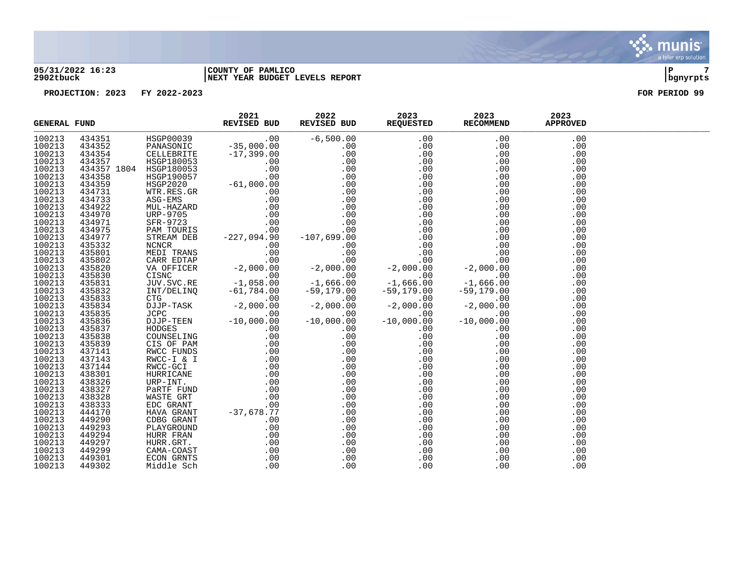05/31/2022 16:23 | COUNTY OF PAMLICO | P 7
2902tbuck | NEXT YEAR BUDGET LEVELS REPORT | bgnyrpts

PROJECTION: 2023 FY 2022-2023 FOR PERIOD 99

| GENERAL FUND | | | 2021 REVISED BUD | 2022 REVISED BUD | 2023 REQUESTED | 2023 RECOMMEND | 2023 APPROVED |
|---|---|---|---|---|---|---|---|
| 100213 | 434351 | HSGP00039 | .00 | -6,500.00 | .00 | .00 | .00 |
| 100213 | 434352 | PANASONIC | -35,000.00 | .00 | .00 | .00 | .00 |
| 100213 | 434354 | CELLEBRITE | -17,399.00 | .00 | .00 | .00 | .00 |
| 100213 | 434357 | HSGP180053 | .00 | .00 | .00 | .00 | .00 |
| 100213 | 434357 1804 | HSGP180053 | .00 | .00 | .00 | .00 | .00 |
| 100213 | 434358 | HSGP190057 | .00 | .00 | .00 | .00 | .00 |
| 100213 | 434359 | HSGP2020 | -61,000.00 | .00 | .00 | .00 | .00 |
| 100213 | 434731 | WTR.RES.GR | .00 | .00 | .00 | .00 | .00 |
| 100213 | 434733 | ASG-EMS | .00 | .00 | .00 | .00 | .00 |
| 100213 | 434922 | MUL-HAZARD | .00 | .00 | .00 | .00 | .00 |
| 100213 | 434970 | URP-9705 | .00 | .00 | .00 | .00 | .00 |
| 100213 | 434971 | SFR-9723 | .00 | .00 | .00 | .00 | .00 |
| 100213 | 434975 | PAM TOURIS | .00 | .00 | .00 | .00 | .00 |
| 100213 | 434977 | STREAM DEB | -227,094.90 | -107,699.00 | .00 | .00 | .00 |
| 100213 | 435332 | NCNCR | .00 | .00 | .00 | .00 | .00 |
| 100213 | 435801 | MEDI TRANS | .00 | .00 | .00 | .00 | .00 |
| 100213 | 435802 | CARR EDTAP | .00 | .00 | .00 | .00 | .00 |
| 100213 | 435820 | VA OFFICER | -2,000.00 | -2,000.00 | -2,000.00 | -2,000.00 | .00 |
| 100213 | 435830 | CISNC | .00 | .00 | .00 | .00 | .00 |
| 100213 | 435831 | JUV.SVC.RE | -1,058.00 | -1,666.00 | -1,666.00 | -1,666.00 | .00 |
| 100213 | 435832 | INT/DELINQ | -61,784.00 | -59,179.00 | -59,179.00 | -59,179.00 | .00 |
| 100213 | 435833 | CTG | .00 | .00 | .00 | .00 | .00 |
| 100213 | 435834 | DJJP-TASK | -2,000.00 | -2,000.00 | -2,000.00 | -2,000.00 | .00 |
| 100213 | 435835 | JCPC | .00 | .00 | .00 | .00 | .00 |
| 100213 | 435836 | DJJP-TEEN | -10,000.00 | -10,000.00 | -10,000.00 | -10,000.00 | .00 |
| 100213 | 435837 | HODGES | .00 | .00 | .00 | .00 | .00 |
| 100213 | 435838 | COUNSELING | .00 | .00 | .00 | .00 | .00 |
| 100213 | 435839 | CIS OF PAM | .00 | .00 | .00 | .00 | .00 |
| 100213 | 437141 | RWCC FUNDS | .00 | .00 | .00 | .00 | .00 |
| 100213 | 437143 | RWCC-I & I | .00 | .00 | .00 | .00 | .00 |
| 100213 | 437144 | RWCC-GCI | .00 | .00 | .00 | .00 | .00 |
| 100213 | 438301 | HURRICANE | .00 | .00 | .00 | .00 | .00 |
| 100213 | 438326 | URP-INT. | .00 | .00 | .00 | .00 | .00 |
| 100213 | 438327 | PaRTF FUND | .00 | .00 | .00 | .00 | .00 |
| 100213 | 438328 | WASTE GRT | .00 | .00 | .00 | .00 | .00 |
| 100213 | 438333 | EDC GRANT | .00 | .00 | .00 | .00 | .00 |
| 100213 | 444170 | HAVA GRANT | -37,678.77 | .00 | .00 | .00 | .00 |
| 100213 | 449290 | CDBG GRANT | .00 | .00 | .00 | .00 | .00 |
| 100213 | 449293 | PLAYGROUND | .00 | .00 | .00 | .00 | .00 |
| 100213 | 449294 | HURR FRAN | .00 | .00 | .00 | .00 | .00 |
| 100213 | 449297 | HURR.GRT. | .00 | .00 | .00 | .00 | .00 |
| 100213 | 449299 | CAMA-COAST | .00 | .00 | .00 | .00 | .00 |
| 100213 | 449301 | ECON GRNTS | .00 | .00 | .00 | .00 | .00 |
| 100213 | 449302 | Middle Sch | .00 | .00 | .00 | .00 | .00 |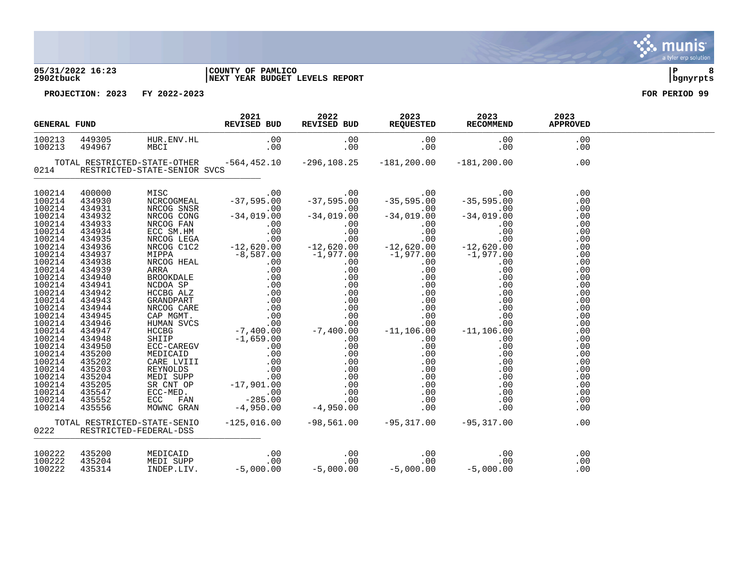**05/31/2022 16:23** | **COUNTY OF PAMLICO**
**2902tbuck** | **NEXT YEAR BUDGET LEVELS REPORT**

**PROJECTION: 2023 FY 2022-2023** — **FOR PERIOD 99**

| GENERAL FUND | | | 2021 REVISED BUD | 2022 REVISED BUD | 2023 REQUESTED | 2023 RECOMMEND | 2023 APPROVED |
|---|---|---|---|---|---|---|---|
| 100213 | 449305 | HUR.ENV.HL | .00 | .00 | .00 | .00 | .00 |
| 100213 | 494967 | MBCI | .00 | .00 | .00 | .00 | .00 |
| | TOTAL RESTRICTED-STATE-OTHER | | -564,452.10 | -296,108.25 | -181,200.00 | -181,200.00 | .00 |
| 0214 | RESTRICTED-STATE-SENIOR SVCS | | | | | | |
| 100214 | 400000 | MISC | .00 | .00 | .00 | .00 | .00 |
| 100214 | 434930 | NCRCOGMEAL | -37,595.00 | -37,595.00 | -35,595.00 | -35,595.00 | .00 |
| 100214 | 434931 | NRCOG SNSR | .00 | .00 | .00 | .00 | .00 |
| 100214 | 434932 | NRCOG CONG | -34,019.00 | -34,019.00 | -34,019.00 | -34,019.00 | .00 |
| 100214 | 434933 | NRCOG FAN | .00 | .00 | .00 | .00 | .00 |
| 100214 | 434934 | ECC SM.HM | .00 | .00 | .00 | .00 | .00 |
| 100214 | 434935 | NRCOG LEGA | .00 | .00 | .00 | .00 | .00 |
| 100214 | 434936 | NRCOG C1C2 | -12,620.00 | -12,620.00 | -12,620.00 | -12,620.00 | .00 |
| 100214 | 434937 | MIPPA | -8,587.00 | -1,977.00 | -1,977.00 | -1,977.00 | .00 |
| 100214 | 434938 | NRCOG HEAL | .00 | .00 | .00 | .00 | .00 |
| 100214 | 434939 | ARRA | .00 | .00 | .00 | .00 | .00 |
| 100214 | 434940 | BROOKDALE | .00 | .00 | .00 | .00 | .00 |
| 100214 | 434941 | NCDOA SP | .00 | .00 | .00 | .00 | .00 |
| 100214 | 434942 | HCCBG ALZ | .00 | .00 | .00 | .00 | .00 |
| 100214 | 434943 | GRANDPART | .00 | .00 | .00 | .00 | .00 |
| 100214 | 434944 | NRCOG CARE | .00 | .00 | .00 | .00 | .00 |
| 100214 | 434945 | CAP MGMT. | .00 | .00 | .00 | .00 | .00 |
| 100214 | 434946 | HUMAN SVCS | .00 | .00 | .00 | .00 | .00 |
| 100214 | 434947 | HCCBG | -7,400.00 | -7,400.00 | -11,106.00 | -11,106.00 | .00 |
| 100214 | 434948 | SHIIP | -1,659.00 | .00 | .00 | .00 | .00 |
| 100214 | 434950 | ECC-CAREGV | .00 | .00 | .00 | .00 | .00 |
| 100214 | 435200 | MEDICAID | .00 | .00 | .00 | .00 | .00 |
| 100214 | 435202 | CARE LVIII | .00 | .00 | .00 | .00 | .00 |
| 100214 | 435203 | REYNOLDS | .00 | .00 | .00 | .00 | .00 |
| 100214 | 435204 | MEDI SUPP | .00 | .00 | .00 | .00 | .00 |
| 100214 | 435205 | SR CNT OP | -17,901.00 | .00 | .00 | .00 | .00 |
| 100214 | 435547 | ECC-MED. | .00 | .00 | .00 | .00 | .00 |
| 100214 | 435552 | ECC FAN | -285.00 | .00 | .00 | .00 | .00 |
| 100214 | 435556 | MOWNC GRAN | -4,950.00 | -4,950.00 | .00 | .00 | .00 |
| | TOTAL RESTRICTED-STATE-SENIO | | -125,016.00 | -98,561.00 | -95,317.00 | -95,317.00 | .00 |
| 0222 | RESTRICTED-FEDERAL-DSS | | | | | | |
| 100222 | 435200 | MEDICAID | .00 | .00 | .00 | .00 | .00 |
| 100222 | 435204 | MEDI SUPP | .00 | .00 | .00 | .00 | .00 |
| 100222 | 435314 | INDEP.LIV. | -5,000.00 | -5,000.00 | -5,000.00 | -5,000.00 | .00 |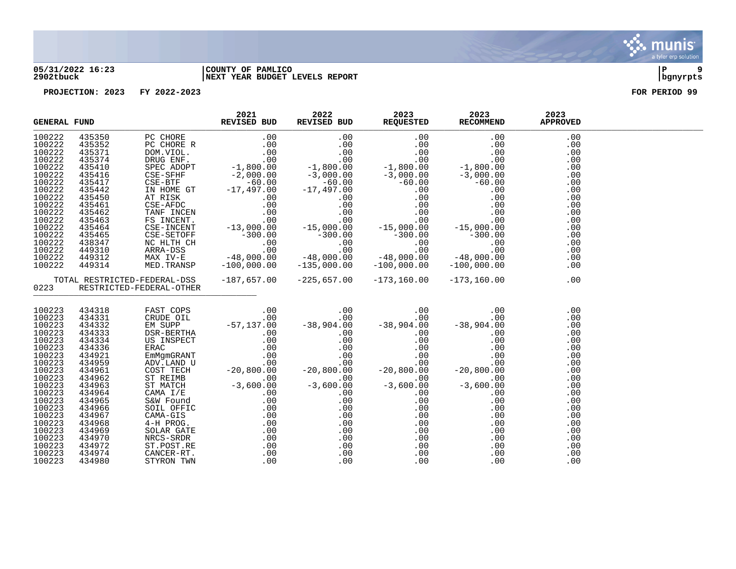05/31/2022 16:23 | COUNTY OF PAMLICO
2902tbuck | NEXT YEAR BUDGET LEVELS REPORT | bgnyrpts

PROJECTION: 2023 FY 2022-2023 FOR PERIOD 99

| GENERAL FUND | | | 2021 REVISED BUD | 2022 REVISED BUD | 2023 REQUESTED | 2023 RECOMMEND | 2023 APPROVED |
|---|---|---|---|---|---|---|---|
| 100222 | 435350 | PC CHORE | .00 | .00 | .00 | .00 | .00 |
| 100222 | 435352 | PC CHORE R | .00 | .00 | .00 | .00 | .00 |
| 100222 | 435371 | DOM.VIOL. | .00 | .00 | .00 | .00 | .00 |
| 100222 | 435374 | DRUG ENF. | .00 | .00 | .00 | .00 | .00 |
| 100222 | 435410 | SPEC ADOPT | -1,800.00 | -1,800.00 | -1,800.00 | -1,800.00 | .00 |
| 100222 | 435416 | CSE-SFHF | -2,000.00 | -3,000.00 | -3,000.00 | -3,000.00 | .00 |
| 100222 | 435417 | CSE-BTF | -60.00 | -60.00 | -60.00 | -60.00 | .00 |
| 100222 | 435442 | IN HOME GT | -17,497.00 | -17,497.00 | .00 | .00 | .00 |
| 100222 | 435450 | AT RISK | .00 | .00 | .00 | .00 | .00 |
| 100222 | 435461 | CSE-AFDC | .00 | .00 | .00 | .00 | .00 |
| 100222 | 435462 | TANF INCEN | .00 | .00 | .00 | .00 | .00 |
| 100222 | 435463 | FS INCENT. | .00 | .00 | .00 | .00 | .00 |
| 100222 | 435464 | CSE-INCENT | -13,000.00 | -15,000.00 | -15,000.00 | -15,000.00 | .00 |
| 100222 | 435465 | CSE-SETOFF | -300.00 | -300.00 | -300.00 | -300.00 | .00 |
| 100222 | 438347 | NC HLTH CH | .00 | .00 | .00 | .00 | .00 |
| 100222 | 449310 | ARRA-DSS | .00 | .00 | .00 | .00 | .00 |
| 100222 | 449312 | MAX IV-E | -48,000.00 | -48,000.00 | -48,000.00 | -48,000.00 | .00 |
| 100222 | 449314 | MED.TRANSP | -100,000.00 | -135,000.00 | -100,000.00 | -100,000.00 | .00 |
| TOTAL RESTRICTED-FEDERAL-DSS | | | -187,657.00 | -225,657.00 | -173,160.00 | -173,160.00 | .00 |
| 0223 | RESTRICTED-FEDERAL-OTHER | | | | | | |
| 100223 | 434318 | FAST COPS | .00 | .00 | .00 | .00 | .00 |
| 100223 | 434331 | CRUDE OIL | .00 | .00 | .00 | .00 | .00 |
| 100223 | 434332 | EM SUPP | -57,137.00 | -38,904.00 | -38,904.00 | -38,904.00 | .00 |
| 100223 | 434333 | DSR-BERTHA | .00 | .00 | .00 | .00 | .00 |
| 100223 | 434334 | US INSPECT | .00 | .00 | .00 | .00 | .00 |
| 100223 | 434336 | ERAC | .00 | .00 | .00 | .00 | .00 |
| 100223 | 434921 | EmMgmGRANT | .00 | .00 | .00 | .00 | .00 |
| 100223 | 434959 | ADV.LAND U | .00 | .00 | .00 | .00 | .00 |
| 100223 | 434961 | COST TECH | -20,800.00 | -20,800.00 | -20,800.00 | -20,800.00 | .00 |
| 100223 | 434962 | ST REIMB | .00 | .00 | .00 | .00 | .00 |
| 100223 | 434963 | ST MATCH | -3,600.00 | -3,600.00 | -3,600.00 | -3,600.00 | .00 |
| 100223 | 434964 | CAMA I/E | .00 | .00 | .00 | .00 | .00 |
| 100223 | 434965 | S&W Found | .00 | .00 | .00 | .00 | .00 |
| 100223 | 434966 | SOIL OFFIC | .00 | .00 | .00 | .00 | .00 |
| 100223 | 434967 | CAMA-GIS | .00 | .00 | .00 | .00 | .00 |
| 100223 | 434968 | 4-H PROG. | .00 | .00 | .00 | .00 | .00 |
| 100223 | 434969 | SOLAR GATE | .00 | .00 | .00 | .00 | .00 |
| 100223 | 434970 | NRCS-SRDR | .00 | .00 | .00 | .00 | .00 |
| 100223 | 434972 | ST.POST.RE | .00 | .00 | .00 | .00 | .00 |
| 100223 | 434974 | CANCER-RT. | .00 | .00 | .00 | .00 | .00 |
| 100223 | 434980 | STYRON TWN | .00 | .00 | .00 | .00 | .00 |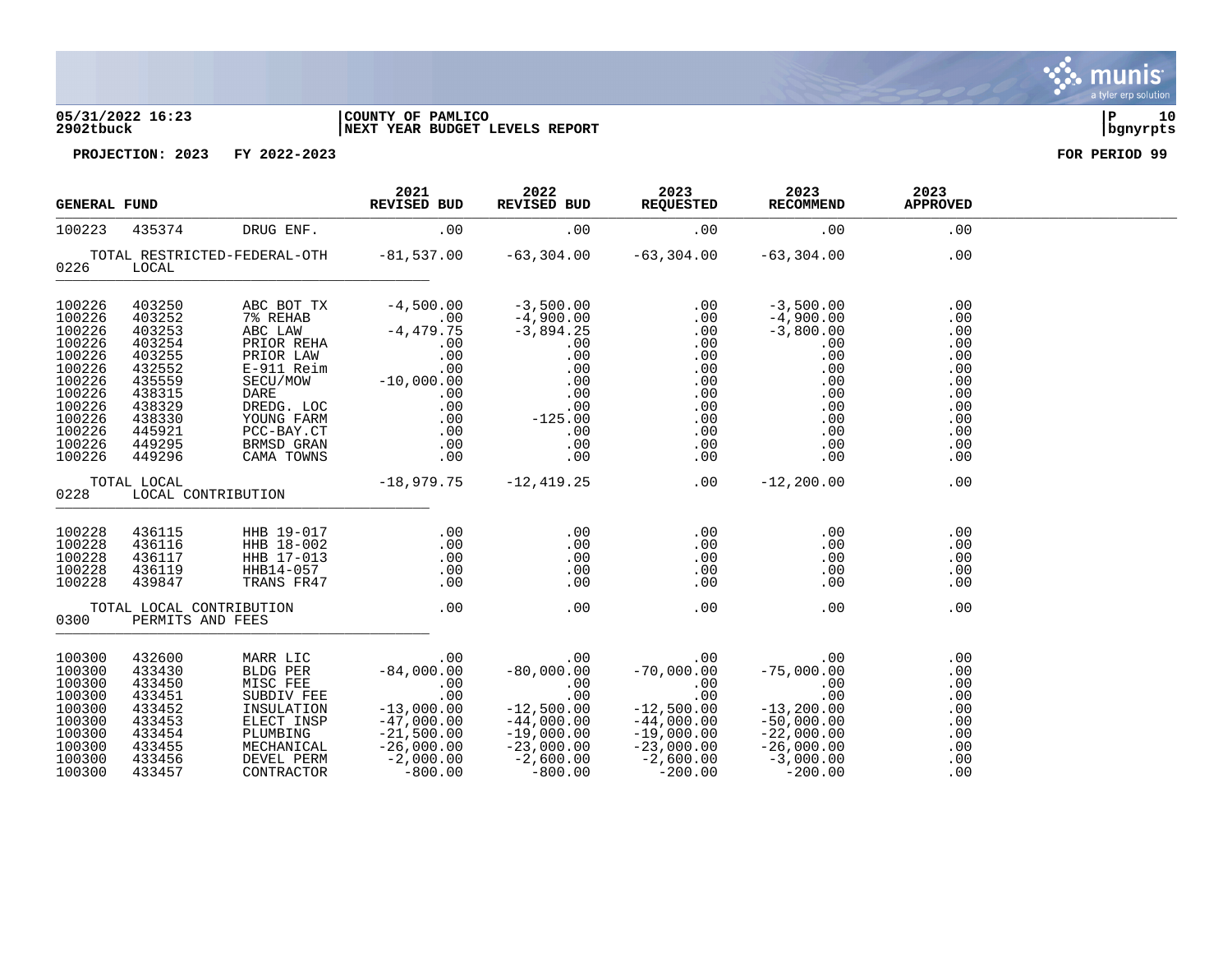**05/31/2022 16:23** | **COUNTY OF PAMLICO** | **P 10**
**2902tbuck** | **NEXT YEAR BUDGET LEVELS REPORT** | **bgnyrpts**

**PROJECTION: 2023 FY 2022-2023** **FOR PERIOD 99**

| GENERAL FUND | | | 2021 REVISED BUD | 2022 REVISED BUD | 2023 REQUESTED | 2023 RECOMMEND | 2023 APPROVED |
|---|---|---|---|---|---|---|---|
| 100223 | 435374 | DRUG ENF. | .00 | .00 | .00 | .00 | .00 |
| TOTAL RESTRICTED-FEDERAL-OTH | | | -81,537.00 | -63,304.00 | -63,304.00 | -63,304.00 | .00 |
| 0226 | LOCAL | | | | | | |
| 100226 | 403250 | ABC BOT TX | -4,500.00 | -3,500.00 | .00 | -3,500.00 | .00 |
| 100226 | 403252 | 7% REHAB | .00 | -4,900.00 | .00 | -4,900.00 | .00 |
| 100226 | 403253 | ABC LAW | -4,479.75 | -3,894.25 | .00 | -3,800.00 | .00 |
| 100226 | 403254 | PRIOR REHA | .00 | .00 | .00 | .00 | .00 |
| 100226 | 403255 | PRIOR LAW | .00 | .00 | .00 | .00 | .00 |
| 100226 | 432552 | E-911 Reim | .00 | .00 | .00 | .00 | .00 |
| 100226 | 435559 | SECU/MOW | -10,000.00 | .00 | .00 | .00 | .00 |
| 100226 | 438315 | DARE | .00 | .00 | .00 | .00 | .00 |
| 100226 | 438329 | DREDG. LOC | .00 | .00 | .00 | .00 | .00 |
| 100226 | 438330 | YOUNG FARM | .00 | -125.00 | .00 | .00 | .00 |
| 100226 | 445921 | PCC-BAY.CT | .00 | .00 | .00 | .00 | .00 |
| 100226 | 449295 | BRMSD GRAN | .00 | .00 | .00 | .00 | .00 |
| 100226 | 449296 | CAMA TOWNS | .00 | .00 | .00 | .00 | .00 |
| TOTAL LOCAL | | | -18,979.75 | -12,419.25 | .00 | -12,200.00 | .00 |
| 0228 | LOCAL CONTRIBUTION | | | | | | |
| 100228 | 436115 | HHB 19-017 | .00 | .00 | .00 | .00 | .00 |
| 100228 | 436116 | HHB 18-002 | .00 | .00 | .00 | .00 | .00 |
| 100228 | 436117 | HHB 17-013 | .00 | .00 | .00 | .00 | .00 |
| 100228 | 436119 | HHB14-057 | .00 | .00 | .00 | .00 | .00 |
| 100228 | 439847 | TRANS FR47 | .00 | .00 | .00 | .00 | .00 |
| TOTAL LOCAL CONTRIBUTION | | | .00 | .00 | .00 | .00 | .00 |
| 0300 | PERMITS AND FEES | | | | | | |
| 100300 | 432600 | MARR LIC | .00 | .00 | .00 | .00 | .00 |
| 100300 | 433430 | BLDG PER | -84,000.00 | -80,000.00 | -70,000.00 | -75,000.00 | .00 |
| 100300 | 433450 | MISC FEE | .00 | .00 | .00 | .00 | .00 |
| 100300 | 433451 | SUBDIV FEE | .00 | .00 | .00 | .00 | .00 |
| 100300 | 433452 | INSULATION | -13,000.00 | -12,500.00 | -12,500.00 | -13,200.00 | .00 |
| 100300 | 433453 | ELECT INSP | -47,000.00 | -44,000.00 | -44,000.00 | -50,000.00 | .00 |
| 100300 | 433454 | PLUMBING | -21,500.00 | -19,000.00 | -19,000.00 | -22,000.00 | .00 |
| 100300 | 433455 | MECHANICAL | -26,000.00 | -23,000.00 | -23,000.00 | -26,000.00 | .00 |
| 100300 | 433456 | DEVEL PERM | -2,000.00 | -2,600.00 | -2,600.00 | -3,000.00 | .00 |
| 100300 | 433457 | CONTRACTOR | -800.00 | -800.00 | -200.00 | -200.00 | .00 |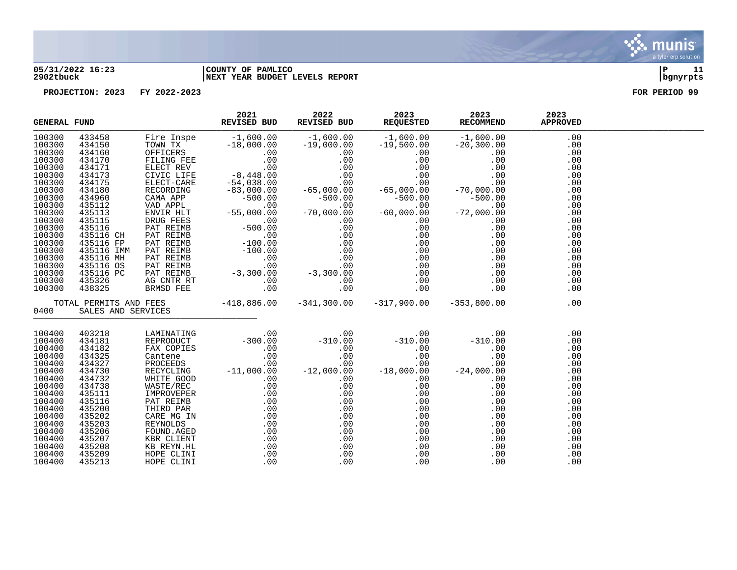**05/31/2022 16:23** | **COUNTY OF PAMLICO**
**2902tbuck** | **NEXT YEAR BUDGET LEVELS REPORT**

**PROJECTION: 2023 FY 2022-2023** **FOR PERIOD 99**

| GENERAL FUND | | | 2021 REVISED BUD | 2022 REVISED BUD | 2023 REQUESTED | 2023 RECOMMEND | 2023 APPROVED |
|---|---|---|---|---|---|---|---|
| 100300 | 433458 | Fire Inspe | -1,600.00 | -1,600.00 | -1,600.00 | -1,600.00 | .00 |
| 100300 | 434150 | TOWN TX | -18,000.00 | -19,000.00 | -19,500.00 | -20,300.00 | .00 |
| 100300 | 434160 | OFFICERS | .00 | .00 | .00 | .00 | .00 |
| 100300 | 434170 | FILING FEE | .00 | .00 | .00 | .00 | .00 |
| 100300 | 434171 | ELECT REV | .00 | .00 | .00 | .00 | .00 |
| 100300 | 434173 | CIVIC LIFE | -8,448.00 | .00 | .00 | .00 | .00 |
| 100300 | 434175 | ELECT-CARE | -54,038.00 | .00 | .00 | .00 | .00 |
| 100300 | 434180 | RECORDING | -83,000.00 | -65,000.00 | -65,000.00 | -70,000.00 | .00 |
| 100300 | 434960 | CAMA APP | -500.00 | -500.00 | -500.00 | -500.00 | .00 |
| 100300 | 435112 | VAD APPL | .00 | .00 | .00 | .00 | .00 |
| 100300 | 435113 | ENVIR HLT | -55,000.00 | -70,000.00 | -60,000.00 | -72,000.00 | .00 |
| 100300 | 435115 | DRUG FEES | .00 | .00 | .00 | .00 | .00 |
| 100300 | 435116 | PAT REIMB | -500.00 | .00 | .00 | .00 | .00 |
| 100300 | 435116 CH | PAT REIMB | .00 | .00 | .00 | .00 | .00 |
| 100300 | 435116 FP | PAT REIMB | -100.00 | .00 | .00 | .00 | .00 |
| 100300 | 435116 IMM | PAT REIMB | -100.00 | .00 | .00 | .00 | .00 |
| 100300 | 435116 MH | PAT REIMB | .00 | .00 | .00 | .00 | .00 |
| 100300 | 435116 OS | PAT REIMB | .00 | .00 | .00 | .00 | .00 |
| 100300 | 435116 PC | PAT REIMB | -3,300.00 | -3,300.00 | .00 | .00 | .00 |
| 100300 | 435326 | AG CNTR RT | .00 | .00 | .00 | .00 | .00 |
| 100300 | 438325 | BRMSD FEE | .00 | .00 | .00 | .00 | .00 |
| TOTAL PERMITS AND FEES | | | -418,886.00 | -341,300.00 | -317,900.00 | -353,800.00 | .00 |
| 0400 | SALES AND SERVICES | | | | | | |
| 100400 | 403218 | LAMINATING | .00 | .00 | .00 | .00 | .00 |
| 100400 | 434181 | REPRODUCT | -300.00 | -310.00 | -310.00 | -310.00 | .00 |
| 100400 | 434182 | FAX COPIES | .00 | .00 | .00 | .00 | .00 |
| 100400 | 434325 | Cantene | .00 | .00 | .00 | .00 | .00 |
| 100400 | 434327 | PROCEEDS | .00 | .00 | .00 | .00 | .00 |
| 100400 | 434730 | RECYCLING | -11,000.00 | -12,000.00 | -18,000.00 | -24,000.00 | .00 |
| 100400 | 434732 | WHITE GOOD | .00 | .00 | .00 | .00 | .00 |
| 100400 | 434738 | WASTE/REC | .00 | .00 | .00 | .00 | .00 |
| 100400 | 435111 | IMPROVEPER | .00 | .00 | .00 | .00 | .00 |
| 100400 | 435116 | PAT REIMB | .00 | .00 | .00 | .00 | .00 |
| 100400 | 435200 | THIRD PAR | .00 | .00 | .00 | .00 | .00 |
| 100400 | 435202 | CARE MG IN | .00 | .00 | .00 | .00 | .00 |
| 100400 | 435203 | REYNOLDS | .00 | .00 | .00 | .00 | .00 |
| 100400 | 435206 | FOUND.AGED | .00 | .00 | .00 | .00 | .00 |
| 100400 | 435207 | KBR CLIENT | .00 | .00 | .00 | .00 | .00 |
| 100400 | 435208 | KB REYN.HL | .00 | .00 | .00 | .00 | .00 |
| 100400 | 435209 | HOPE CLINI | .00 | .00 | .00 | .00 | .00 |
| 100400 | 435213 | HOPE CLINI | .00 | .00 | .00 | .00 | .00 |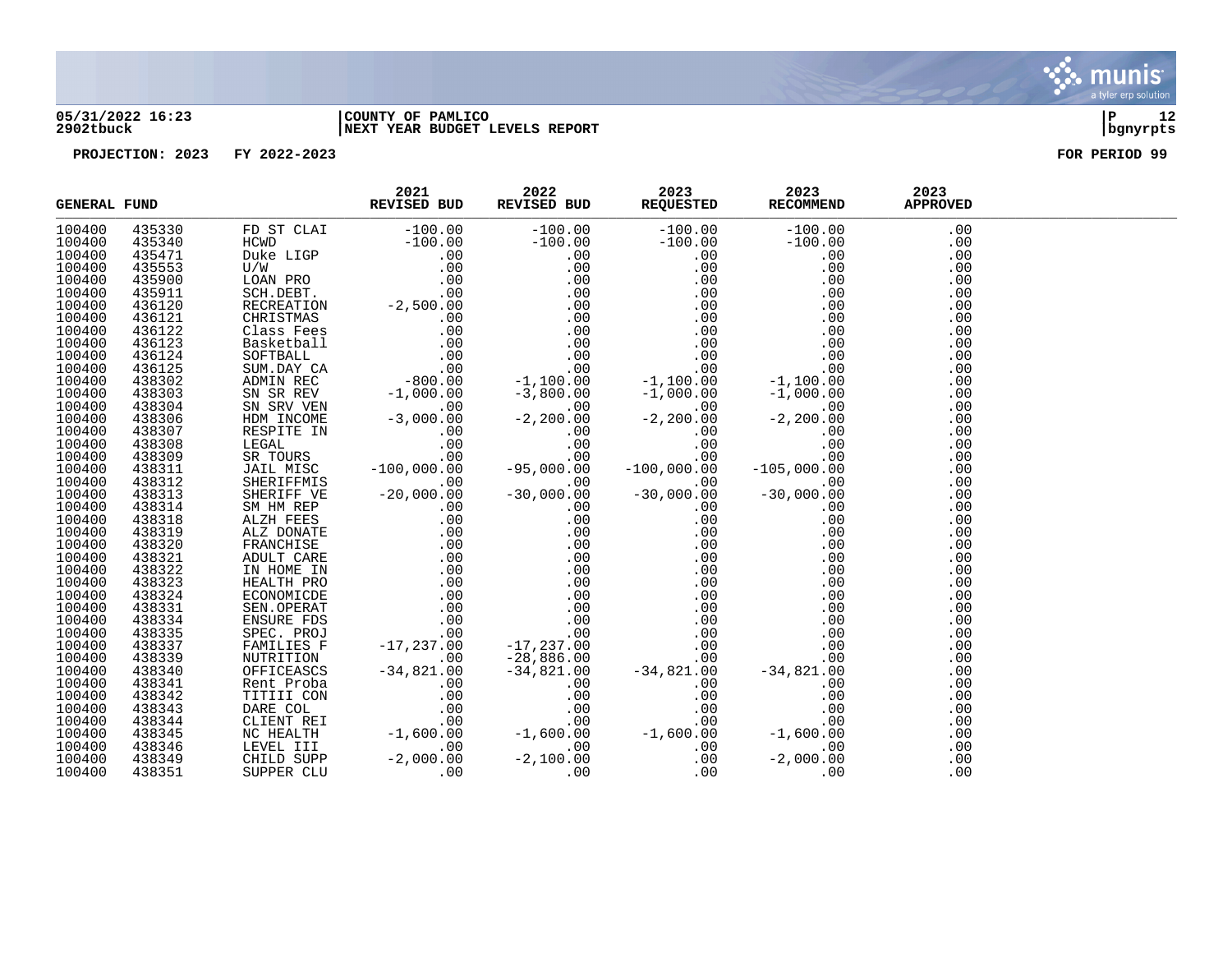05/31/2022 16:23 | COUNTY OF PAMLICO | P 12
2902tbuck | NEXT YEAR BUDGET LEVELS REPORT | bgnyrpts

**PROJECTION: 2023 FY 2022-2023** **FOR PERIOD 99**

| GENERAL FUND | | | 2021 REVISED BUD | 2022 REVISED BUD | 2023 REQUESTED | 2023 RECOMMEND | 2023 APPROVED |
|---|---|---|---|---|---|---|---|
| 100400 | 435330 | FD ST CLAI | -100.00 | -100.00 | -100.00 | -100.00 | .00 |
| 100400 | 435340 | HCWD | -100.00 | -100.00 | -100.00 | -100.00 | .00 |
| 100400 | 435471 | Duke LIGP | .00 | .00 | .00 | .00 | .00 |
| 100400 | 435553 | U/W | .00 | .00 | .00 | .00 | .00 |
| 100400 | 435900 | LOAN PRO | .00 | .00 | .00 | .00 | .00 |
| 100400 | 435911 | SCH.DEBT. | .00 | .00 | .00 | .00 | .00 |
| 100400 | 436120 | RECREATION | -2,500.00 | .00 | .00 | .00 | .00 |
| 100400 | 436121 | CHRISTMAS | .00 | .00 | .00 | .00 | .00 |
| 100400 | 436122 | Class Fees | .00 | .00 | .00 | .00 | .00 |
| 100400 | 436123 | Basketball | .00 | .00 | .00 | .00 | .00 |
| 100400 | 436124 | SOFTBALL | .00 | .00 | .00 | .00 | .00 |
| 100400 | 436125 | SUM.DAY CA | .00 | .00 | .00 | .00 | .00 |
| 100400 | 438302 | ADMIN REC | -800.00 | -1,100.00 | -1,100.00 | -1,100.00 | .00 |
| 100400 | 438303 | SN SR REV | -1,000.00 | -3,800.00 | -1,000.00 | -1,000.00 | .00 |
| 100400 | 438304 | SN SRV VEN | .00 | .00 | .00 | .00 | .00 |
| 100400 | 438306 | HDM INCOME | -3,000.00 | -2,200.00 | -2,200.00 | -2,200.00 | .00 |
| 100400 | 438307 | RESPITE IN | .00 | .00 | .00 | .00 | .00 |
| 100400 | 438308 | LEGAL | .00 | .00 | .00 | .00 | .00 |
| 100400 | 438309 | SR TOURS | .00 | .00 | .00 | .00 | .00 |
| 100400 | 438311 | JAIL MISC | -100,000.00 | -95,000.00 | -100,000.00 | -105,000.00 | .00 |
| 100400 | 438312 | SHERIFFMIS | .00 | .00 | .00 | .00 | .00 |
| 100400 | 438313 | SHERIFF VE | -20,000.00 | -30,000.00 | -30,000.00 | -30,000.00 | .00 |
| 100400 | 438314 | SM HM REP | .00 | .00 | .00 | .00 | .00 |
| 100400 | 438318 | ALZH FEES | .00 | .00 | .00 | .00 | .00 |
| 100400 | 438319 | ALZ DONATE | .00 | .00 | .00 | .00 | .00 |
| 100400 | 438320 | FRANCHISE | .00 | .00 | .00 | .00 | .00 |
| 100400 | 438321 | ADULT CARE | .00 | .00 | .00 | .00 | .00 |
| 100400 | 438322 | IN HOME IN | .00 | .00 | .00 | .00 | .00 |
| 100400 | 438323 | HEALTH PRO | .00 | .00 | .00 | .00 | .00 |
| 100400 | 438324 | ECONOMICDE | .00 | .00 | .00 | .00 | .00 |
| 100400 | 438331 | SEN.OPERAT | .00 | .00 | .00 | .00 | .00 |
| 100400 | 438334 | ENSURE FDS | .00 | .00 | .00 | .00 | .00 |
| 100400 | 438335 | SPEC. PROJ | .00 | .00 | .00 | .00 | .00 |
| 100400 | 438337 | FAMILIES F | -17,237.00 | -17,237.00 | .00 | .00 | .00 |
| 100400 | 438339 | NUTRITION | .00 | -28,886.00 | .00 | .00 | .00 |
| 100400 | 438340 | OFFICEASCS | -34,821.00 | -34,821.00 | -34,821.00 | -34,821.00 | .00 |
| 100400 | 438341 | Rent Proba | .00 | .00 | .00 | .00 | .00 |
| 100400 | 438342 | TITIII CON | .00 | .00 | .00 | .00 | .00 |
| 100400 | 438343 | DARE COL | .00 | .00 | .00 | .00 | .00 |
| 100400 | 438344 | CLIENT REI | .00 | .00 | .00 | .00 | .00 |
| 100400 | 438345 | NC HEALTH | -1,600.00 | -1,600.00 | -1,600.00 | -1,600.00 | .00 |
| 100400 | 438346 | LEVEL III | .00 | .00 | .00 | .00 | .00 |
| 100400 | 438349 | CHILD SUPP | -2,000.00 | -2,100.00 | .00 | -2,000.00 | .00 |
| 100400 | 438351 | SUPPER CLU | .00 | .00 | .00 | .00 | .00 |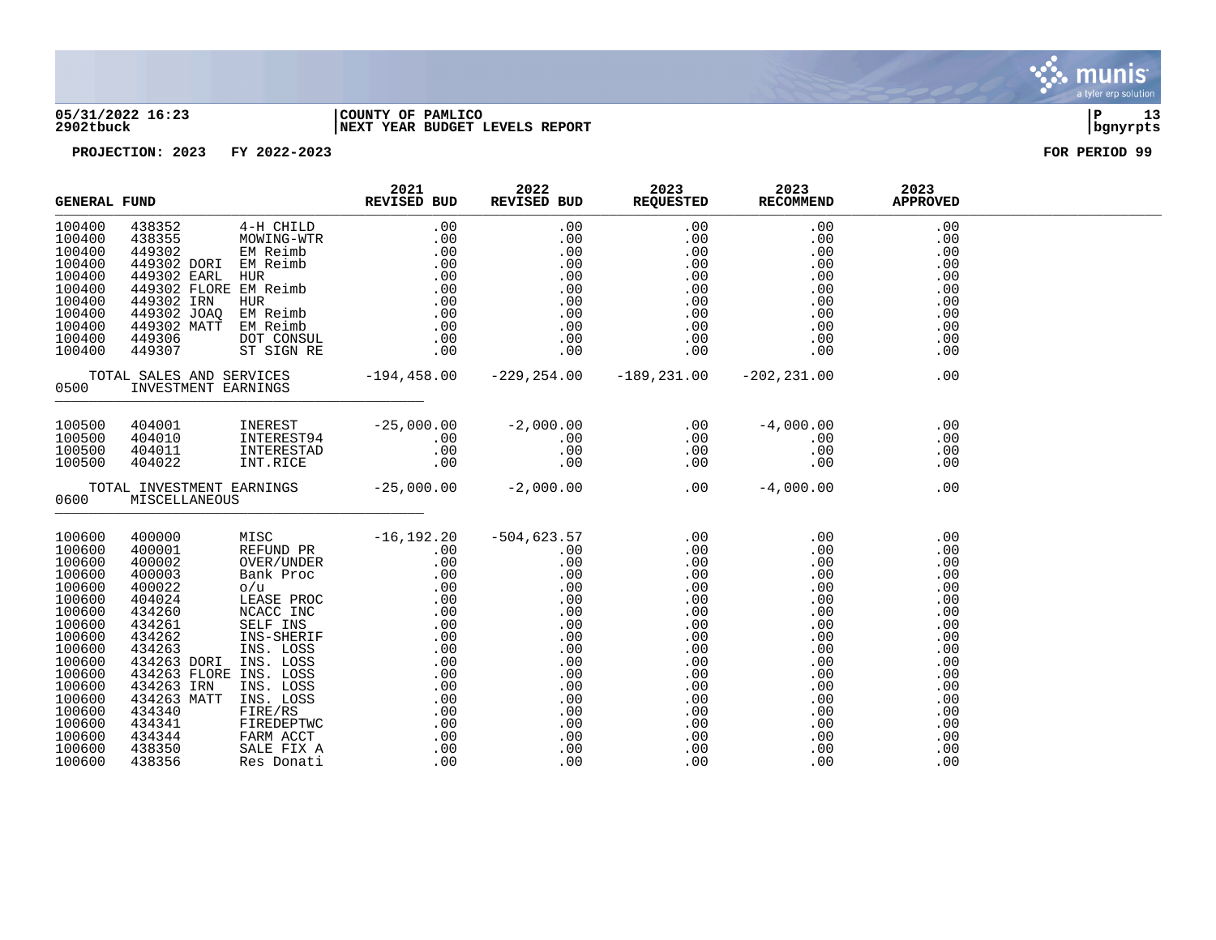**COUNTY OF PAMLICO**
**NEXT YEAR BUDGET LEVELS REPORT**

**05/31/2022 16:23**
**2902tbuck**

**PROJECTION: 2023 FY 2022-2023** **FOR PERIOD 99**

| GENERAL FUND | | | 2021 REVISED BUD | 2022 REVISED BUD | 2023 REQUESTED | 2023 RECOMMEND | 2023 APPROVED |
|---|---|---|---|---|---|---|---|
| 100400 | 438352 | 4-H CHILD | .00 | .00 | .00 | .00 | .00 |
| 100400 | 438355 | MOWING-WTR | .00 | .00 | .00 | .00 | .00 |
| 100400 | 449302 | EM Reimb | .00 | .00 | .00 | .00 | .00 |
| 100400 | 449302 DORI | EM Reimb | .00 | .00 | .00 | .00 | .00 |
| 100400 | 449302 EARL | HUR | .00 | .00 | .00 | .00 | .00 |
| 100400 | 449302 FLORE | EM Reimb | .00 | .00 | .00 | .00 | .00 |
| 100400 | 449302 IRN | HUR | .00 | .00 | .00 | .00 | .00 |
| 100400 | 449302 JOAQ | EM Reimb | .00 | .00 | .00 | .00 | .00 |
| 100400 | 449302 MATT | EM Reimb | .00 | .00 | .00 | .00 | .00 |
| 100400 | 449306 | DOT CONSUL | .00 | .00 | .00 | .00 | .00 |
| 100400 | 449307 | ST SIGN RE | .00 | .00 | .00 | .00 | .00 |
| | TOTAL SALES AND SERVICES | | -194,458.00 | -229,254.00 | -189,231.00 | -202,231.00 | .00 |
| 0500 | INVESTMENT EARNINGS | | | | | | |
| 100500 | 404001 | INEREST | -25,000.00 | -2,000.00 | .00 | -4,000.00 | .00 |
| 100500 | 404010 | INTEREST94 | .00 | .00 | .00 | .00 | .00 |
| 100500 | 404011 | INTERESTAD | .00 | .00 | .00 | .00 | .00 |
| 100500 | 404022 | INT.RICE | .00 | .00 | .00 | .00 | .00 |
| | TOTAL INVESTMENT EARNINGS | | -25,000.00 | -2,000.00 | .00 | -4,000.00 | .00 |
| 0600 | MISCELLANEOUS | | | | | | |
| 100600 | 400000 | MISC | -16,192.20 | -504,623.57 | .00 | .00 | .00 |
| 100600 | 400001 | REFUND PR | .00 | .00 | .00 | .00 | .00 |
| 100600 | 400002 | OVER/UNDER | .00 | .00 | .00 | .00 | .00 |
| 100600 | 400003 | Bank Proc | .00 | .00 | .00 | .00 | .00 |
| 100600 | 400022 | o/u | .00 | .00 | .00 | .00 | .00 |
| 100600 | 404024 | LEASE PROC | .00 | .00 | .00 | .00 | .00 |
| 100600 | 434260 | NCACC INC | .00 | .00 | .00 | .00 | .00 |
| 100600 | 434261 | SELF INS | .00 | .00 | .00 | .00 | .00 |
| 100600 | 434262 | INS-SHERIF | .00 | .00 | .00 | .00 | .00 |
| 100600 | 434263 | INS. LOSS | .00 | .00 | .00 | .00 | .00 |
| 100600 | 434263 DORI | INS. LOSS | .00 | .00 | .00 | .00 | .00 |
| 100600 | 434263 FLORE | INS. LOSS | .00 | .00 | .00 | .00 | .00 |
| 100600 | 434263 IRN | INS. LOSS | .00 | .00 | .00 | .00 | .00 |
| 100600 | 434263 MATT | INS. LOSS | .00 | .00 | .00 | .00 | .00 |
| 100600 | 434340 | FIRE/RS | .00 | .00 | .00 | .00 | .00 |
| 100600 | 434341 | FIREDEPTWC | .00 | .00 | .00 | .00 | .00 |
| 100600 | 434344 | FARM ACCT | .00 | .00 | .00 | .00 | .00 |
| 100600 | 438350 | SALE FIX A | .00 | .00 | .00 | .00 | .00 |
| 100600 | 438356 | Res Donati | .00 | .00 | .00 | .00 | .00 |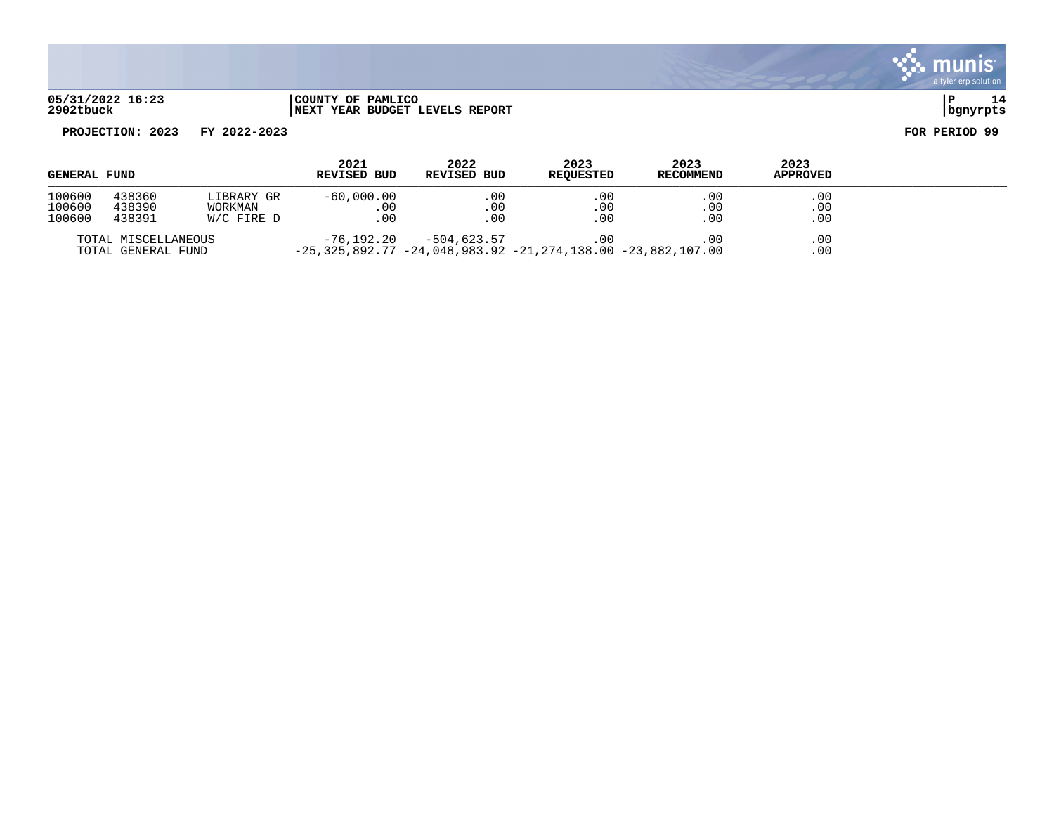**05/31/2022 16:23** | **COUNTY OF PAMLICO**
**2902tbuck** | **NEXT YEAR BUDGET LEVELS REPORT**

**PROJECTION: 2023 FY 2022-2023** — **FOR PERIOD 99**

| GENERAL FUND | | | 2021 REVISED BUD | 2022 REVISED BUD | 2023 REQUESTED | 2023 RECOMMEND | 2023 APPROVED |
|---|---|---|---|---|---|---|---|
| 100600 | 438360 | LIBRARY GR | -60,000.00 | .00 | .00 | .00 | .00 |
| 100600 | 438390 | WORKMAN | .00 | .00 | .00 | .00 | .00 |
| 100600 | 438391 | W/C FIRE D | .00 | .00 | .00 | .00 | .00 |
| TOTAL MISCELLANEOUS | | | -76,192.20 | -504,623.57 | .00 | .00 | .00 |
| TOTAL GENERAL FUND | | | -25,325,892.77 | -24,048,983.92 | -21,274,138.00 | -23,882,107.00 | .00 |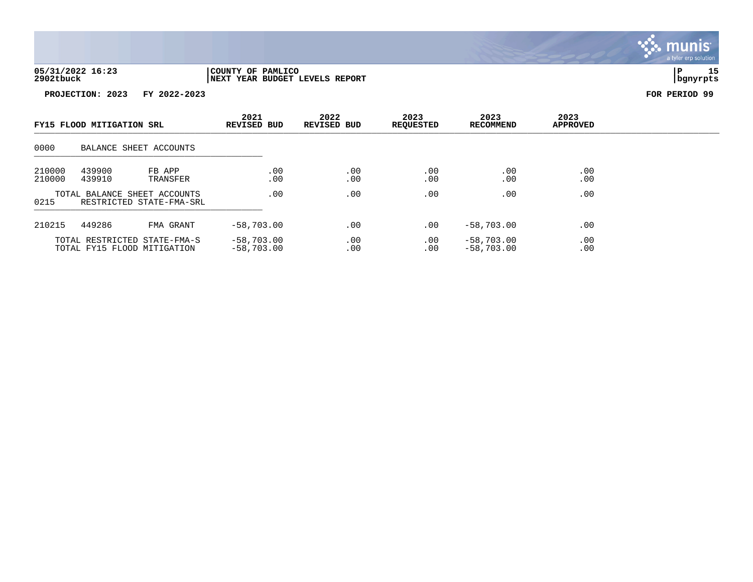**05/31/2022 16:23** | **COUNTY OF PAMLICO**
**2902tbuck** | **NEXT YEAR BUDGET LEVELS REPORT**

**PROJECTION: 2023 FY 2022-2023** — **FOR PERIOD 99**

| FY15 FLOOD MITIGATION SRL | | | 2021 REVISED BUD | 2022 REVISED BUD | 2023 REQUESTED | 2023 RECOMMEND | 2023 APPROVED |
|---|---|---|---|---|---|---|---|
| 0000 | BALANCE SHEET ACCOUNTS | | | | | | |
| 210000 | 439900 | FB APP | .00 | .00 | .00 | .00 | .00 |
| 210000 | 439910 | TRANSFER | .00 | .00 | .00 | .00 | .00 |
| | TOTAL BALANCE SHEET ACCOUNTS | | .00 | .00 | .00 | .00 | .00 |
| 0215 | RESTRICTED STATE-FMA-SRL | | | | | | |
| 210215 | 449286 | FMA GRANT | -58,703.00 | .00 | .00 | -58,703.00 | .00 |
| | TOTAL RESTRICTED STATE-FMA-S | | -58,703.00 | .00 | .00 | -58,703.00 | .00 |
| | TOTAL FY15 FLOOD MITIGATION | | -58,703.00 | .00 | .00 | -58,703.00 | .00 |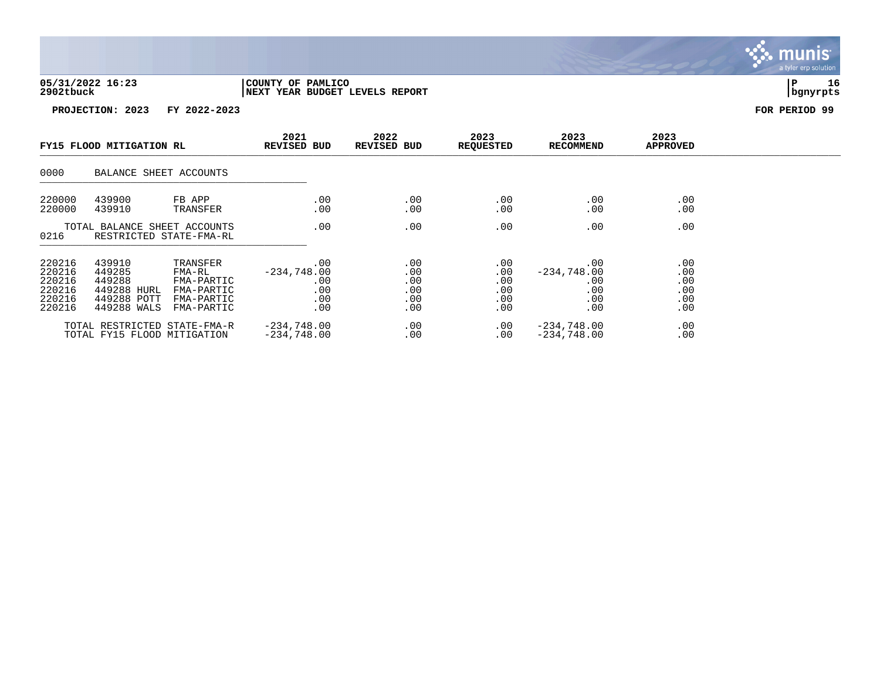05/31/2022 16:23 | COUNTY OF PAMLICO | P 16
2902tbuck | NEXT YEAR BUDGET LEVELS REPORT | bgnyrpts

**PROJECTION: 2023 FY 2022-2023** **FOR PERIOD 99**

| FY15 FLOOD MITIGATION RL | | | 2021 REVISED BUD | 2022 REVISED BUD | 2023 REQUESTED | 2023 RECOMMEND | 2023 APPROVED |
|---|---|---|---|---|---|---|---|
| 0000 | BALANCE SHEET ACCOUNTS | | | | | | |
| 220000 | 439900 | FB APP | .00 | .00 | .00 | .00 | .00 |
| 220000 | 439910 | TRANSFER | .00 | .00 | .00 | .00 | .00 |
| | TOTAL BALANCE SHEET ACCOUNTS | | .00 | .00 | .00 | .00 | .00 |
| 0216 | RESTRICTED STATE-FMA-RL | | | | | | |
| 220216 | 439910 | TRANSFER | .00 | .00 | .00 | .00 | .00 |
| 220216 | 449285 | FMA-RL | -234,748.00 | .00 | .00 | -234,748.00 | .00 |
| 220216 | 449288 | FMA-PARTIC | .00 | .00 | .00 | .00 | .00 |
| 220216 | 449288 HURL | FMA-PARTIC | .00 | .00 | .00 | .00 | .00 |
| 220216 | 449288 POTT | FMA-PARTIC | .00 | .00 | .00 | .00 | .00 |
| 220216 | 449288 WALS | FMA-PARTIC | .00 | .00 | .00 | .00 | .00 |
| | TOTAL RESTRICTED STATE-FMA-R | | -234,748.00 | .00 | .00 | -234,748.00 | .00 |
| | TOTAL FY15 FLOOD MITIGATION | | -234,748.00 | .00 | .00 | -234,748.00 | .00 |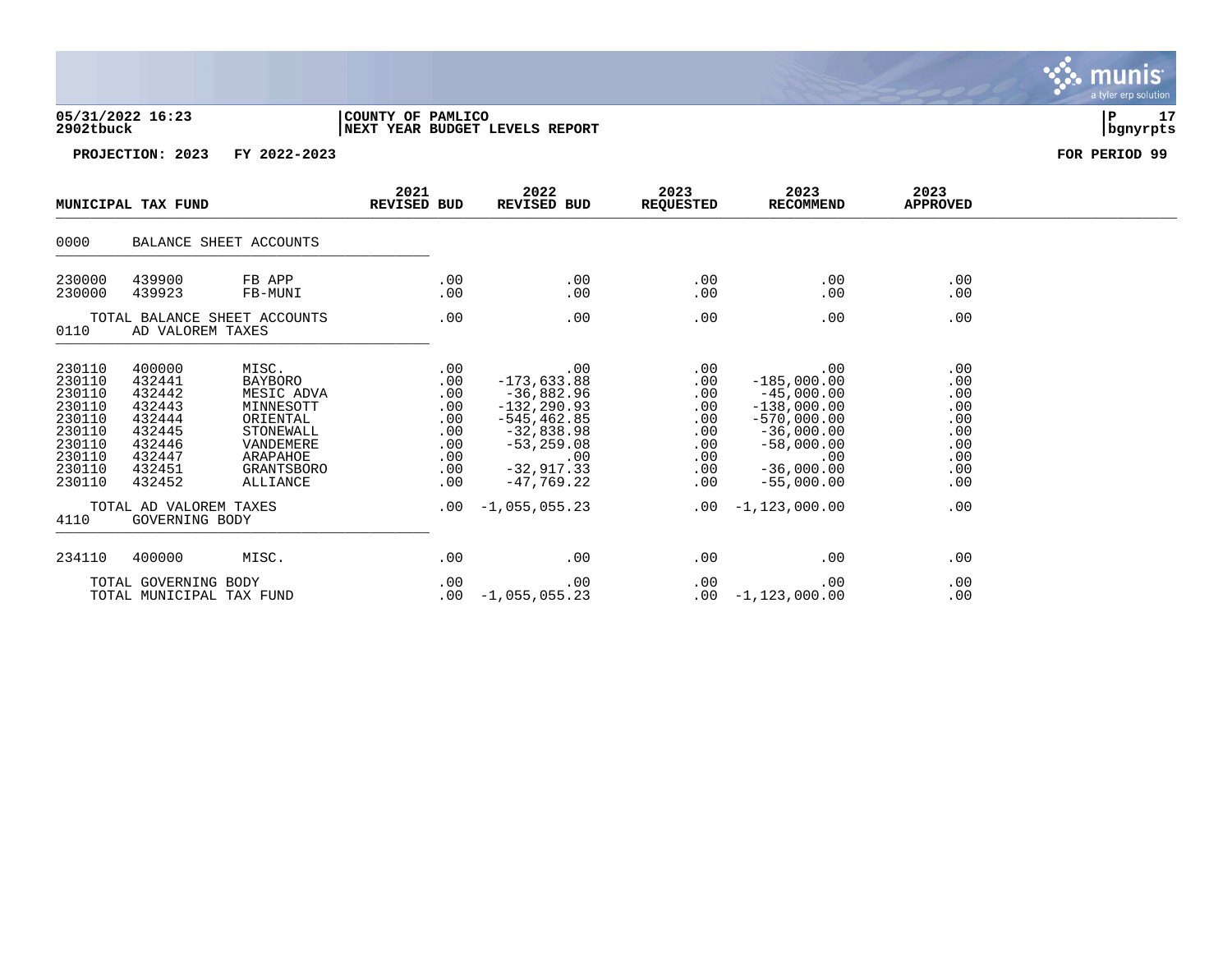05/31/2022 16:23 | COUNTY OF PAMLICO | P 17
2902tbuck | NEXT YEAR BUDGET LEVELS REPORT | bgnyrpts

PROJECTION: 2023 FY 2022-2023 FOR PERIOD 99

| MUNICIPAL TAX FUND | | | 2021 REVISED BUD | 2022 REVISED BUD | 2023 REQUESTED | 2023 RECOMMEND | 2023 APPROVED |
|---|---|---|---|---|---|---|---|
| 0000 | BALANCE SHEET ACCOUNTS | | | | | | |
| 230000 | 439900 | FB APP | .00 | .00 | .00 | .00 | .00 |
| 230000 | 439923 | FB-MUNI | .00 | .00 | .00 | .00 | .00 |
| | TOTAL BALANCE SHEET ACCOUNTS | | .00 | .00 | .00 | .00 | .00 |
| 0110 | AD VALOREM TAXES | | | | | | |
| 230110 | 400000 | MISC. | .00 | .00 | .00 | .00 | .00 |
| 230110 | 432441 | BAYBORO | .00 | -173,633.88 | .00 | -185,000.00 | .00 |
| 230110 | 432442 | MESIC ADVA | .00 | -36,882.96 | .00 | -45,000.00 | .00 |
| 230110 | 432443 | MINNESOTT | .00 | -132,290.93 | .00 | -138,000.00 | .00 |
| 230110 | 432444 | ORIENTAL | .00 | -545,462.85 | .00 | -570,000.00 | .00 |
| 230110 | 432445 | STONEWALL | .00 | -32,838.98 | .00 | -36,000.00 | .00 |
| 230110 | 432446 | VANDEMERE | .00 | -53,259.08 | .00 | -58,000.00 | .00 |
| 230110 | 432447 | ARAPAHOE | .00 | .00 | .00 | .00 | .00 |
| 230110 | 432451 | GRANTSBORO | .00 | -32,917.33 | .00 | -36,000.00 | .00 |
| 230110 | 432452 | ALLIANCE | .00 | -47,769.22 | .00 | -55,000.00 | .00 |
| | TOTAL AD VALOREM TAXES | | .00 | -1,055,055.23 | .00 | -1,123,000.00 | .00 |
| 4110 | GOVERNING BODY | | | | | | |
| 234110 | 400000 | MISC. | .00 | .00 | .00 | .00 | .00 |
| | TOTAL GOVERNING BODY | | .00 | .00 | .00 | .00 | .00 |
| | TOTAL MUNICIPAL TAX FUND | | .00 | -1,055,055.23 | .00 | -1,123,000.00 | .00 |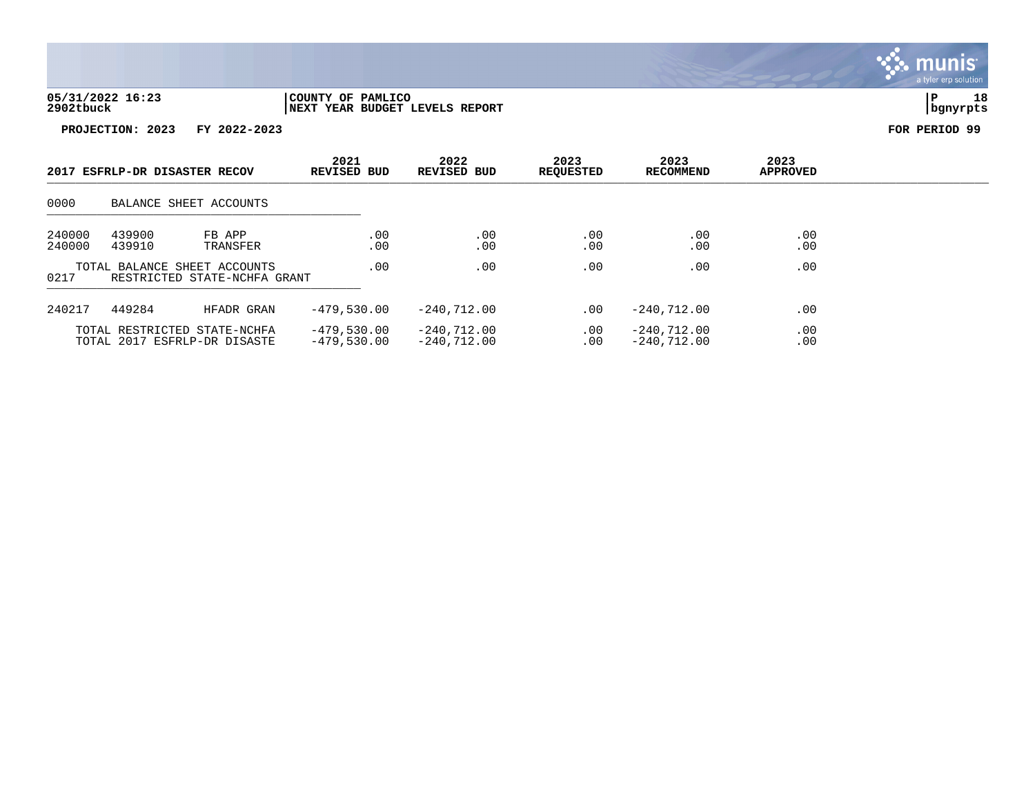05/31/2022 16:23 | COUNTY OF PAMLICO
2902tbuck | NEXT YEAR BUDGET LEVELS REPORT | bgnyrpts

PROJECTION: 2023    FY 2022-2023    FOR PERIOD 99

| 2017 ESFRLP-DR DISASTER RECOV | | | 2021 REVISED BUD | 2022 REVISED BUD | 2023 REQUESTED | 2023 RECOMMEND | 2023 APPROVED |
|---|---|---|---|---|---|---|---|
| 0000 | BALANCE SHEET ACCOUNTS | | | | | | |
| 240000 | 439900 | FB APP | .00 | .00 | .00 | .00 | .00 |
| 240000 | 439910 | TRANSFER | .00 | .00 | .00 | .00 | .00 |
| | TOTAL BALANCE SHEET ACCOUNTS | | .00 | .00 | .00 | .00 | .00 |
| 0217 | RESTRICTED STATE-NCHFA GRANT | | | | | | |
| 240217 | 449284 | HFADR GRAN | -479,530.00 | -240,712.00 | .00 | -240,712.00 | .00 |
| | TOTAL RESTRICTED STATE-NCHFA | | -479,530.00 | -240,712.00 | .00 | -240,712.00 | .00 |
| | TOTAL 2017 ESFRLP-DR DISASTE | | -479,530.00 | -240,712.00 | .00 | -240,712.00 | .00 |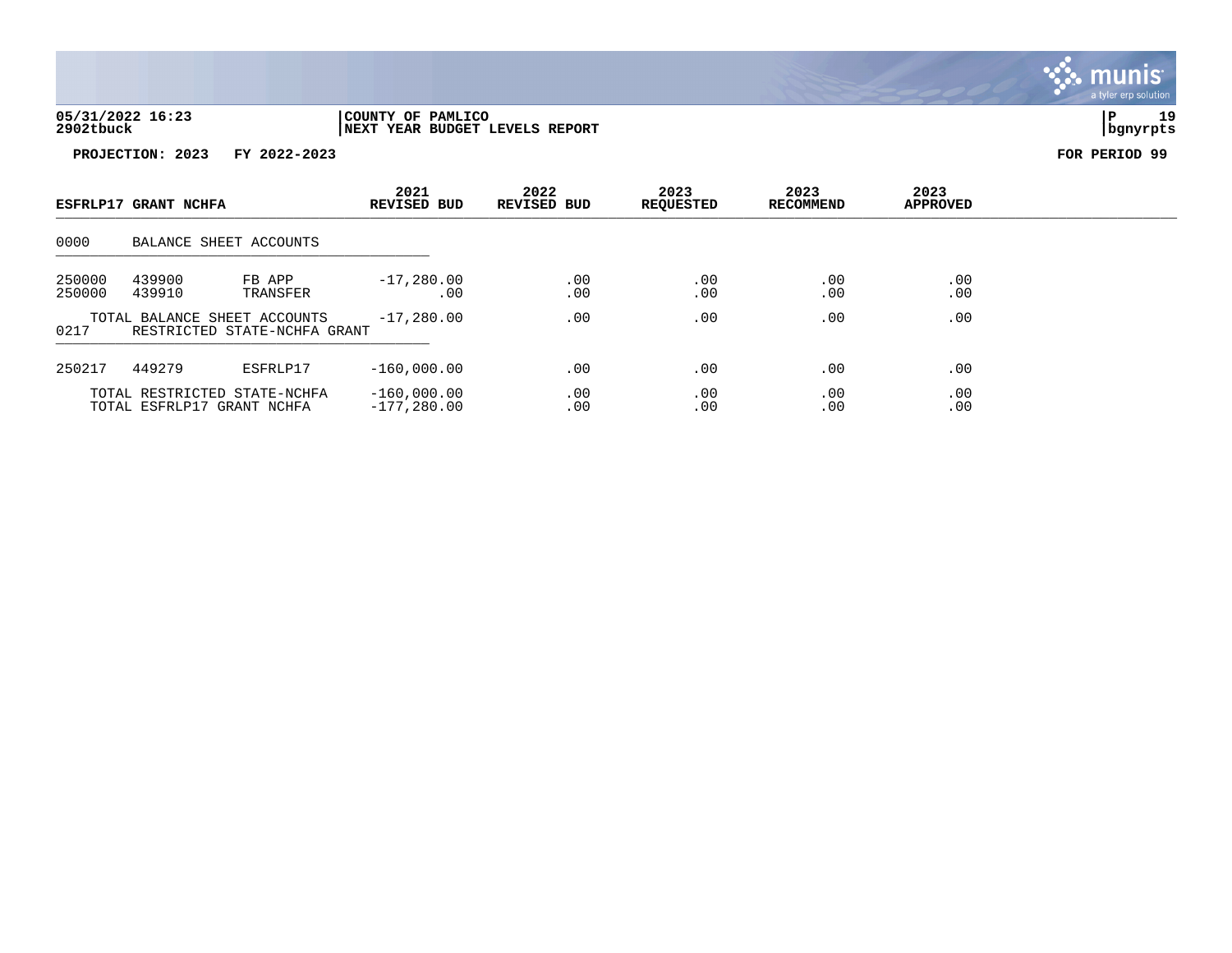**05/31/2022 16:23** | **COUNTY OF PAMLICO**
**2902tbuck** | **NEXT YEAR BUDGET LEVELS REPORT**

**PROJECTION: 2023 FY 2022-2023** **FOR PERIOD 99**

| ESFRLP17 GRANT NCHFA | | | 2021 REVISED BUD | 2022 REVISED BUD | 2023 REQUESTED | 2023 RECOMMEND | 2023 APPROVED |
|---|---|---|---|---|---|---|---|
| 0000 | BALANCE SHEET ACCOUNTS | | | | | | |
| 250000 | 439900 | FB APP | -17,280.00 | .00 | .00 | .00 | .00 |
| 250000 | 439910 | TRANSFER | .00 | .00 | .00 | .00 | .00 |
| | TOTAL BALANCE SHEET ACCOUNTS | | -17,280.00 | .00 | .00 | .00 | .00 |
| 0217 | RESTRICTED STATE-NCHFA GRANT | | | | | | |
| 250217 | 449279 | ESFRLP17 | -160,000.00 | .00 | .00 | .00 | .00 |
| | TOTAL RESTRICTED STATE-NCHFA | | -160,000.00 | .00 | .00 | .00 | .00 |
| | TOTAL ESFRLP17 GRANT NCHFA | | -177,280.00 | .00 | .00 | .00 | .00 |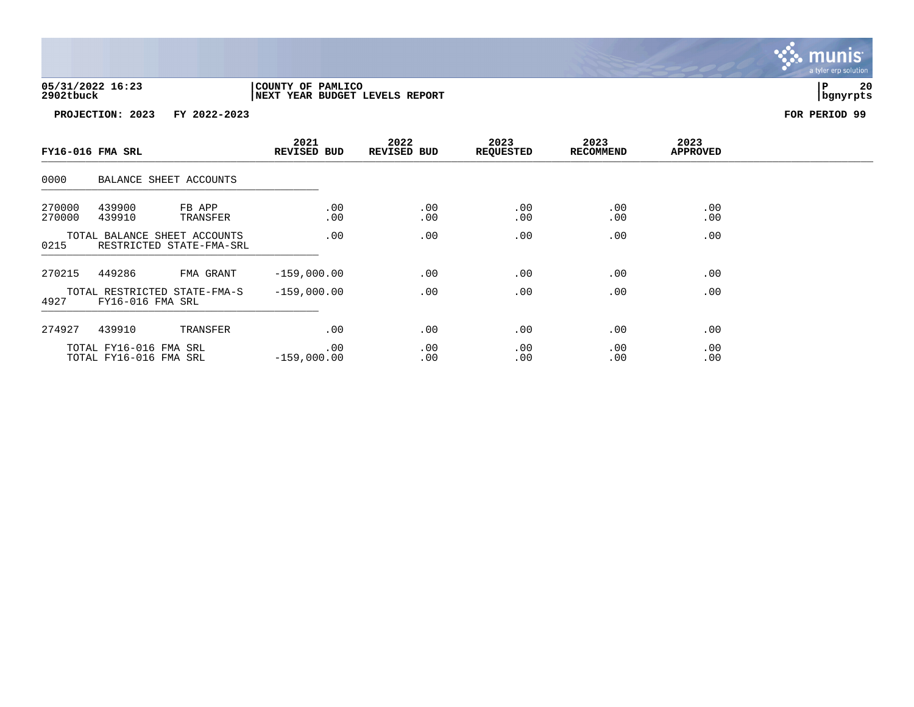**05/31/2022 16:23** | **COUNTY OF PAMLICO**
**2902tbuck** | **NEXT YEAR BUDGET LEVELS REPORT**

**PROJECTION: 2023 FY 2022-2023** | **FOR PERIOD 99**

| FY16-016 FMA SRL | | | 2021 REVISED BUD | 2022 REVISED BUD | 2023 REQUESTED | 2023 RECOMMEND | 2023 APPROVED |
|---|---|---|---|---|---|---|---|
| 0000 | BALANCE SHEET ACCOUNTS | | | | | | |
| 270000 | 439900 | FB APP | .00 | .00 | .00 | .00 | .00 |
| 270000 | 439910 | TRANSFER | .00 | .00 | .00 | .00 | .00 |
| | TOTAL BALANCE SHEET ACCOUNTS | | .00 | .00 | .00 | .00 | .00 |
| 0215 | RESTRICTED STATE-FMA-SRL | | | | | | |
| 270215 | 449286 | FMA GRANT | -159,000.00 | .00 | .00 | .00 | .00 |
| | TOTAL RESTRICTED STATE-FMA-S | | -159,000.00 | .00 | .00 | .00 | .00 |
| 4927 | FY16-016 FMA SRL | | | | | | |
| 274927 | 439910 | TRANSFER | .00 | .00 | .00 | .00 | .00 |
| | TOTAL FY16-016 FMA SRL | | .00 | .00 | .00 | .00 | .00 |
| | TOTAL FY16-016 FMA SRL | | -159,000.00 | .00 | .00 | .00 | .00 |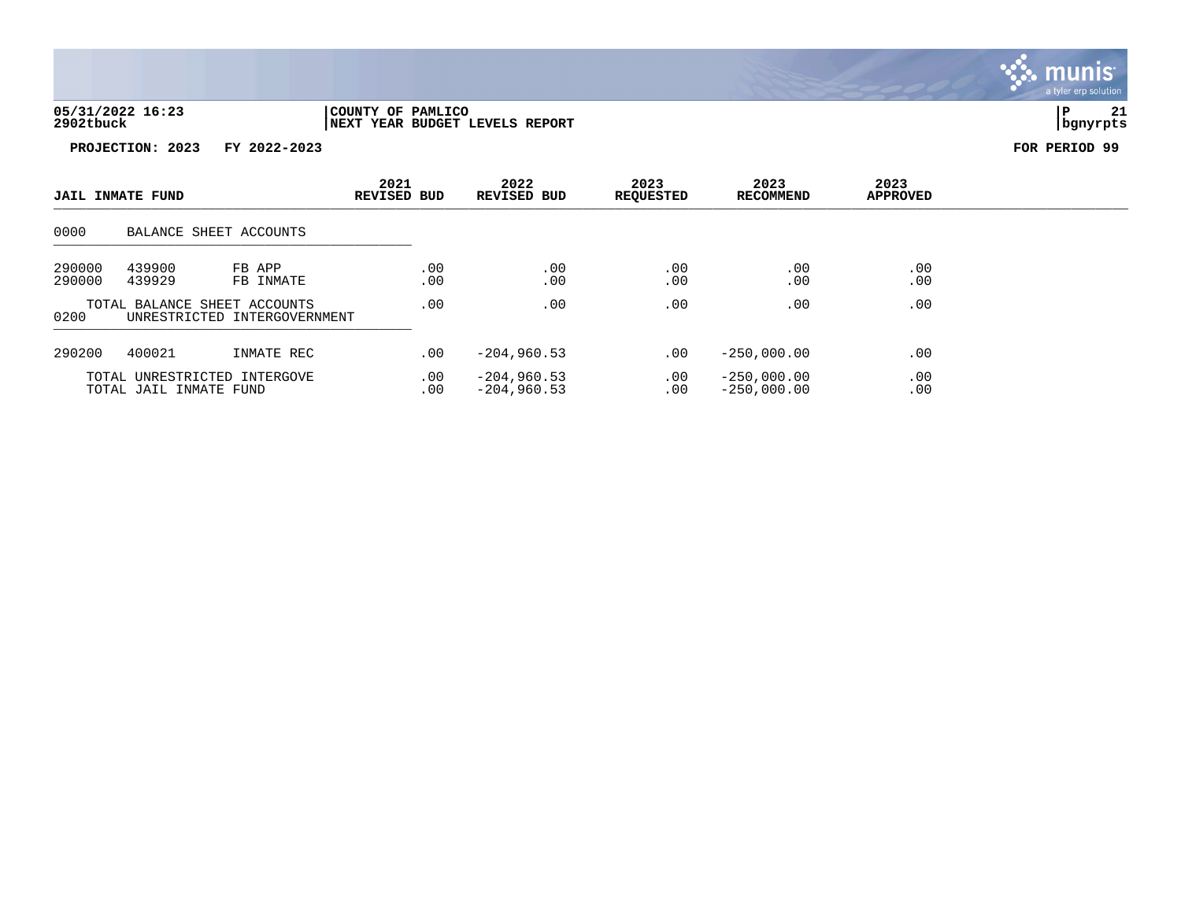**COUNTY OF PAMLICO**
**NEXT YEAR BUDGET LEVELS REPORT**

05/31/2022 16:23
2902tbuck

P 21
bgnyrpts

**PROJECTION: 2023 FY 2022-2023** **FOR PERIOD 99**

| JAIL INMATE FUND | | | 2021 REVISED BUD | 2022 REVISED BUD | 2023 REQUESTED | 2023 RECOMMEND | 2023 APPROVED |
|---|---|---|---|---|---|---|---|
| 0000 | BALANCE SHEET ACCOUNTS | | | | | | |
| 290000 | 439900 | FB APP | .00 | .00 | .00 | .00 | .00 |
| 290000 | 439929 | FB INMATE | .00 | .00 | .00 | .00 | .00 |
| | TOTAL BALANCE SHEET ACCOUNTS | | .00 | .00 | .00 | .00 | .00 |
| 0200 | UNRESTRICTED INTERGOVERNMENT | | | | | | |
| 290200 | 400021 | INMATE REC | .00 | -204,960.53 | .00 | -250,000.00 | .00 |
| | TOTAL UNRESTRICTED INTERGOVE | | .00 | -204,960.53 | .00 | -250,000.00 | .00 |
| | TOTAL JAIL INMATE FUND | | .00 | -204,960.53 | .00 | -250,000.00 | .00 |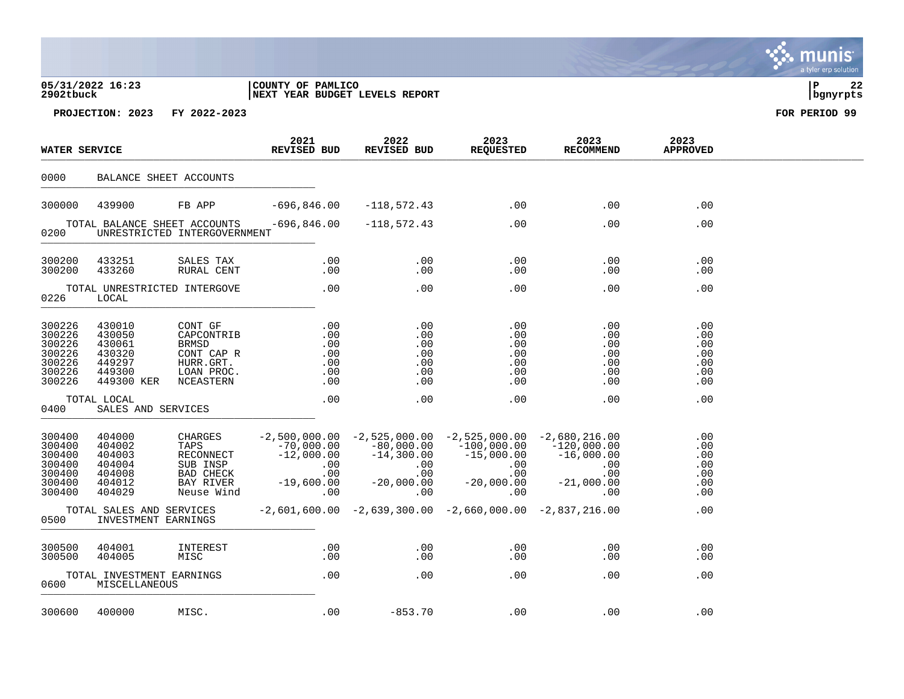05/31/2022 16:23
2902tbuck

COUNTY OF PAMLICO
NEXT YEAR BUDGET LEVELS REPORT

PROJECTION: 2023 FY 2022-2023

FOR PERIOD 99

| WATER SERVICE | | | 2021 REVISED BUD | 2022 REVISED BUD | 2023 REQUESTED | 2023 RECOMMEND | 2023 APPROVED |
|---|---|---|---|---|---|---|---|
| **0000** | **BALANCE SHEET ACCOUNTS** | | | | | | |
| 300000 | 439900 | FB APP | -696,846.00 | -118,572.43 | .00 | .00 | .00 |
| | TOTAL BALANCE SHEET ACCOUNTS | | -696,846.00 | -118,572.43 | .00 | .00 | .00 |
| **0200** | **UNRESTRICTED INTERGOVERNMENT** | | | | | | |
| 300200 | 433251 | SALES TAX | .00 | .00 | .00 | .00 | .00 |
| 300200 | 433260 | RURAL CENT | .00 | .00 | .00 | .00 | .00 |
| | TOTAL UNRESTRICTED INTERGOVE | | .00 | .00 | .00 | .00 | .00 |
| **0226** | **LOCAL** | | | | | | |
| 300226 | 430010 | CONT GF | .00 | .00 | .00 | .00 | .00 |
| 300226 | 430050 | CAPCONTRIB | .00 | .00 | .00 | .00 | .00 |
| 300226 | 430061 | BRMSD | .00 | .00 | .00 | .00 | .00 |
| 300226 | 430320 | CONT CAP R | .00 | .00 | .00 | .00 | .00 |
| 300226 | 449297 | HURR.GRT. | .00 | .00 | .00 | .00 | .00 |
| 300226 | 449300 | LOAN PROC. | .00 | .00 | .00 | .00 | .00 |
| 300226 | 449300 KER | NCEASTERN | .00 | .00 | .00 | .00 | .00 |
| | TOTAL LOCAL | | .00 | .00 | .00 | .00 | .00 |
| **0400** | **SALES AND SERVICES** | | | | | | |
| 300400 | 404000 | CHARGES | -2,500,000.00 | -2,525,000.00 | -2,525,000.00 | -2,680,216.00 | .00 |
| 300400 | 404002 | TAPS | -70,000.00 | -80,000.00 | -100,000.00 | -120,000.00 | .00 |
| 300400 | 404003 | RECONNECT | -12,000.00 | -14,300.00 | -15,000.00 | -16,000.00 | .00 |
| 300400 | 404004 | SUB INSP | .00 | .00 | .00 | .00 | .00 |
| 300400 | 404008 | BAD CHECK | .00 | .00 | .00 | .00 | .00 |
| 300400 | 404012 | BAY RIVER | -19,600.00 | -20,000.00 | -20,000.00 | -21,000.00 | .00 |
| 300400 | 404029 | Neuse Wind | .00 | .00 | .00 | .00 | .00 |
| | TOTAL SALES AND SERVICES | | -2,601,600.00 | -2,639,300.00 | -2,660,000.00 | -2,837,216.00 | .00 |
| **0500** | **INVESTMENT EARNINGS** | | | | | | |
| 300500 | 404001 | INTEREST | .00 | .00 | .00 | .00 | .00 |
| 300500 | 404005 | MISC | .00 | .00 | .00 | .00 | .00 |
| | TOTAL INVESTMENT EARNINGS | | .00 | .00 | .00 | .00 | .00 |
| **0600** | **MISCELLANEOUS** | | | | | | |
| 300600 | 400000 | MISC. | .00 | -853.70 | .00 | .00 | .00 |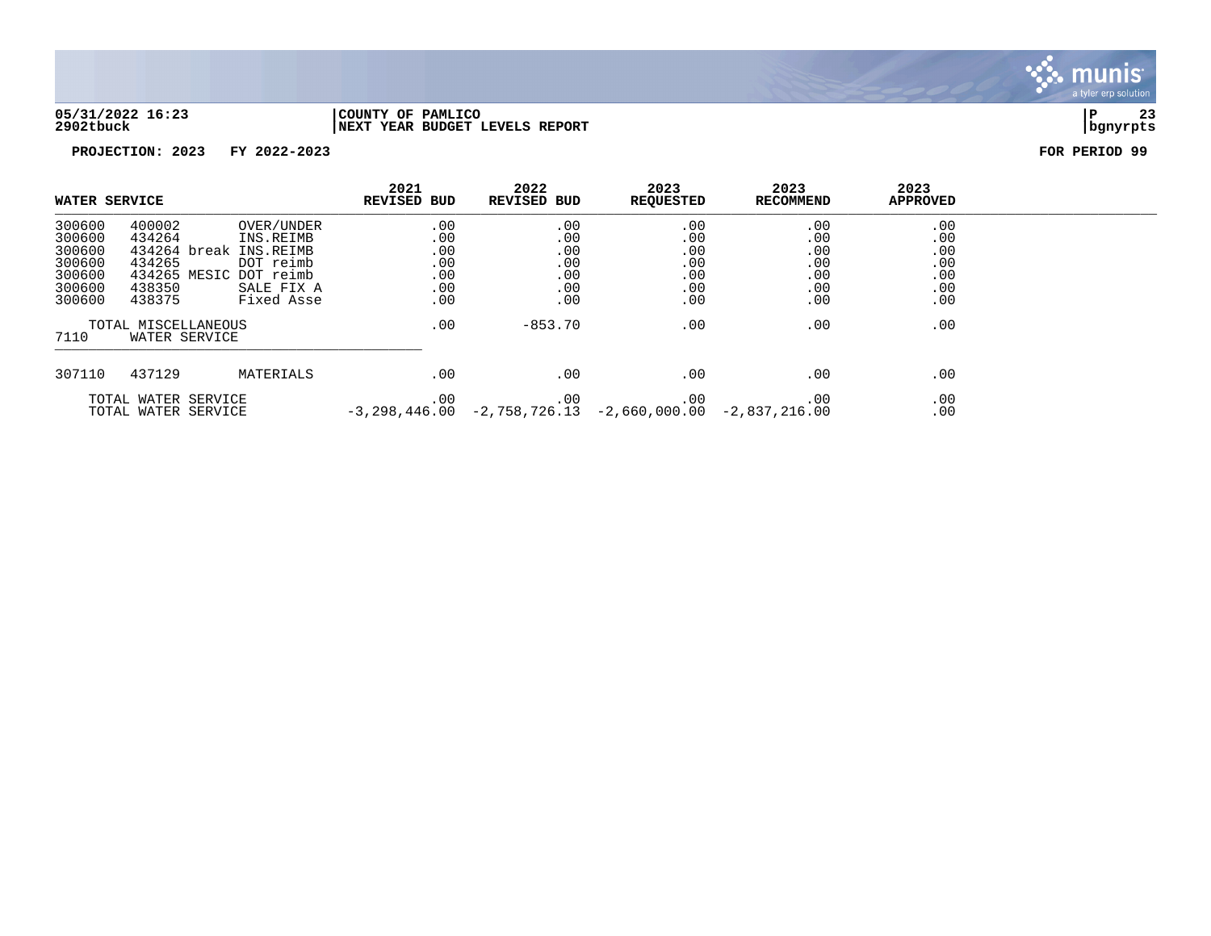**05/31/2022 16:23** | **COUNTY OF PAMLICO** | **P 23**
**2902tbuck** | **NEXT YEAR BUDGET LEVELS REPORT** | **bgnyrpts**

**PROJECTION: 2023 FY 2022-2023** — **FOR PERIOD 99**

| WATER SERVICE | | | 2021 REVISED BUD | 2022 REVISED BUD | 2023 REQUESTED | 2023 RECOMMEND | 2023 APPROVED |
|---|---|---|---|---|---|---|---|
| 300600 | 400002 | OVER/UNDER | .00 | .00 | .00 | .00 | .00 |
| 300600 | 434264 | INS.REIMB | .00 | .00 | .00 | .00 | .00 |
| 300600 | 434264 break | INS.REIMB | .00 | .00 | .00 | .00 | .00 |
| 300600 | 434265 | DOT reimb | .00 | .00 | .00 | .00 | .00 |
| 300600 | 434265 MESIC | DOT reimb | .00 | .00 | .00 | .00 | .00 |
| 300600 | 438350 | SALE FIX A | .00 | .00 | .00 | .00 | .00 |
| 300600 | 438375 | Fixed Asse | .00 | .00 | .00 | .00 | .00 |
| | TOTAL MISCELLANEOUS | | .00 | -853.70 | .00 | .00 | .00 |
| 7110 | WATER SERVICE | | | | | | |
| 307110 | 437129 | MATERIALS | .00 | .00 | .00 | .00 | .00 |
| | TOTAL WATER SERVICE | | .00 | .00 | .00 | .00 | .00 |
| | TOTAL WATER SERVICE | | -3,298,446.00 | -2,758,726.13 | -2,660,000.00 | -2,837,216.00 | .00 |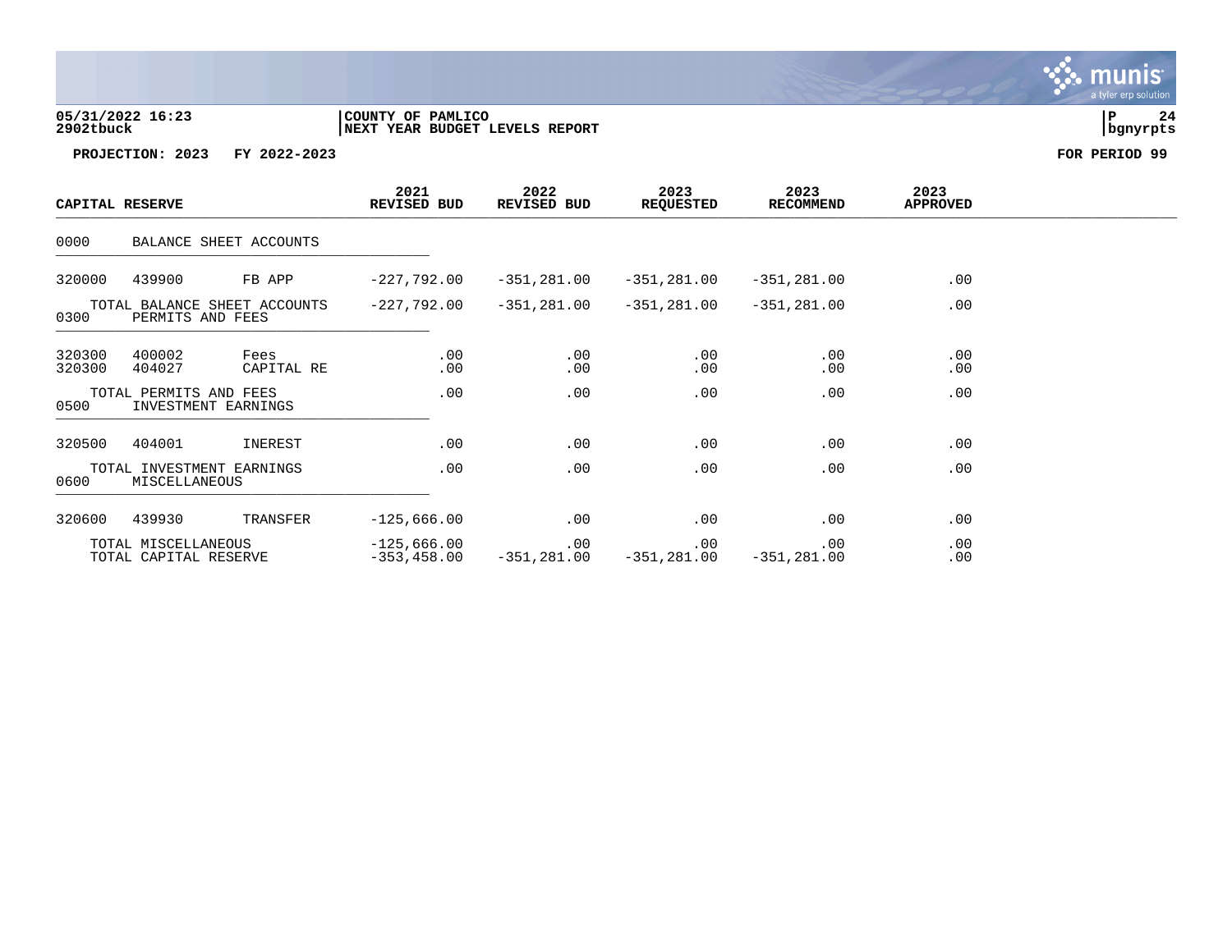05/31/2022 16:23 | COUNTY OF PAMLICO | P 24
2902tbuck | NEXT YEAR BUDGET LEVELS REPORT | bgnyrpts

**PROJECTION: 2023 FY 2022-2023** **FOR PERIOD 99**

| CAPITAL RESERVE | | | 2021 REVISED BUD | 2022 REVISED BUD | 2023 REQUESTED | 2023 RECOMMEND | 2023 APPROVED |
|---|---|---|---|---|---|---|---|
| 0000 | BALANCE SHEET ACCOUNTS | | | | | | |
| 320000 | 439900 | FB APP | -227,792.00 | -351,281.00 | -351,281.00 | -351,281.00 | .00 |
| | TOTAL BALANCE SHEET ACCOUNTS | | -227,792.00 | -351,281.00 | -351,281.00 | -351,281.00 | .00 |
| 0300 | PERMITS AND FEES | | | | | | |
| 320300 | 400002 | Fees | .00 | .00 | .00 | .00 | .00 |
| 320300 | 404027 | CAPITAL RE | .00 | .00 | .00 | .00 | .00 |
| | TOTAL PERMITS AND FEES | | .00 | .00 | .00 | .00 | .00 |
| 0500 | INVESTMENT EARNINGS | | | | | | |
| 320500 | 404001 | INEREST | .00 | .00 | .00 | .00 | .00 |
| | TOTAL INVESTMENT EARNINGS | | .00 | .00 | .00 | .00 | .00 |
| 0600 | MISCELLANEOUS | | | | | | |
| 320600 | 439930 | TRANSFER | -125,666.00 | .00 | .00 | .00 | .00 |
| | TOTAL MISCELLANEOUS | | -125,666.00 | .00 | .00 | .00 | .00 |
| | TOTAL CAPITAL RESERVE | | -353,458.00 | -351,281.00 | -351,281.00 | -351,281.00 | .00 |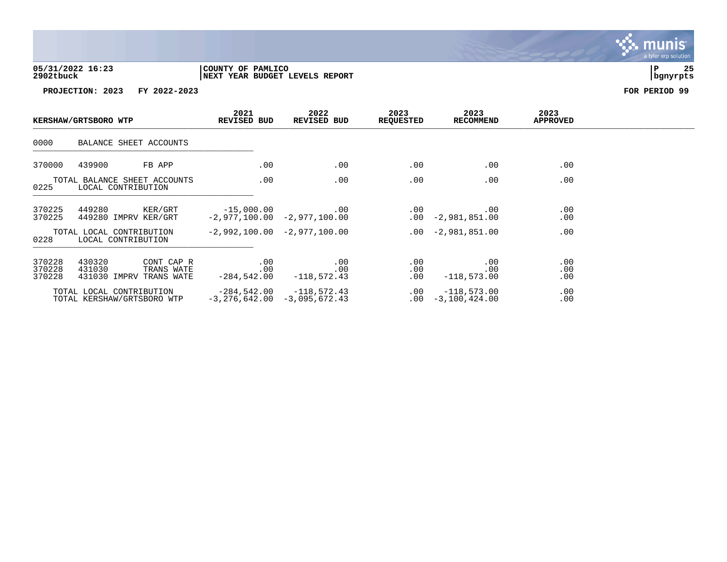**05/31/2022 16:23** | **COUNTY OF PAMLICO** | **P 25**
**2902tbuck** | **NEXT YEAR BUDGET LEVELS REPORT** | **bgnyrpts**

**PROJECTION: 2023 FY 2022-2023** **FOR PERIOD 99**

| KERSHAW/GRTSBORO WTP | | | 2021 REVISED BUD | 2022 REVISED BUD | 2023 REQUESTED | 2023 RECOMMEND | 2023 APPROVED |
|---|---|---|---|---|---|---|---|
| 0000 | BALANCE SHEET ACCOUNTS | | | | | | |
| 370000 | 439900 | FB APP | .00 | .00 | .00 | .00 | .00 |
| | TOTAL BALANCE SHEET ACCOUNTS | | .00 | .00 | .00 | .00 | .00 |
| 0225 | LOCAL CONTRIBUTION | | | | | | |
| 370225 | 449280 | KER/GRT | -15,000.00 | .00 | .00 | .00 | .00 |
| 370225 | 449280 IMPRV | KER/GRT | -2,977,100.00 | -2,977,100.00 | .00 | -2,981,851.00 | .00 |
| | TOTAL LOCAL CONTRIBUTION | | -2,992,100.00 | -2,977,100.00 | .00 | -2,981,851.00 | .00 |
| 0228 | LOCAL CONTRIBUTION | | | | | | |
| 370228 | 430320 | CONT CAP R | .00 | .00 | .00 | .00 | .00 |
| 370228 | 431030 | TRANS WATE | .00 | .00 | .00 | .00 | .00 |
| 370228 | 431030 IMPRV | TRANS WATE | -284,542.00 | -118,572.43 | .00 | -118,573.00 | .00 |
| | TOTAL LOCAL CONTRIBUTION | | -284,542.00 | -118,572.43 | .00 | -118,573.00 | .00 |
| | TOTAL KERSHAW/GRTSBORO WTP | | -3,276,642.00 | -3,095,672.43 | .00 | -3,100,424.00 | .00 |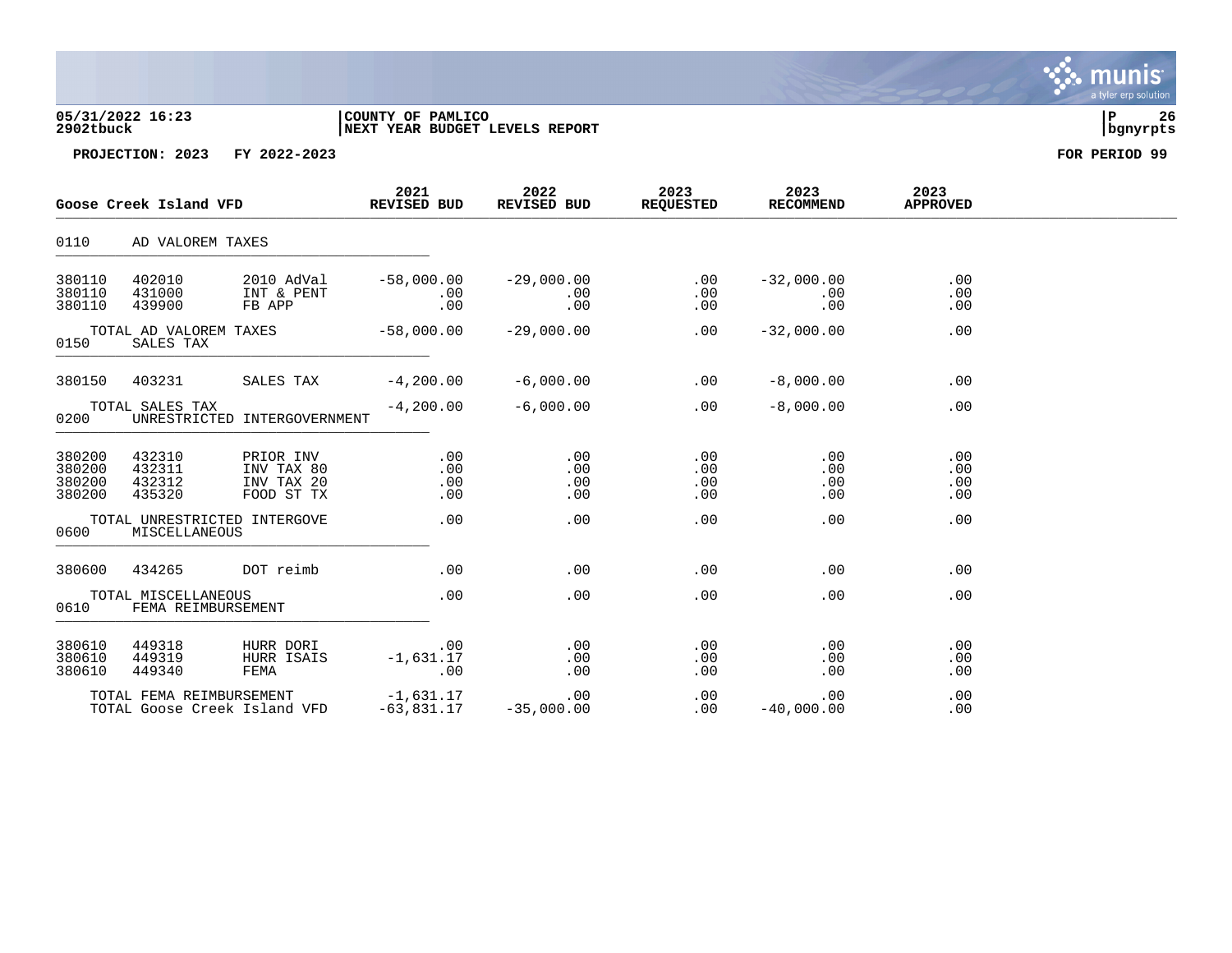**COUNTY OF PAMLICO**
**NEXT YEAR BUDGET LEVELS REPORT**

**PROJECTION: 2023 FY 2022-2023** **FOR PERIOD 99**

| Goose Creek Island VFD | | | 2021 REVISED BUD | 2022 REVISED BUD | 2023 REQUESTED | 2023 RECOMMEND | 2023 APPROVED |
|---|---|---|---|---|---|---|---|
| 0110 | AD VALOREM TAXES | | | | | | |
| 380110 | 402010 | 2010 AdVal | -58,000.00 | -29,000.00 | .00 | -32,000.00 | .00 |
| 380110 | 431000 | INT & PENT | .00 | .00 | .00 | .00 | .00 |
| 380110 | 439900 | FB APP | .00 | .00 | .00 | .00 | .00 |
| | TOTAL AD VALOREM TAXES | | -58,000.00 | -29,000.00 | .00 | -32,000.00 | .00 |
| 0150 | SALES TAX | | | | | | |
| 380150 | 403231 | SALES TAX | -4,200.00 | -6,000.00 | .00 | -8,000.00 | .00 |
| | TOTAL SALES TAX | | -4,200.00 | -6,000.00 | .00 | -8,000.00 | .00 |
| 0200 | UNRESTRICTED INTERGOVERNMENT | | | | | | |
| 380200 | 432310 | PRIOR INV | .00 | .00 | .00 | .00 | .00 |
| 380200 | 432311 | INV TAX 80 | .00 | .00 | .00 | .00 | .00 |
| 380200 | 432312 | INV TAX 20 | .00 | .00 | .00 | .00 | .00 |
| 380200 | 435320 | FOOD ST TX | .00 | .00 | .00 | .00 | .00 |
| | TOTAL UNRESTRICTED INTERGOVE | | .00 | .00 | .00 | .00 | .00 |
| 0600 | MISCELLANEOUS | | | | | | |
| 380600 | 434265 | DOT reimb | .00 | .00 | .00 | .00 | .00 |
| | TOTAL MISCELLANEOUS | | .00 | .00 | .00 | .00 | .00 |
| 0610 | FEMA REIMBURSEMENT | | | | | | |
| 380610 | 449318 | HURR DORI | .00 | .00 | .00 | .00 | .00 |
| 380610 | 449319 | HURR ISAIS | -1,631.17 | .00 | .00 | .00 | .00 |
| 380610 | 449340 | FEMA | .00 | .00 | .00 | .00 | .00 |
| | TOTAL FEMA REIMBURSEMENT | | -1,631.17 | .00 | .00 | .00 | .00 |
| | TOTAL Goose Creek Island VFD | | -63,831.17 | -35,000.00 | .00 | -40,000.00 | .00 |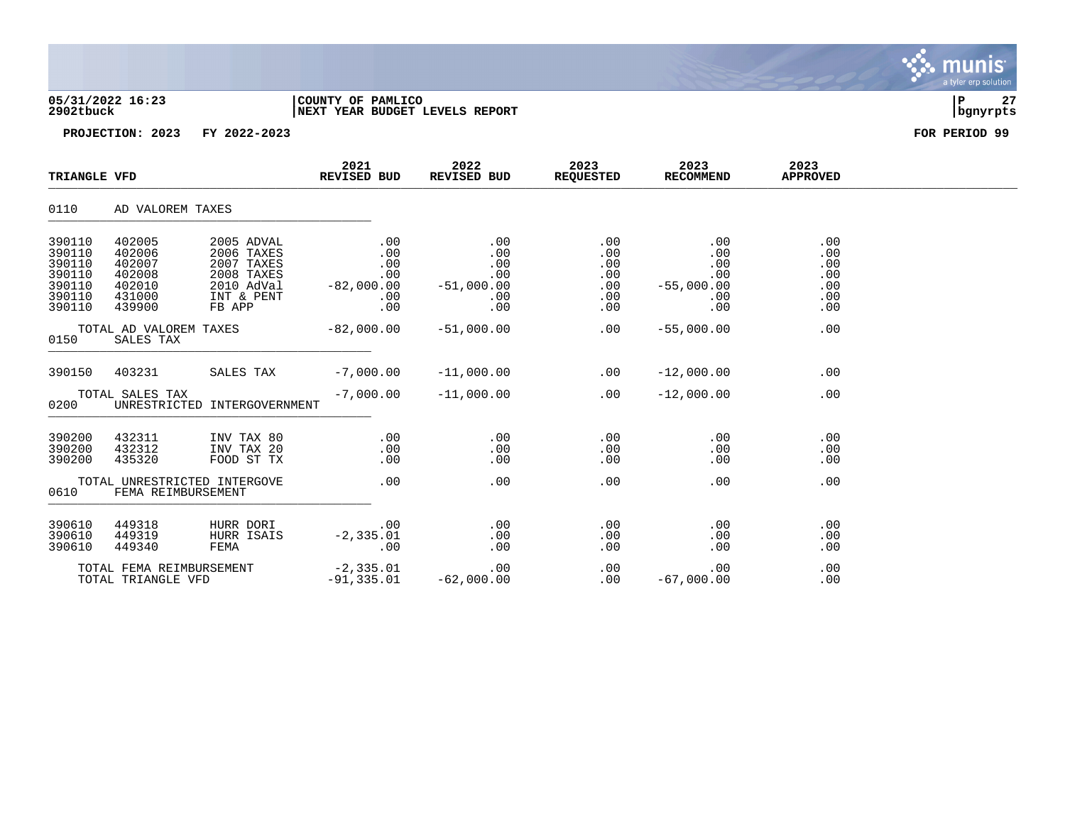05/31/2022 16:23 | COUNTY OF PAMLICO | P 27
2902tbuck | NEXT YEAR BUDGET LEVELS REPORT | bgnyrpts

**PROJECTION: 2023 FY 2022-2023** **FOR PERIOD 99**

| TRIANGLE VFD | | | 2021 REVISED BUD | 2022 REVISED BUD | 2023 REQUESTED | 2023 RECOMMEND | 2023 APPROVED |
|---|---|---|---|---|---|---|---|
| 0110 | AD VALOREM TAXES | | | | | | |
| 390110 | 402005 | 2005 ADVAL | .00 | .00 | .00 | .00 | .00 |
| 390110 | 402006 | 2006 TAXES | .00 | .00 | .00 | .00 | .00 |
| 390110 | 402007 | 2007 TAXES | .00 | .00 | .00 | .00 | .00 |
| 390110 | 402008 | 2008 TAXES | .00 | .00 | .00 | .00 | .00 |
| 390110 | 402010 | 2010 AdVal | -82,000.00 | -51,000.00 | .00 | -55,000.00 | .00 |
| 390110 | 431000 | INT & PENT | .00 | .00 | .00 | .00 | .00 |
| 390110 | 439900 | FB APP | .00 | .00 | .00 | .00 | .00 |
| | TOTAL AD VALOREM TAXES | | -82,000.00 | -51,000.00 | .00 | -55,000.00 | .00 |
| 0150 | SALES TAX | | | | | | |
| 390150 | 403231 | SALES TAX | -7,000.00 | -11,000.00 | .00 | -12,000.00 | .00 |
| | TOTAL SALES TAX | | -7,000.00 | -11,000.00 | .00 | -12,000.00 | .00 |
| 0200 | UNRESTRICTED INTERGOVERNMENT | | | | | | |
| 390200 | 432311 | INV TAX 80 | .00 | .00 | .00 | .00 | .00 |
| 390200 | 432312 | INV TAX 20 | .00 | .00 | .00 | .00 | .00 |
| 390200 | 435320 | FOOD ST TX | .00 | .00 | .00 | .00 | .00 |
| | TOTAL UNRESTRICTED INTERGOVE | | .00 | .00 | .00 | .00 | .00 |
| 0610 | FEMA REIMBURSEMENT | | | | | | |
| 390610 | 449318 | HURR DORI | .00 | .00 | .00 | .00 | .00 |
| 390610 | 449319 | HURR ISAIS | -2,335.01 | .00 | .00 | .00 | .00 |
| 390610 | 449340 | FEMA | .00 | .00 | .00 | .00 | .00 |
| | TOTAL FEMA REIMBURSEMENT | | -2,335.01 | .00 | .00 | .00 | .00 |
| | TOTAL TRIANGLE VFD | | -91,335.01 | -62,000.00 | .00 | -67,000.00 | .00 |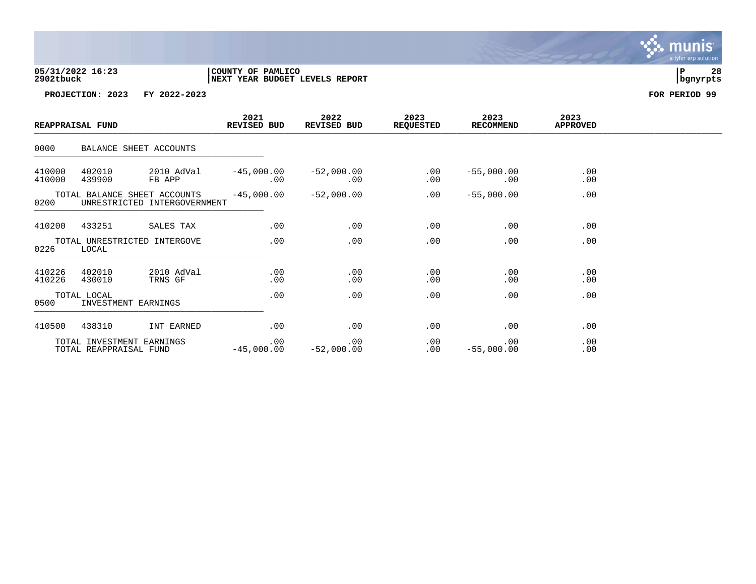**05/31/2022 16:23** | **COUNTY OF PAMLICO**
**2902tbuck** | **NEXT YEAR BUDGET LEVELS REPORT**

**PROJECTION: 2023 FY 2022-2023** **FOR PERIOD 99**

| REAPPRAISAL FUND | | | 2021 REVISED BUD | 2022 REVISED BUD | 2023 REQUESTED | 2023 RECOMMEND | 2023 APPROVED |
|---|---|---|---|---|---|---|---|
| 0000 | BALANCE SHEET ACCOUNTS | | | | | | |
| 410000 | 402010 | 2010 AdVal | -45,000.00 | -52,000.00 | .00 | -55,000.00 | .00 |
| 410000 | 439900 | FB APP | .00 | .00 | .00 | .00 | .00 |
| | TOTAL BALANCE SHEET ACCOUNTS | | -45,000.00 | -52,000.00 | .00 | -55,000.00 | .00 |
| 0200 | UNRESTRICTED INTERGOVERNMENT | | | | | | |
| 410200 | 433251 | SALES TAX | .00 | .00 | .00 | .00 | .00 |
| | TOTAL UNRESTRICTED INTERGOVE | | .00 | .00 | .00 | .00 | .00 |
| 0226 | LOCAL | | | | | | |
| 410226 | 402010 | 2010 AdVal | .00 | .00 | .00 | .00 | .00 |
| 410226 | 430010 | TRNS GF | .00 | .00 | .00 | .00 | .00 |
| | TOTAL LOCAL | | .00 | .00 | .00 | .00 | .00 |
| 0500 | INVESTMENT EARNINGS | | | | | | |
| 410500 | 438310 | INT EARNED | .00 | .00 | .00 | .00 | .00 |
| | TOTAL INVESTMENT EARNINGS | | .00 | .00 | .00 | .00 | .00 |
| | TOTAL REAPPRAISAL FUND | | -45,000.00 | -52,000.00 | .00 | -55,000.00 | .00 |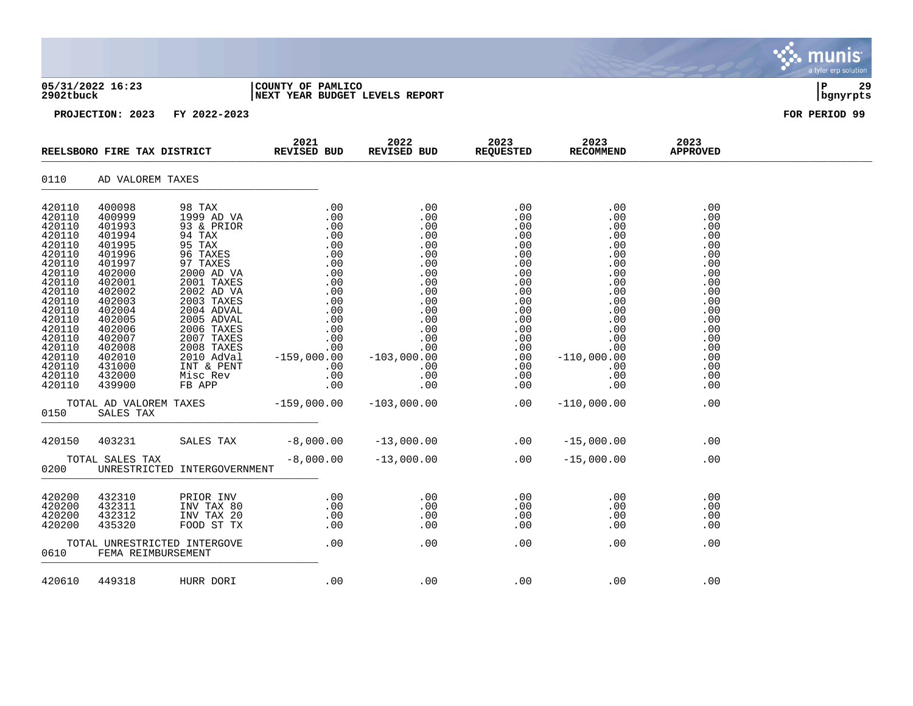05/31/2022 16:23 | COUNTY OF PAMLICO | P 29
2902tbuck | NEXT YEAR BUDGET LEVELS REPORT | bgnyrpts

**PROJECTION: 2023 FY 2022-2023** **FOR PERIOD 99**

| REELSBORO FIRE TAX DISTRICT | | | 2021 REVISED BUD | 2022 REVISED BUD | 2023 REQUESTED | 2023 RECOMMEND | 2023 APPROVED |
|---|---|---|---|---|---|---|---|
| 0110 | AD VALOREM TAXES | | | | | | |
| 420110 | 400098 | 98 TAX | .00 | .00 | .00 | .00 | .00 |
| 420110 | 400999 | 1999 AD VA | .00 | .00 | .00 | .00 | .00 |
| 420110 | 401993 | 93 & PRIOR | .00 | .00 | .00 | .00 | .00 |
| 420110 | 401994 | 94 TAX | .00 | .00 | .00 | .00 | .00 |
| 420110 | 401995 | 95 TAX | .00 | .00 | .00 | .00 | .00 |
| 420110 | 401996 | 96 TAXES | .00 | .00 | .00 | .00 | .00 |
| 420110 | 401997 | 97 TAXES | .00 | .00 | .00 | .00 | .00 |
| 420110 | 402000 | 2000 AD VA | .00 | .00 | .00 | .00 | .00 |
| 420110 | 402001 | 2001 TAXES | .00 | .00 | .00 | .00 | .00 |
| 420110 | 402002 | 2002 AD VA | .00 | .00 | .00 | .00 | .00 |
| 420110 | 402003 | 2003 TAXES | .00 | .00 | .00 | .00 | .00 |
| 420110 | 402004 | 2004 ADVAL | .00 | .00 | .00 | .00 | .00 |
| 420110 | 402005 | 2005 ADVAL | .00 | .00 | .00 | .00 | .00 |
| 420110 | 402006 | 2006 TAXES | .00 | .00 | .00 | .00 | .00 |
| 420110 | 402007 | 2007 TAXES | .00 | .00 | .00 | .00 | .00 |
| 420110 | 402008 | 2008 TAXES | .00 | .00 | .00 | .00 | .00 |
| 420110 | 402010 | 2010 AdVal | -159,000.00 | -103,000.00 | .00 | -110,000.00 | .00 |
| 420110 | 431000 | INT & PENT | .00 | .00 | .00 | .00 | .00 |
| 420110 | 432000 | Misc Rev | .00 | .00 | .00 | .00 | .00 |
| 420110 | 439900 | FB APP | .00 | .00 | .00 | .00 | .00 |
| | TOTAL AD VALOREM TAXES | | -159,000.00 | -103,000.00 | .00 | -110,000.00 | .00 |
| 0150 | SALES TAX | | | | | | |
| 420150 | 403231 | SALES TAX | -8,000.00 | -13,000.00 | .00 | -15,000.00 | .00 |
| | TOTAL SALES TAX | | -8,000.00 | -13,000.00 | .00 | -15,000.00 | .00 |
| 0200 | UNRESTRICTED INTERGOVERNMENT | | | | | | |
| 420200 | 432310 | PRIOR INV | .00 | .00 | .00 | .00 | .00 |
| 420200 | 432311 | INV TAX 80 | .00 | .00 | .00 | .00 | .00 |
| 420200 | 432312 | INV TAX 20 | .00 | .00 | .00 | .00 | .00 |
| 420200 | 435320 | FOOD ST TX | .00 | .00 | .00 | .00 | .00 |
| | TOTAL UNRESTRICTED INTERGOVE | | .00 | .00 | .00 | .00 | .00 |
| 0610 | FEMA REIMBURSEMENT | | | | | | |
| 420610 | 449318 | HURR DORI | .00 | .00 | .00 | .00 | .00 |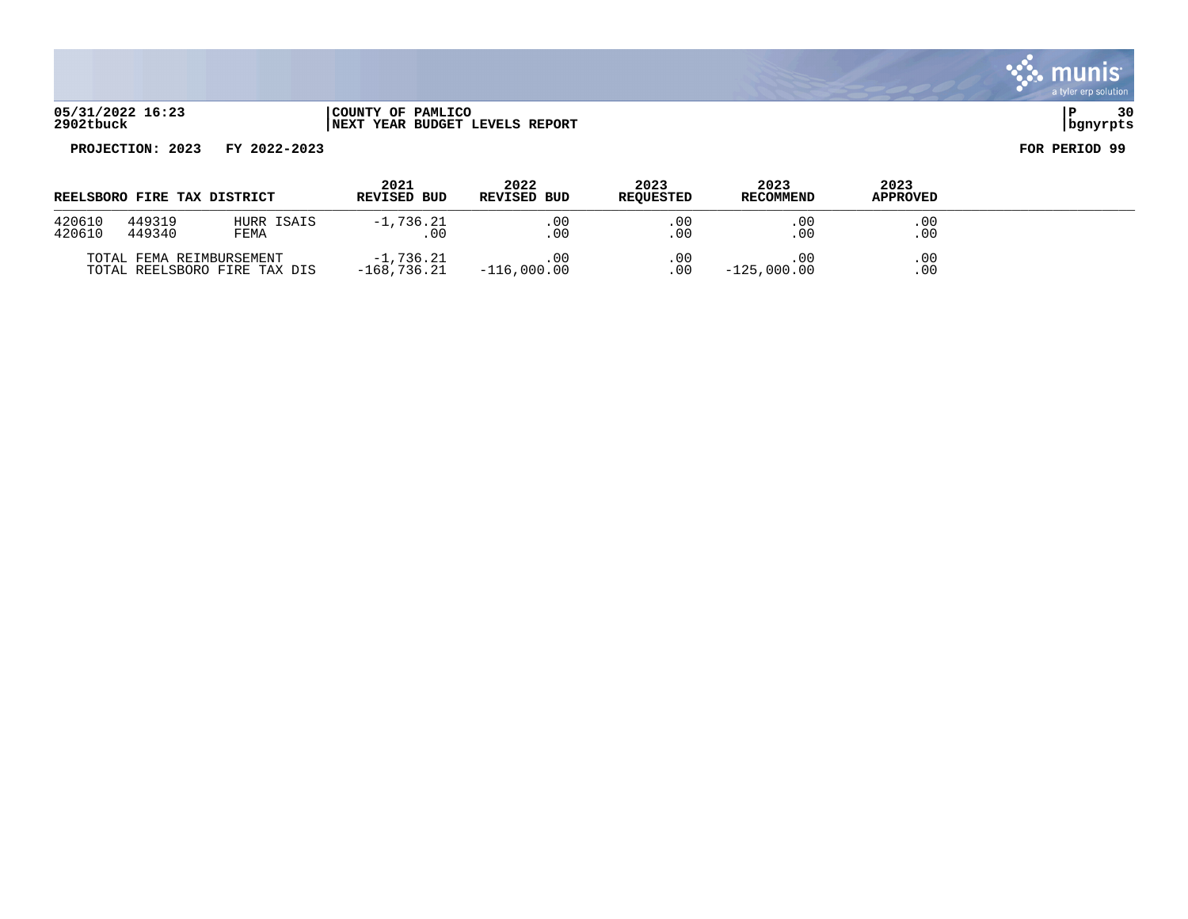**05/31/2022 16:23** | **COUNTY OF PAMLICO** | **P 30**
**2902tbuck** | **NEXT YEAR BUDGET LEVELS REPORT** | **bgnyrpts**

**PROJECTION: 2023 FY 2022-2023** **FOR PERIOD 99**

| REELSBORO FIRE TAX DISTRICT | | | 2021 REVISED BUD | 2022 REVISED BUD | 2023 REQUESTED | 2023 RECOMMEND | 2023 APPROVED |
|---|---|---|---|---|---|---|---|
| 420610 | 449319 | HURR ISAIS | -1,736.21 | .00 | .00 | .00 | .00 |
| 420610 | 449340 | FEMA | .00 | .00 | .00 | .00 | .00 |
| TOTAL FEMA REIMBURSEMENT | | | -1,736.21 | .00 | .00 | .00 | .00 |
| TOTAL REELSBORO FIRE TAX DIS | | | -168,736.21 | -116,000.00 | .00 | -125,000.00 | .00 |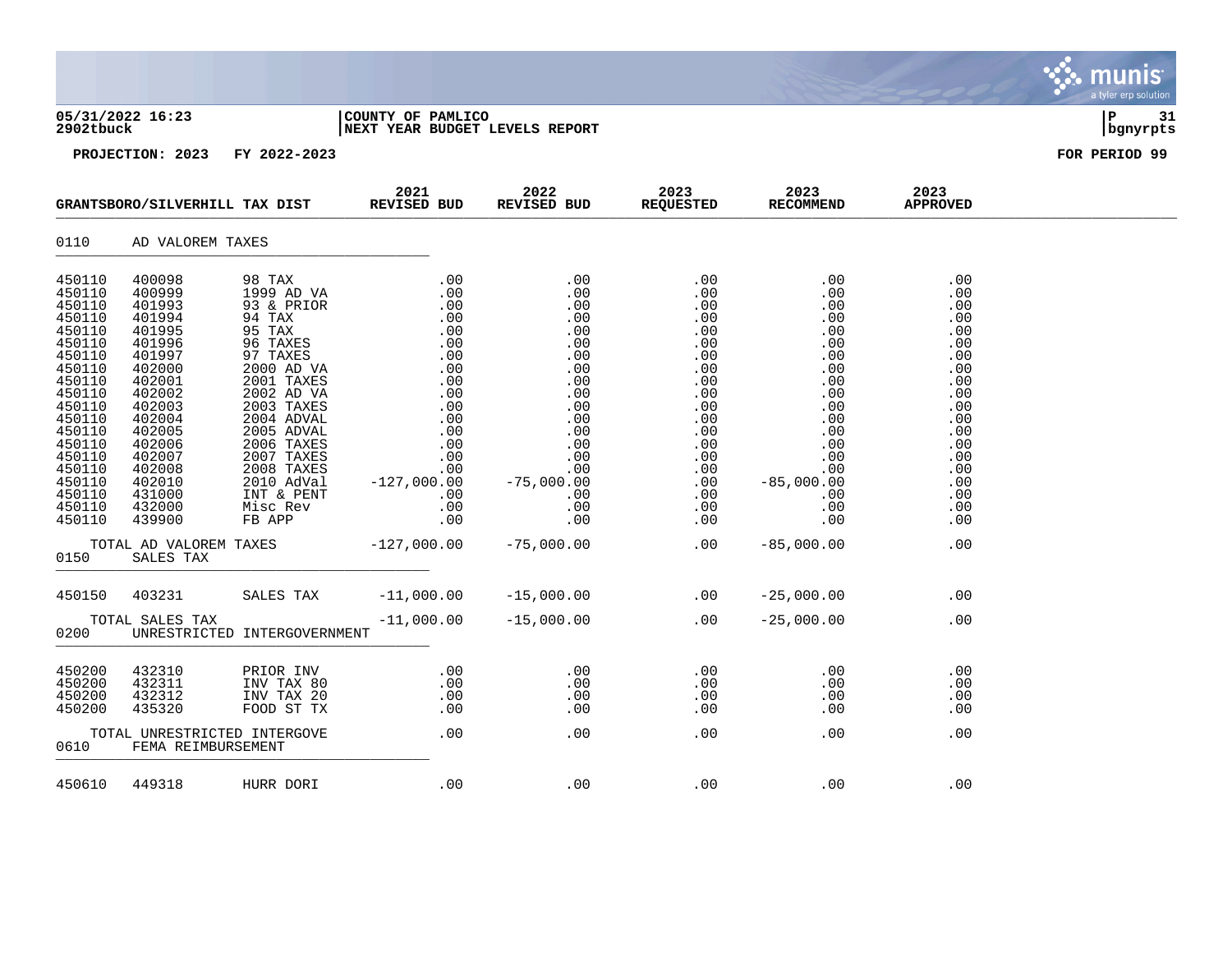05/31/2022 16:23 | COUNTY OF PAMLICO
2902tbuck | NEXT YEAR BUDGET LEVELS REPORT | bgnyrpts

PROJECTION: 2023 FY 2022-2023 | FOR PERIOD 99

| GRANTSBORO/SILVERHILL TAX DIST | | | 2021 REVISED BUD | 2022 REVISED BUD | 2023 REQUESTED | 2023 RECOMMEND | 2023 APPROVED |
|---|---|---|---|---|---|---|---|
| **0110** | **AD VALOREM TAXES** | | | | | | |
| 450110 | 400098 | 98 TAX | .00 | .00 | .00 | .00 | .00 |
| 450110 | 400999 | 1999 AD VA | .00 | .00 | .00 | .00 | .00 |
| 450110 | 401993 | 93 & PRIOR | .00 | .00 | .00 | .00 | .00 |
| 450110 | 401994 | 94 TAX | .00 | .00 | .00 | .00 | .00 |
| 450110 | 401995 | 95 TAX | .00 | .00 | .00 | .00 | .00 |
| 450110 | 401996 | 96 TAXES | .00 | .00 | .00 | .00 | .00 |
| 450110 | 401997 | 97 TAXES | .00 | .00 | .00 | .00 | .00 |
| 450110 | 402000 | 2000 AD VA | .00 | .00 | .00 | .00 | .00 |
| 450110 | 402001 | 2001 TAXES | .00 | .00 | .00 | .00 | .00 |
| 450110 | 402002 | 2002 AD VA | .00 | .00 | .00 | .00 | .00 |
| 450110 | 402003 | 2003 TAXES | .00 | .00 | .00 | .00 | .00 |
| 450110 | 402004 | 2004 ADVAL | .00 | .00 | .00 | .00 | .00 |
| 450110 | 402005 | 2005 ADVAL | .00 | .00 | .00 | .00 | .00 |
| 450110 | 402006 | 2006 TAXES | .00 | .00 | .00 | .00 | .00 |
| 450110 | 402007 | 2007 TAXES | .00 | .00 | .00 | .00 | .00 |
| 450110 | 402008 | 2008 TAXES | .00 | .00 | .00 | .00 | .00 |
| 450110 | 402010 | 2010 AdVal | -127,000.00 | -75,000.00 | .00 | -85,000.00 | .00 |
| 450110 | 431000 | INT & PENT | .00 | .00 | .00 | .00 | .00 |
| 450110 | 432000 | Misc Rev | .00 | .00 | .00 | .00 | .00 |
| 450110 | 439900 | FB APP | .00 | .00 | .00 | .00 | .00 |
| | TOTAL AD VALOREM TAXES | | -127,000.00 | -75,000.00 | .00 | -85,000.00 | .00 |
| **0150** | **SALES TAX** | | | | | | |
| 450150 | 403231 | SALES TAX | -11,000.00 | -15,000.00 | .00 | -25,000.00 | .00 |
| | TOTAL SALES TAX | | -11,000.00 | -15,000.00 | .00 | -25,000.00 | .00 |
| **0200** | **UNRESTRICTED INTERGOVERNMENT** | | | | | | |
| 450200 | 432310 | PRIOR INV | .00 | .00 | .00 | .00 | .00 |
| 450200 | 432311 | INV TAX 80 | .00 | .00 | .00 | .00 | .00 |
| 450200 | 432312 | INV TAX 20 | .00 | .00 | .00 | .00 | .00 |
| 450200 | 435320 | FOOD ST TX | .00 | .00 | .00 | .00 | .00 |
| | TOTAL UNRESTRICTED INTERGOVE | | .00 | .00 | .00 | .00 | .00 |
| **0610** | **FEMA REIMBURSEMENT** | | | | | | |
| 450610 | 449318 | HURR DORI | .00 | .00 | .00 | .00 | .00 |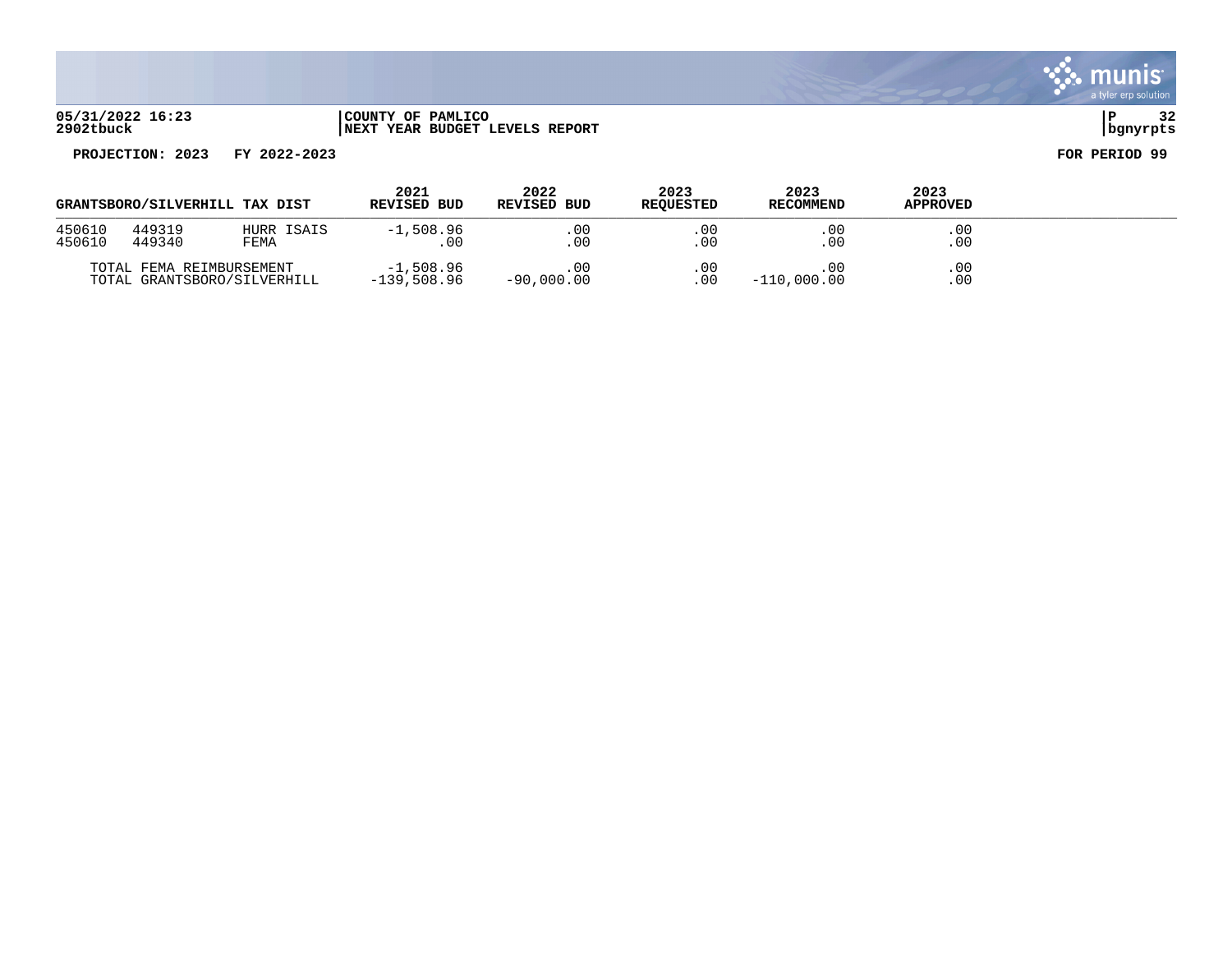**05/31/2022 16:23** | **COUNTY OF PAMLICO**
**2902tbuck** | **NEXT YEAR BUDGET LEVELS REPORT**

**PROJECTION: 2023 FY 2022-2023** **FOR PERIOD 99**

| GRANTSBORO/SILVERHILL TAX DIST | | | 2021 REVISED BUD | 2022 REVISED BUD | 2023 REQUESTED | 2023 RECOMMEND | 2023 APPROVED |
|---|---|---|---|---|---|---|---|
| 450610 | 449319 | HURR ISAIS | -1,508.96 | .00 | .00 | .00 | .00 |
| 450610 | 449340 | FEMA | .00 | .00 | .00 | .00 | .00 |
| TOTAL FEMA REIMBURSEMENT | | | -1,508.96 | .00 | .00 | .00 | .00 |
| TOTAL GRANTSBORO/SILVERHILL | | | -139,508.96 | -90,000.00 | .00 | -110,000.00 | .00 |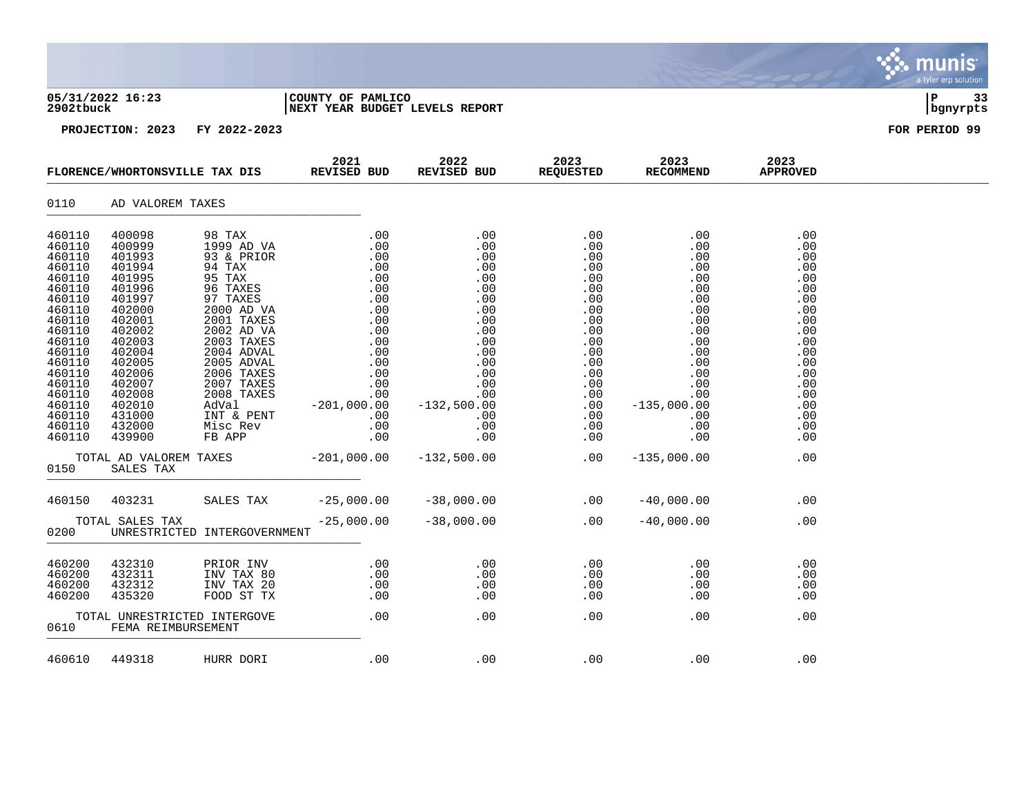**05/31/2022 16:23** | **COUNTY OF PAMLICO**
**2902tbuck** | **NEXT YEAR BUDGET LEVELS REPORT**

**PROJECTION: 2023 FY 2022-2023** **FOR PERIOD 99**

| FLORENCE/WHORTONSVILLE TAX DIS | | | 2021 REVISED BUD | 2022 REVISED BUD | 2023 REQUESTED | 2023 RECOMMEND | 2023 APPROVED |
|---|---|---|---|---|---|---|---|
| **0110** | **AD VALOREM TAXES** | | | | | | |
| 460110 | 400098 | 98 TAX | .00 | .00 | .00 | .00 | .00 |
| 460110 | 400999 | 1999 AD VA | .00 | .00 | .00 | .00 | .00 |
| 460110 | 401993 | 93 & PRIOR | .00 | .00 | .00 | .00 | .00 |
| 460110 | 401994 | 94 TAX | .00 | .00 | .00 | .00 | .00 |
| 460110 | 401995 | 95 TAX | .00 | .00 | .00 | .00 | .00 |
| 460110 | 401996 | 96 TAXES | .00 | .00 | .00 | .00 | .00 |
| 460110 | 401997 | 97 TAXES | .00 | .00 | .00 | .00 | .00 |
| 460110 | 402000 | 2000 AD VA | .00 | .00 | .00 | .00 | .00 |
| 460110 | 402001 | 2001 TAXES | .00 | .00 | .00 | .00 | .00 |
| 460110 | 402002 | 2002 AD VA | .00 | .00 | .00 | .00 | .00 |
| 460110 | 402003 | 2003 TAXES | .00 | .00 | .00 | .00 | .00 |
| 460110 | 402004 | 2004 ADVAL | .00 | .00 | .00 | .00 | .00 |
| 460110 | 402005 | 2005 ADVAL | .00 | .00 | .00 | .00 | .00 |
| 460110 | 402006 | 2006 TAXES | .00 | .00 | .00 | .00 | .00 |
| 460110 | 402007 | 2007 TAXES | .00 | .00 | .00 | .00 | .00 |
| 460110 | 402008 | 2008 TAXES | .00 | .00 | .00 | .00 | .00 |
| 460110 | 402010 | AdVal | -201,000.00 | -132,500.00 | .00 | -135,000.00 | .00 |
| 460110 | 431000 | INT & PENT | .00 | .00 | .00 | .00 | .00 |
| 460110 | 432000 | Misc Rev | .00 | .00 | .00 | .00 | .00 |
| 460110 | 439900 | FB APP | .00 | .00 | .00 | .00 | .00 |
| | TOTAL AD VALOREM TAXES | | -201,000.00 | -132,500.00 | .00 | -135,000.00 | .00 |
| **0150** | **SALES TAX** | | | | | | |
| 460150 | 403231 | SALES TAX | -25,000.00 | -38,000.00 | .00 | -40,000.00 | .00 |
| | TOTAL SALES TAX | | -25,000.00 | -38,000.00 | .00 | -40,000.00 | .00 |
| **0200** | **UNRESTRICTED INTERGOVERNMENT** | | | | | | |
| 460200 | 432310 | PRIOR INV | .00 | .00 | .00 | .00 | .00 |
| 460200 | 432311 | INV TAX 80 | .00 | .00 | .00 | .00 | .00 |
| 460200 | 432312 | INV TAX 20 | .00 | .00 | .00 | .00 | .00 |
| 460200 | 435320 | FOOD ST TX | .00 | .00 | .00 | .00 | .00 |
| | TOTAL UNRESTRICTED INTERGOVE | | .00 | .00 | .00 | .00 | .00 |
| **0610** | **FEMA REIMBURSEMENT** | | | | | | |
| 460610 | 449318 | HURR DORI | .00 | .00 | .00 | .00 | .00 |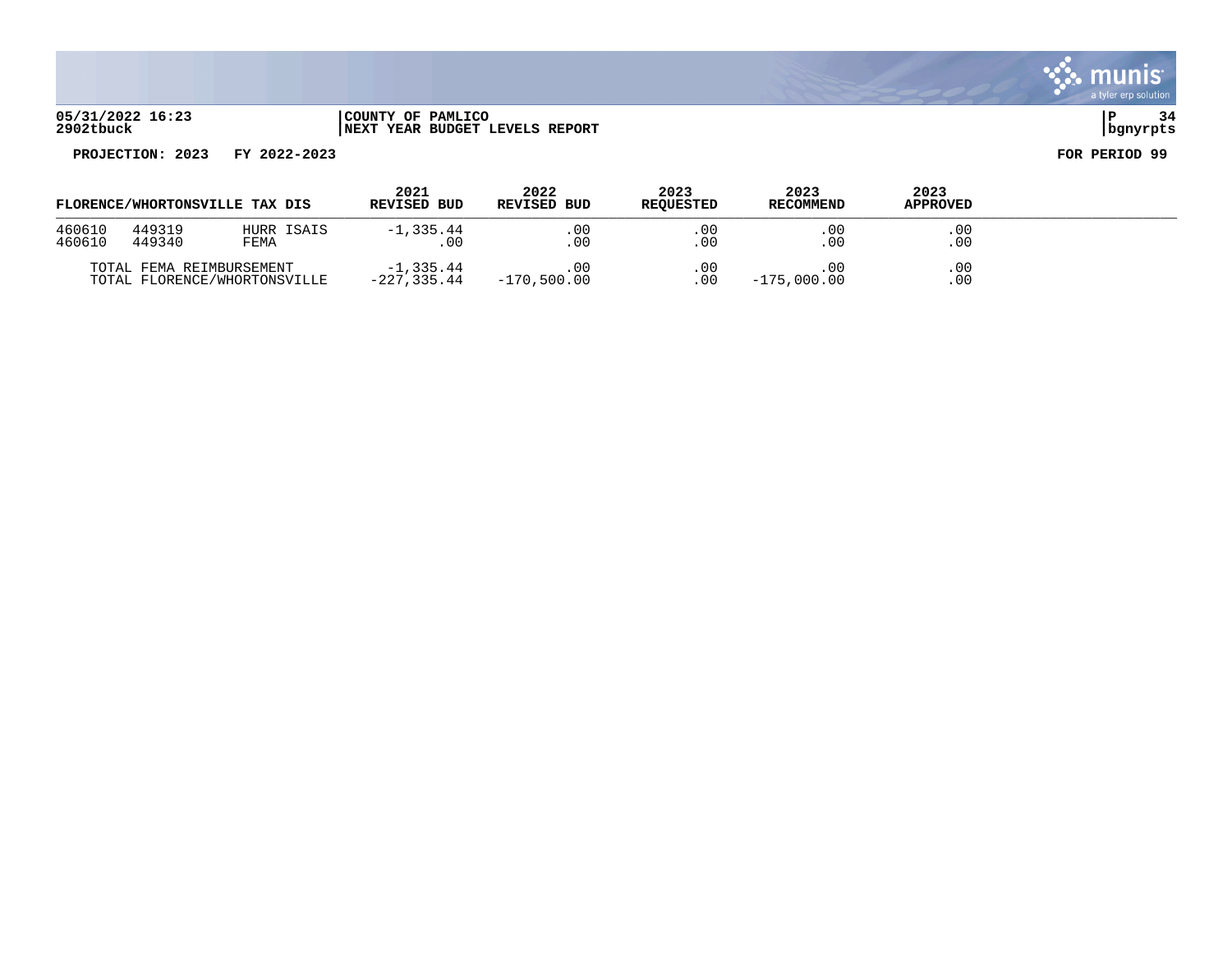**05/31/2022 16:23** | **COUNTY OF PAMLICO**
**2902tbuck** | **NEXT YEAR BUDGET LEVELS REPORT**

**PROJECTION: 2023 FY 2022-2023** **FOR PERIOD 99**

| FLORENCE/WHORTONSVILLE TAX DIS | | | 2021 REVISED BUD | 2022 REVISED BUD | 2023 REQUESTED | 2023 RECOMMEND | 2023 APPROVED |
|---|---|---|---|---|---|---|---|
| 460610 | 449319 | HURR ISAIS | -1,335.44 | .00 | .00 | .00 | .00 |
| 460610 | 449340 | FEMA | .00 | .00 | .00 | .00 | .00 |
| TOTAL FEMA REIMBURSEMENT | | | -1,335.44 | .00 | .00 | .00 | .00 |
| TOTAL FLORENCE/WHORTONSVILLE | | | -227,335.44 | -170,500.00 | .00 | -175,000.00 | .00 |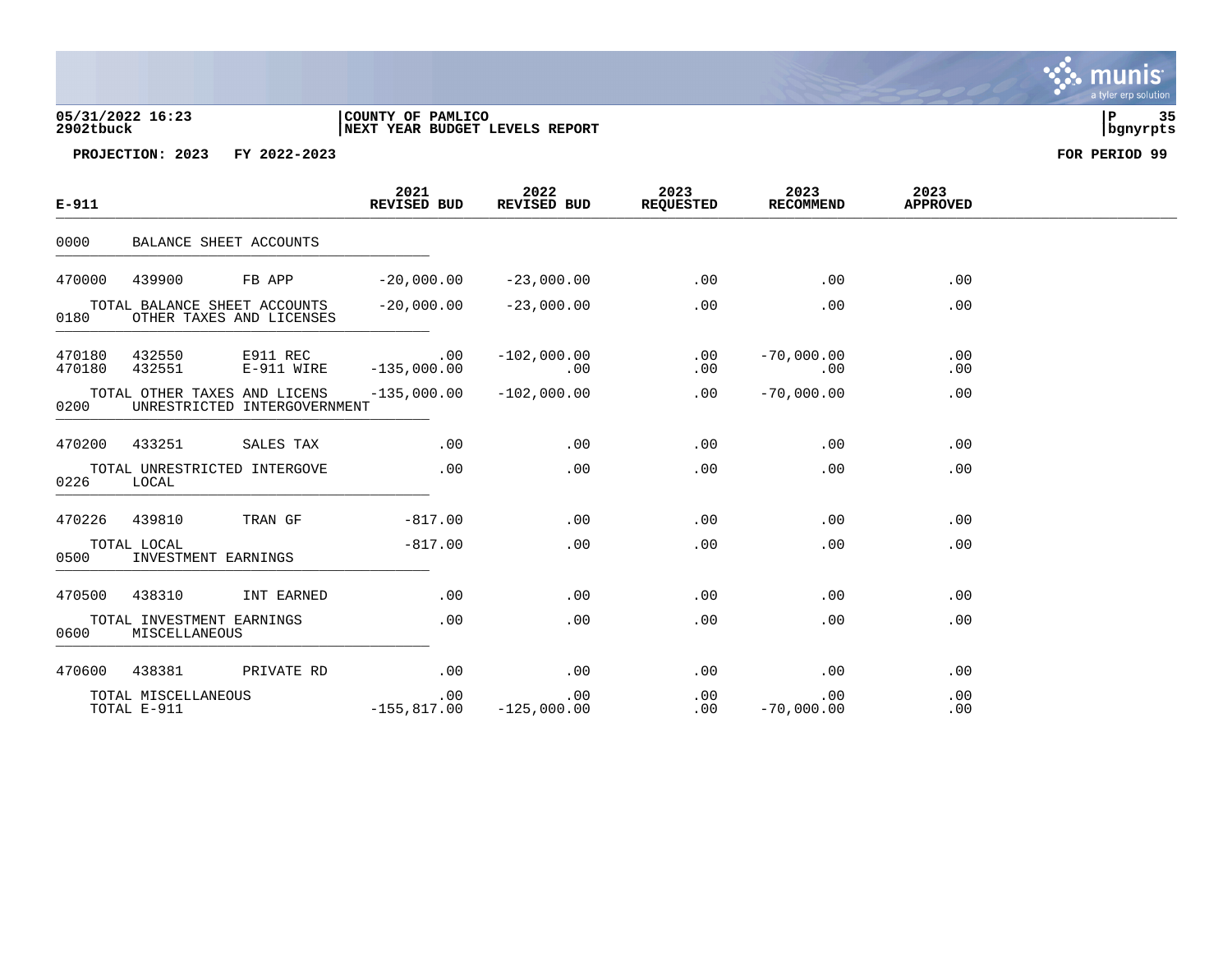05/31/2022 16:23 | COUNTY OF PAMLICO
2902tbuck | NEXT YEAR BUDGET LEVELS REPORT

PROJECTION: 2023 FY 2022-2023 — FOR PERIOD 99

| E-911 | | | 2021 REVISED BUD | 2022 REVISED BUD | 2023 REQUESTED | 2023 RECOMMEND | 2023 APPROVED |
|---|---|---|---|---|---|---|---|
| 0000 | BALANCE SHEET ACCOUNTS | | | | | | |
| 470000 | 439900 | FB APP | -20,000.00 | -23,000.00 | .00 | .00 | .00 |
| | TOTAL BALANCE SHEET ACCOUNTS | | -20,000.00 | -23,000.00 | .00 | .00 | .00 |
| 0180 | OTHER TAXES AND LICENSES | | | | | | |
| 470180 | 432550 | E911 REC | .00 | -102,000.00 | .00 | -70,000.00 | .00 |
| 470180 | 432551 | E-911 WIRE | -135,000.00 | .00 | .00 | .00 | .00 |
| | TOTAL OTHER TAXES AND LICENS | | -135,000.00 | -102,000.00 | .00 | -70,000.00 | .00 |
| 0200 | UNRESTRICTED INTERGOVERNMENT | | | | | | |
| 470200 | 433251 | SALES TAX | .00 | .00 | .00 | .00 | .00 |
| | TOTAL UNRESTRICTED INTERGOVE | | .00 | .00 | .00 | .00 | .00 |
| 0226 | LOCAL | | | | | | |
| 470226 | 439810 | TRAN GF | -817.00 | .00 | .00 | .00 | .00 |
| | TOTAL LOCAL | | -817.00 | .00 | .00 | .00 | .00 |
| 0500 | INVESTMENT EARNINGS | | | | | | |
| 470500 | 438310 | INT EARNED | .00 | .00 | .00 | .00 | .00 |
| | TOTAL INVESTMENT EARNINGS | | .00 | .00 | .00 | .00 | .00 |
| 0600 | MISCELLANEOUS | | | | | | |
| 470600 | 438381 | PRIVATE RD | .00 | .00 | .00 | .00 | .00 |
| | TOTAL MISCELLANEOUS | | .00 | .00 | .00 | .00 | .00 |
| | TOTAL E-911 | | -155,817.00 | -125,000.00 | .00 | -70,000.00 | .00 |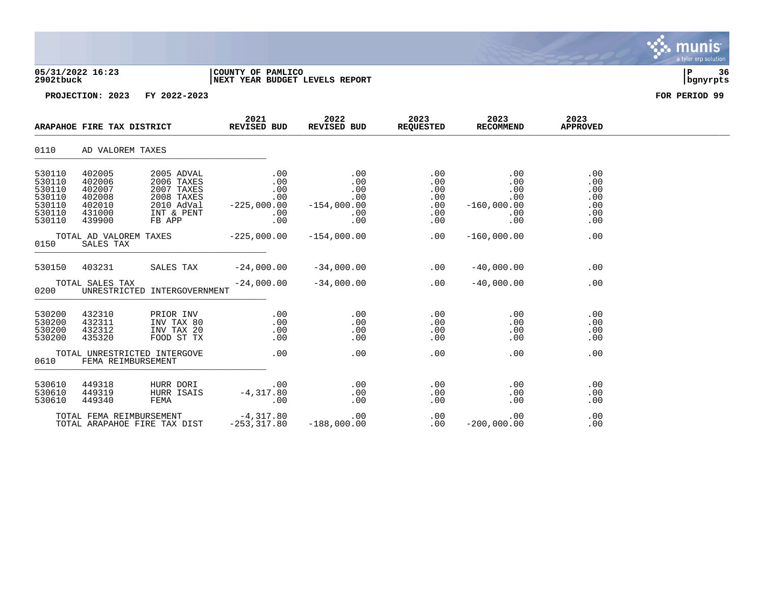05/31/2022 16:23 | COUNTY OF PAMLICO | P 36
2902tbuck | NEXT YEAR BUDGET LEVELS REPORT | bgnyrpts

**PROJECTION: 2023 FY 2022-2023** **FOR PERIOD 99**

| ARAPAHOE FIRE TAX DISTRICT | | | 2021 REVISED BUD | 2022 REVISED BUD | 2023 REQUESTED | 2023 RECOMMEND | 2023 APPROVED |
|---|---|---|---|---|---|---|---|
| **0110** | **AD VALOREM TAXES** | | | | | | |
| 530110 | 402005 | 2005 ADVAL | .00 | .00 | .00 | .00 | .00 |
| 530110 | 402006 | 2006 TAXES | .00 | .00 | .00 | .00 | .00 |
| 530110 | 402007 | 2007 TAXES | .00 | .00 | .00 | .00 | .00 |
| 530110 | 402008 | 2008 TAXES | .00 | .00 | .00 | .00 | .00 |
| 530110 | 402010 | 2010 AdVal | -225,000.00 | -154,000.00 | .00 | -160,000.00 | .00 |
| 530110 | 431000 | INT & PENT | .00 | .00 | .00 | .00 | .00 |
| 530110 | 439900 | FB APP | .00 | .00 | .00 | .00 | .00 |
| | TOTAL AD VALOREM TAXES | | -225,000.00 | -154,000.00 | .00 | -160,000.00 | .00 |
| **0150** | **SALES TAX** | | | | | | |
| 530150 | 403231 | SALES TAX | -24,000.00 | -34,000.00 | .00 | -40,000.00 | .00 |
| | TOTAL SALES TAX | | -24,000.00 | -34,000.00 | .00 | -40,000.00 | .00 |
| **0200** | **UNRESTRICTED INTERGOVERNMENT** | | | | | | |
| 530200 | 432310 | PRIOR INV | .00 | .00 | .00 | .00 | .00 |
| 530200 | 432311 | INV TAX 80 | .00 | .00 | .00 | .00 | .00 |
| 530200 | 432312 | INV TAX 20 | .00 | .00 | .00 | .00 | .00 |
| 530200 | 435320 | FOOD ST TX | .00 | .00 | .00 | .00 | .00 |
| | TOTAL UNRESTRICTED INTERGOVE | | .00 | .00 | .00 | .00 | .00 |
| **0610** | **FEMA REIMBURSEMENT** | | | | | | |
| 530610 | 449318 | HURR DORI | .00 | .00 | .00 | .00 | .00 |
| 530610 | 449319 | HURR ISAIS | -4,317.80 | .00 | .00 | .00 | .00 |
| 530610 | 449340 | FEMA | .00 | .00 | .00 | .00 | .00 |
| | TOTAL FEMA REIMBURSEMENT | | -4,317.80 | .00 | .00 | .00 | .00 |
| | TOTAL ARAPAHOE FIRE TAX DIST | | -253,317.80 | -188,000.00 | .00 | -200,000.00 | .00 |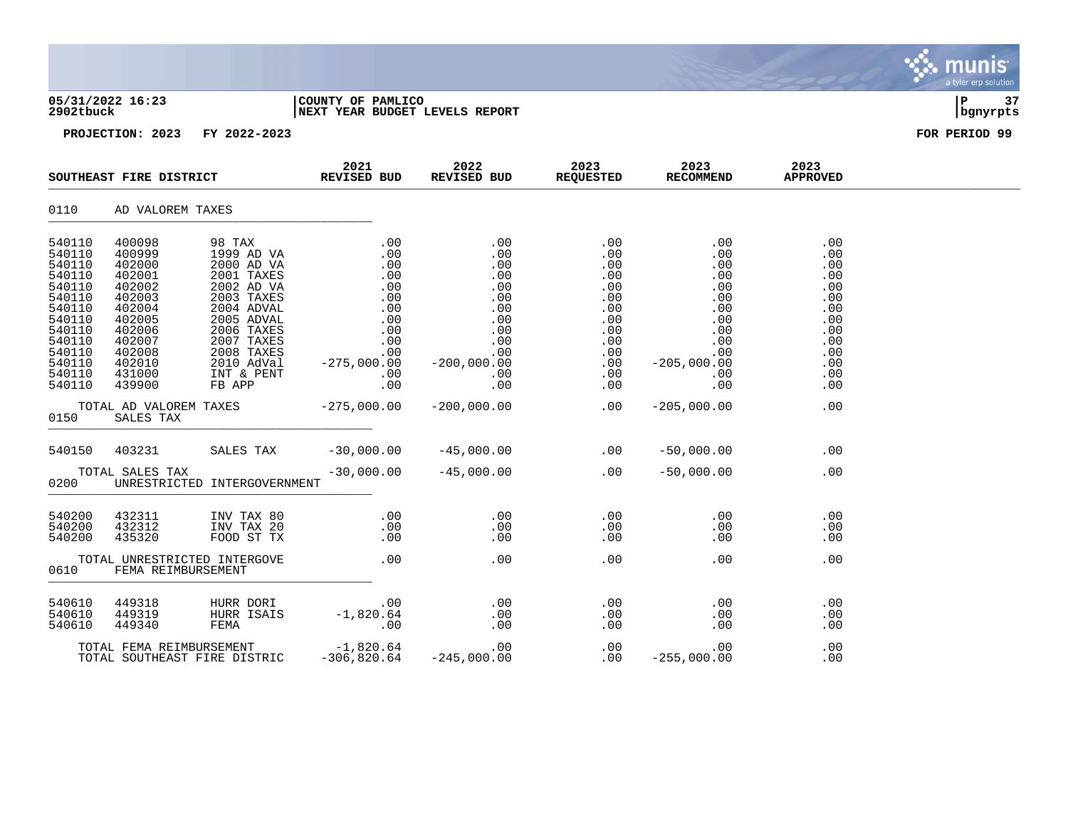**COUNTY OF PAMLICO**
**NEXT YEAR BUDGET LEVELS REPORT**

**PROJECTION: 2023 FY 2022-2023** **FOR PERIOD 99**

| SOUTHEAST FIRE DISTRICT | | | 2021 REVISED BUD | 2022 REVISED BUD | 2023 REQUESTED | 2023 RECOMMEND | 2023 APPROVED |
|---|---|---|---|---|---|---|---|
| 0110 | AD VALOREM TAXES | | | | | | |
| 540110 | 400098 | 98 TAX | .00 | .00 | .00 | .00 | .00 |
| 540110 | 400999 | 1999 AD VA | .00 | .00 | .00 | .00 | .00 |
| 540110 | 402000 | 2000 AD VA | .00 | .00 | .00 | .00 | .00 |
| 540110 | 402001 | 2001 TAXES | .00 | .00 | .00 | .00 | .00 |
| 540110 | 402002 | 2002 AD VA | .00 | .00 | .00 | .00 | .00 |
| 540110 | 402003 | 2003 TAXES | .00 | .00 | .00 | .00 | .00 |
| 540110 | 402004 | 2004 ADVAL | .00 | .00 | .00 | .00 | .00 |
| 540110 | 402005 | 2005 ADVAL | .00 | .00 | .00 | .00 | .00 |
| 540110 | 402006 | 2006 TAXES | .00 | .00 | .00 | .00 | .00 |
| 540110 | 402007 | 2007 TAXES | .00 | .00 | .00 | .00 | .00 |
| 540110 | 402008 | 2008 TAXES | .00 | .00 | .00 | .00 | .00 |
| 540110 | 402010 | 2010 AdVal | -275,000.00 | -200,000.00 | .00 | -205,000.00 | .00 |
| 540110 | 431000 | INT & PENT | .00 | .00 | .00 | .00 | .00 |
| 540110 | 439900 | FB APP | .00 | .00 | .00 | .00 | .00 |
| TOTAL AD VALOREM TAXES | | | -275,000.00 | -200,000.00 | .00 | -205,000.00 | .00 |
| 0150 | SALES TAX | | | | | | |
| 540150 | 403231 | SALES TAX | -30,000.00 | -45,000.00 | .00 | -50,000.00 | .00 |
| TOTAL SALES TAX | | | -30,000.00 | -45,000.00 | .00 | -50,000.00 | .00 |
| 0200 | UNRESTRICTED INTERGOVERNMENT | | | | | | |
| 540200 | 432311 | INV TAX 80 | .00 | .00 | .00 | .00 | .00 |
| 540200 | 432312 | INV TAX 20 | .00 | .00 | .00 | .00 | .00 |
| 540200 | 435320 | FOOD ST TX | .00 | .00 | .00 | .00 | .00 |
| TOTAL UNRESTRICTED INTERGOVE | | | .00 | .00 | .00 | .00 | .00 |
| 0610 | FEMA REIMBURSEMENT | | | | | | |
| 540610 | 449318 | HURR DORI | .00 | .00 | .00 | .00 | .00 |
| 540610 | 449319 | HURR ISAIS | -1,820.64 | .00 | .00 | .00 | .00 |
| 540610 | 449340 | FEMA | .00 | .00 | .00 | .00 | .00 |
| TOTAL FEMA REIMBURSEMENT | | | -1,820.64 | .00 | .00 | .00 | .00 |
| TOTAL SOUTHEAST FIRE DISTRIC | | | -306,820.64 | -245,000.00 | .00 | -255,000.00 | .00 |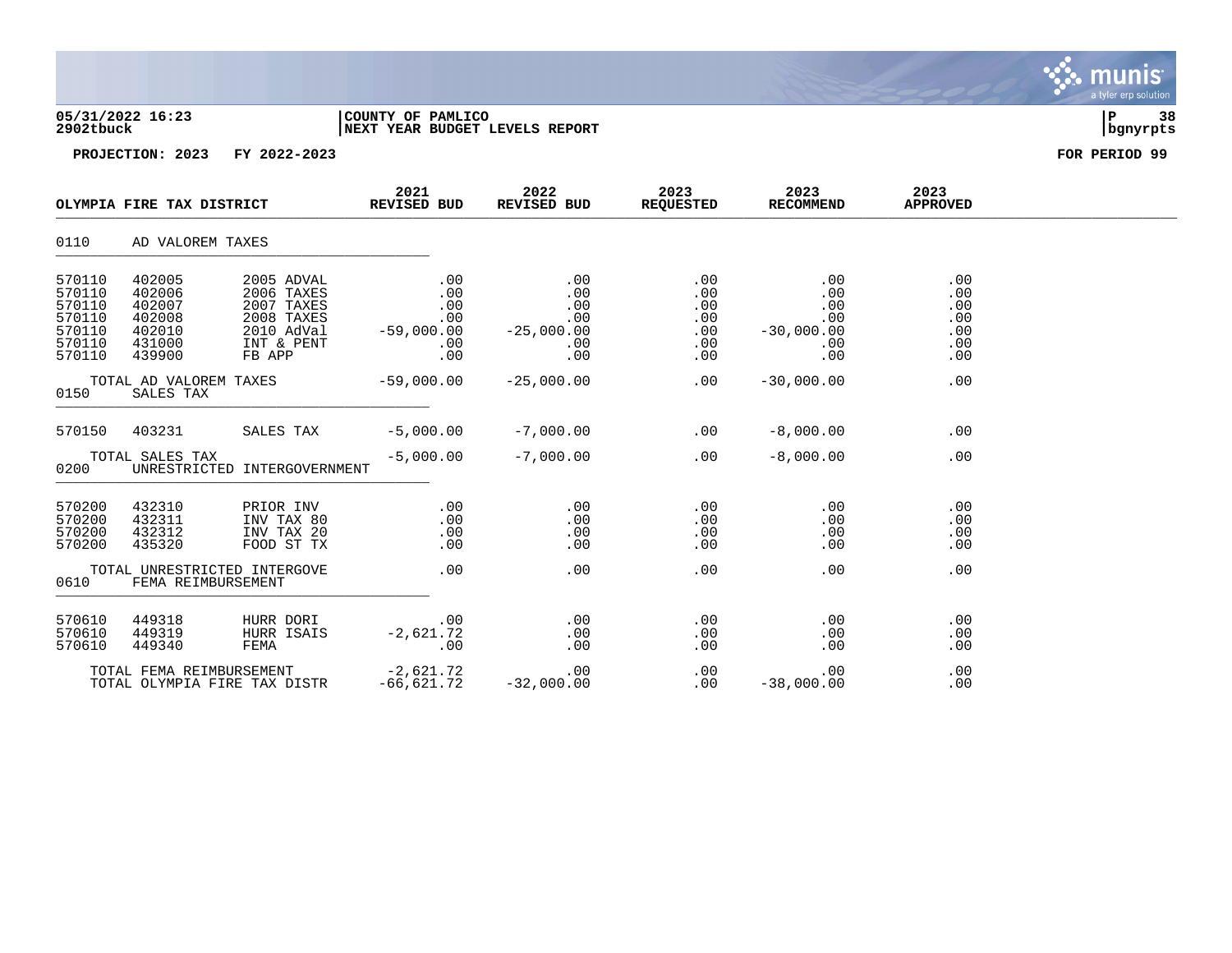05/31/2022 16:23 | COUNTY OF PAMLICO
2902tbuck | NEXT YEAR BUDGET LEVELS REPORT | bgnyrpts

PROJECTION: 2023 FY 2022-2023 FOR PERIOD 99

| OLYMPIA FIRE TAX DISTRICT | | | 2021 REVISED BUD | 2022 REVISED BUD | 2023 REQUESTED | 2023 RECOMMEND | 2023 APPROVED |
|---|---|---|---|---|---|---|---|
| 0110 | AD VALOREM TAXES | | | | | | |
| 570110 | 402005 | 2005 ADVAL | .00 | .00 | .00 | .00 | .00 |
| 570110 | 402006 | 2006 TAXES | .00 | .00 | .00 | .00 | .00 |
| 570110 | 402007 | 2007 TAXES | .00 | .00 | .00 | .00 | .00 |
| 570110 | 402008 | 2008 TAXES | .00 | .00 | .00 | .00 | .00 |
| 570110 | 402010 | 2010 AdVal | -59,000.00 | -25,000.00 | .00 | -30,000.00 | .00 |
| 570110 | 431000 | INT & PENT | .00 | .00 | .00 | .00 | .00 |
| 570110 | 439900 | FB APP | .00 | .00 | .00 | .00 | .00 |
| TOTAL AD VALOREM TAXES | | | -59,000.00 | -25,000.00 | .00 | -30,000.00 | .00 |
| 0150 | SALES TAX | | | | | | |
| 570150 | 403231 | SALES TAX | -5,000.00 | -7,000.00 | .00 | -8,000.00 | .00 |
| TOTAL SALES TAX | | | -5,000.00 | -7,000.00 | .00 | -8,000.00 | .00 |
| 0200 | UNRESTRICTED INTERGOVERNMENT | | | | | | |
| 570200 | 432310 | PRIOR INV | .00 | .00 | .00 | .00 | .00 |
| 570200 | 432311 | INV TAX 80 | .00 | .00 | .00 | .00 | .00 |
| 570200 | 432312 | INV TAX 20 | .00 | .00 | .00 | .00 | .00 |
| 570200 | 435320 | FOOD ST TX | .00 | .00 | .00 | .00 | .00 |
| TOTAL UNRESTRICTED INTERGOVE | | | .00 | .00 | .00 | .00 | .00 |
| 0610 | FEMA REIMBURSEMENT | | | | | | |
| 570610 | 449318 | HURR DORI | .00 | .00 | .00 | .00 | .00 |
| 570610 | 449319 | HURR ISAIS | -2,621.72 | .00 | .00 | .00 | .00 |
| 570610 | 449340 | FEMA | .00 | .00 | .00 | .00 | .00 |
| TOTAL FEMA REIMBURSEMENT | | | -2,621.72 | .00 | .00 | .00 | .00 |
| TOTAL OLYMPIA FIRE TAX DISTR | | | -66,621.72 | -32,000.00 | .00 | -38,000.00 | .00 |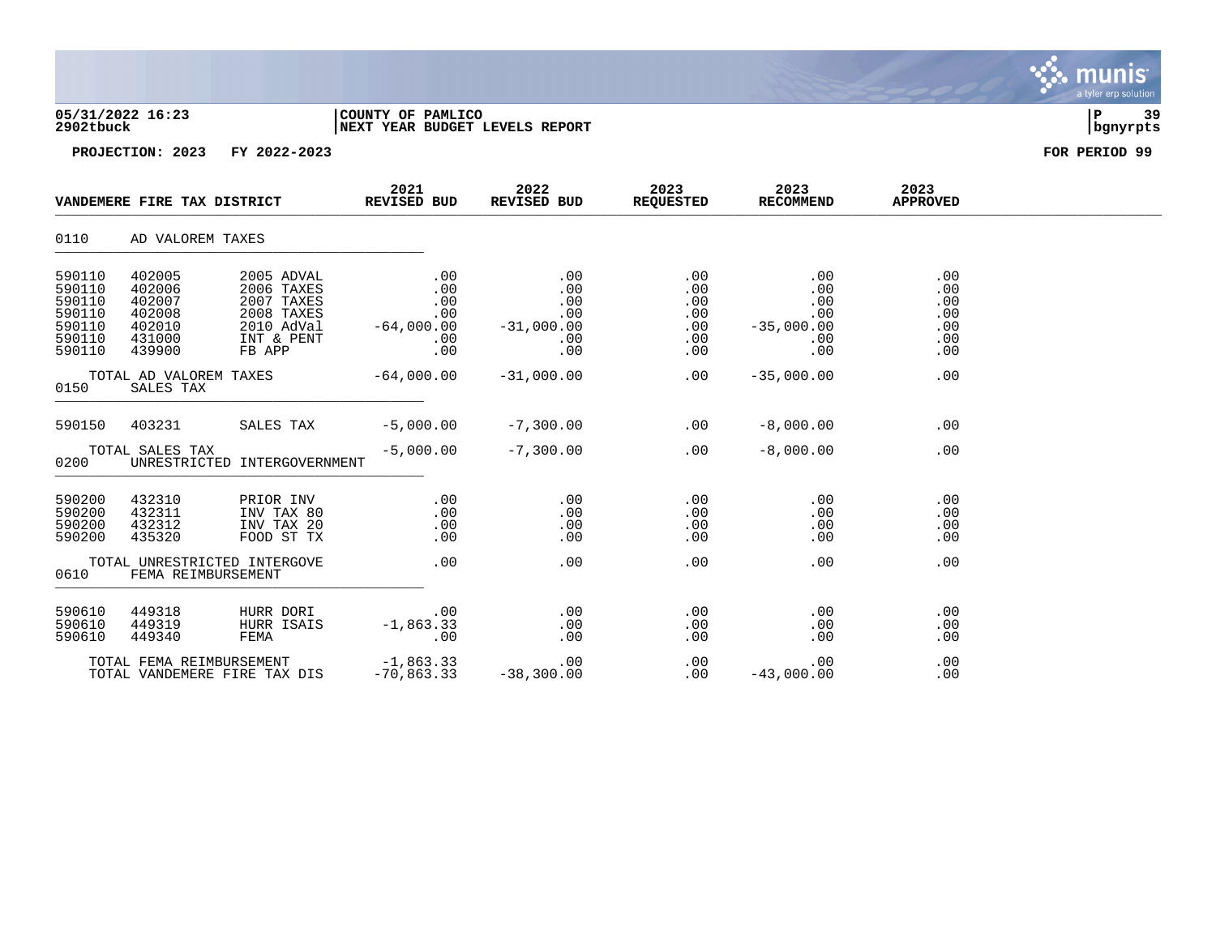05/31/2022 16:23
2902tbuck

COUNTY OF PAMLICO
NEXT YEAR BUDGET LEVELS REPORT

PROJECTION: 2023 FY 2022-2023

FOR PERIOD 99

| VANDEMERE FIRE TAX DISTRICT | | | 2021 REVISED BUD | 2022 REVISED BUD | 2023 REQUESTED | 2023 RECOMMEND | 2023 APPROVED |
|---|---|---|---|---|---|---|---|
| 0110 | AD VALOREM TAXES | | | | | | |
| 590110 | 402005 | 2005 ADVAL | .00 | .00 | .00 | .00 | .00 |
| 590110 | 402006 | 2006 TAXES | .00 | .00 | .00 | .00 | .00 |
| 590110 | 402007 | 2007 TAXES | .00 | .00 | .00 | .00 | .00 |
| 590110 | 402008 | 2008 TAXES | .00 | .00 | .00 | .00 | .00 |
| 590110 | 402010 | 2010 AdVal | -64,000.00 | -31,000.00 | .00 | -35,000.00 | .00 |
| 590110 | 431000 | INT & PENT | .00 | .00 | .00 | .00 | .00 |
| 590110 | 439900 | FB APP | .00 | .00 | .00 | .00 | .00 |
| TOTAL AD VALOREM TAXES | | | -64,000.00 | -31,000.00 | .00 | -35,000.00 | .00 |
| 0150 | SALES TAX | | | | | | |
| 590150 | 403231 | SALES TAX | -5,000.00 | -7,300.00 | .00 | -8,000.00 | .00 |
| TOTAL SALES TAX | | | -5,000.00 | -7,300.00 | .00 | -8,000.00 | .00 |
| 0200 | UNRESTRICTED INTERGOVERNMENT | | | | | | |
| 590200 | 432310 | PRIOR INV | .00 | .00 | .00 | .00 | .00 |
| 590200 | 432311 | INV TAX 80 | .00 | .00 | .00 | .00 | .00 |
| 590200 | 432312 | INV TAX 20 | .00 | .00 | .00 | .00 | .00 |
| 590200 | 435320 | FOOD ST TX | .00 | .00 | .00 | .00 | .00 |
| TOTAL UNRESTRICTED INTERGOVE | | | .00 | .00 | .00 | .00 | .00 |
| 0610 | FEMA REIMBURSEMENT | | | | | | |
| 590610 | 449318 | HURR DORI | .00 | .00 | .00 | .00 | .00 |
| 590610 | 449319 | HURR ISAIS | -1,863.33 | .00 | .00 | .00 | .00 |
| 590610 | 449340 | FEMA | .00 | .00 | .00 | .00 | .00 |
| TOTAL FEMA REIMBURSEMENT | | | -1,863.33 | .00 | .00 | .00 | .00 |
| TOTAL VANDEMERE FIRE TAX DIS | | | -70,863.33 | -38,300.00 | .00 | -43,000.00 | .00 |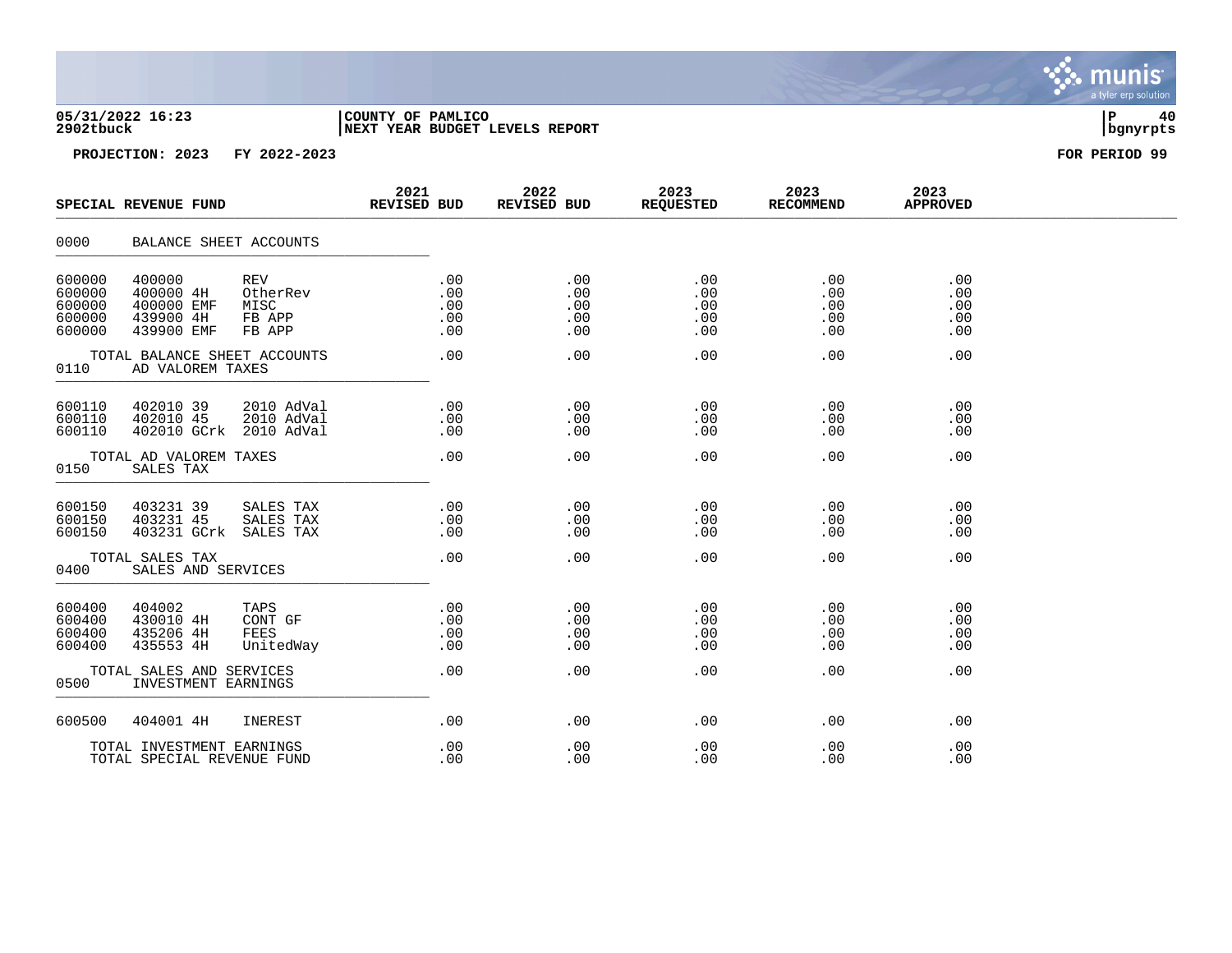05/31/2022 16:23 | COUNTY OF PAMLICO
2902tbuck | NEXT YEAR BUDGET LEVELS REPORT

PROJECTION: 2023 FY 2022-2023 — FOR PERIOD 99

| SPECIAL REVENUE FUND | | | 2021 REVISED BUD | 2022 REVISED BUD | 2023 REQUESTED | 2023 RECOMMEND | 2023 APPROVED |
|---|---|---|---|---|---|---|---|
| **0000** | **BALANCE SHEET ACCOUNTS** | | | | | | |
| 600000 | 400000 | REV | .00 | .00 | .00 | .00 | .00 |
| 600000 | 400000 4H | OtherRev | .00 | .00 | .00 | .00 | .00 |
| 600000 | 400000 EMF | MISC | .00 | .00 | .00 | .00 | .00 |
| 600000 | 439900 4H | FB APP | .00 | .00 | .00 | .00 | .00 |
| 600000 | 439900 EMF | FB APP | .00 | .00 | .00 | .00 | .00 |
| TOTAL BALANCE SHEET ACCOUNTS | | | .00 | .00 | .00 | .00 | .00 |
| **0110** | **AD VALOREM TAXES** | | | | | | |
| 600110 | 402010 39 | 2010 AdVal | .00 | .00 | .00 | .00 | .00 |
| 600110 | 402010 45 | 2010 AdVal | .00 | .00 | .00 | .00 | .00 |
| 600110 | 402010 GCrk | 2010 AdVal | .00 | .00 | .00 | .00 | .00 |
| TOTAL AD VALOREM TAXES | | | .00 | .00 | .00 | .00 | .00 |
| **0150** | **SALES TAX** | | | | | | |
| 600150 | 403231 39 | SALES TAX | .00 | .00 | .00 | .00 | .00 |
| 600150 | 403231 45 | SALES TAX | .00 | .00 | .00 | .00 | .00 |
| 600150 | 403231 GCrk | SALES TAX | .00 | .00 | .00 | .00 | .00 |
| TOTAL SALES TAX | | | .00 | .00 | .00 | .00 | .00 |
| **0400** | **SALES AND SERVICES** | | | | | | |
| 600400 | 404002 | TAPS | .00 | .00 | .00 | .00 | .00 |
| 600400 | 430010 4H | CONT GF | .00 | .00 | .00 | .00 | .00 |
| 600400 | 435206 4H | FEES | .00 | .00 | .00 | .00 | .00 |
| 600400 | 435553 4H | UnitedWay | .00 | .00 | .00 | .00 | .00 |
| TOTAL SALES AND SERVICES | | | .00 | .00 | .00 | .00 | .00 |
| **0500** | **INVESTMENT EARNINGS** | | | | | | |
| 600500 | 404001 4H | INEREST | .00 | .00 | .00 | .00 | .00 |
| TOTAL INVESTMENT EARNINGS | | | .00 | .00 | .00 | .00 | .00 |
| TOTAL SPECIAL REVENUE FUND | | | .00 | .00 | .00 | .00 | .00 |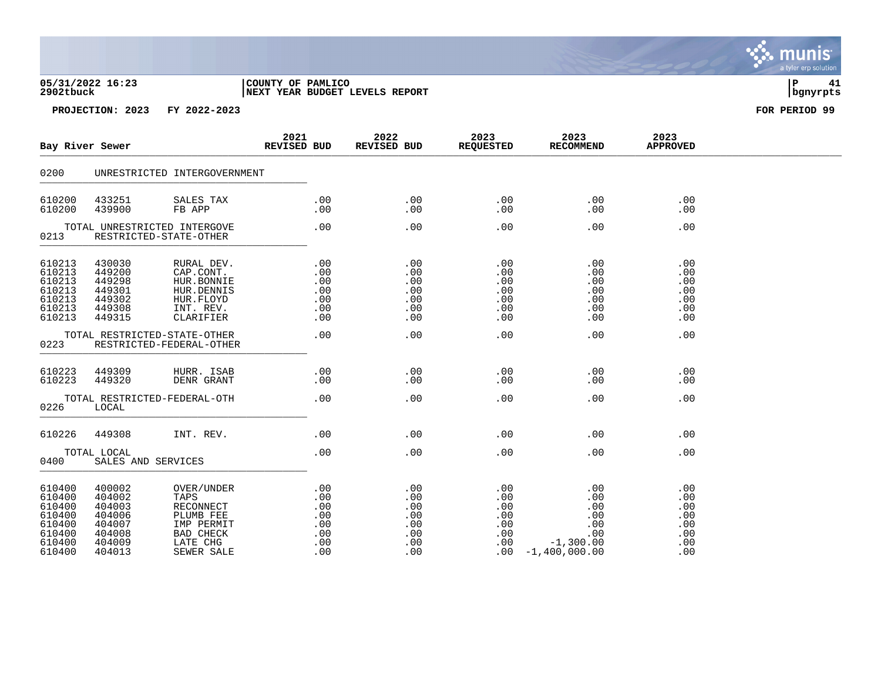05/31/2022 16:23 | COUNTY OF PAMLICO
2902tbuck | NEXT YEAR BUDGET LEVELS REPORT | bgnyrpts

PROJECTION: 2023 FY 2022-2023 — FOR PERIOD 99

| Bay River Sewer | | | 2021 REVISED BUD | 2022 REVISED BUD | 2023 REQUESTED | 2023 RECOMMEND | 2023 APPROVED |
|---|---|---|---|---|---|---|---|
| 0200 | UNRESTRICTED INTERGOVERNMENT | | | | | | |
| 610200 | 433251 | SALES TAX | .00 | .00 | .00 | .00 | .00 |
| 610200 | 439900 | FB APP | .00 | .00 | .00 | .00 | .00 |
| TOTAL UNRESTRICTED INTERGOVE | | | .00 | .00 | .00 | .00 | .00 |
| 0213 | RESTRICTED-STATE-OTHER | | | | | | |
| 610213 | 430030 | RURAL DEV. | .00 | .00 | .00 | .00 | .00 |
| 610213 | 449200 | CAP.CONT. | .00 | .00 | .00 | .00 | .00 |
| 610213 | 449298 | HUR.BONNIE | .00 | .00 | .00 | .00 | .00 |
| 610213 | 449301 | HUR.DENNIS | .00 | .00 | .00 | .00 | .00 |
| 610213 | 449302 | HUR.FLOYD | .00 | .00 | .00 | .00 | .00 |
| 610213 | 449308 | INT. REV. | .00 | .00 | .00 | .00 | .00 |
| 610213 | 449315 | CLARIFIER | .00 | .00 | .00 | .00 | .00 |
| TOTAL RESTRICTED-STATE-OTHER | | | .00 | .00 | .00 | .00 | .00 |
| 0223 | RESTRICTED-FEDERAL-OTHER | | | | | | |
| 610223 | 449309 | HURR. ISAB | .00 | .00 | .00 | .00 | .00 |
| 610223 | 449320 | DENR GRANT | .00 | .00 | .00 | .00 | .00 |
| TOTAL RESTRICTED-FEDERAL-OTH | | | .00 | .00 | .00 | .00 | .00 |
| 0226 | LOCAL | | | | | | |
| 610226 | 449308 | INT. REV. | .00 | .00 | .00 | .00 | .00 |
| TOTAL LOCAL | | | .00 | .00 | .00 | .00 | .00 |
| 0400 | SALES AND SERVICES | | | | | | |
| 610400 | 400002 | OVER/UNDER | .00 | .00 | .00 | .00 | .00 |
| 610400 | 404002 | TAPS | .00 | .00 | .00 | .00 | .00 |
| 610400 | 404003 | RECONNECT | .00 | .00 | .00 | .00 | .00 |
| 610400 | 404006 | PLUMB FEE | .00 | .00 | .00 | .00 | .00 |
| 610400 | 404007 | IMP PERMIT | .00 | .00 | .00 | .00 | .00 |
| 610400 | 404008 | BAD CHECK | .00 | .00 | .00 | .00 | .00 |
| 610400 | 404009 | LATE CHG | .00 | .00 | .00 | -1,300.00 | .00 |
| 610400 | 404013 | SEWER SALE | .00 | .00 | .00 | -1,400,000.00 | .00 |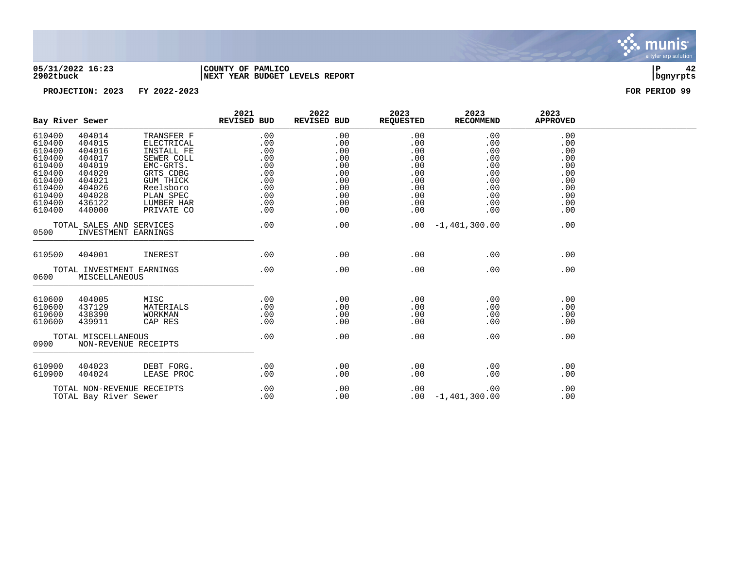05/31/2022 16:23 | COUNTY OF PAMLICO
2902tbuck | NEXT YEAR BUDGET LEVELS REPORT | bgnyrpts

PROJECTION: 2023 FY 2022-2023 | FOR PERIOD 99

| Bay River Sewer | | | 2021 REVISED BUD | 2022 REVISED BUD | 2023 REQUESTED | 2023 RECOMMEND | 2023 APPROVED |
|---|---|---|---|---|---|---|---|
| 610400 | 404014 | TRANSFER F | .00 | .00 | .00 | .00 | .00 |
| 610400 | 404015 | ELECTRICAL | .00 | .00 | .00 | .00 | .00 |
| 610400 | 404016 | INSTALL FE | .00 | .00 | .00 | .00 | .00 |
| 610400 | 404017 | SEWER COLL | .00 | .00 | .00 | .00 | .00 |
| 610400 | 404019 | EMC-GRTS. | .00 | .00 | .00 | .00 | .00 |
| 610400 | 404020 | GRTS CDBG | .00 | .00 | .00 | .00 | .00 |
| 610400 | 404021 | GUM THICK | .00 | .00 | .00 | .00 | .00 |
| 610400 | 404026 | Reelsboro | .00 | .00 | .00 | .00 | .00 |
| 610400 | 404028 | PLAN SPEC | .00 | .00 | .00 | .00 | .00 |
| 610400 | 436122 | LUMBER HAR | .00 | .00 | .00 | .00 | .00 |
| 610400 | 440000 | PRIVATE CO | .00 | .00 | .00 | .00 | .00 |
| TOTAL SALES AND SERVICES | | | .00 | .00 | .00 | -1,401,300.00 | .00 |
| 0500 | INVESTMENT EARNINGS | | | | | | |
| 610500 | 404001 | INEREST | .00 | .00 | .00 | .00 | .00 |
| TOTAL INVESTMENT EARNINGS | | | .00 | .00 | .00 | .00 | .00 |
| 0600 | MISCELLANEOUS | | | | | | |
| 610600 | 404005 | MISC | .00 | .00 | .00 | .00 | .00 |
| 610600 | 437129 | MATERIALS | .00 | .00 | .00 | .00 | .00 |
| 610600 | 438390 | WORKMAN | .00 | .00 | .00 | .00 | .00 |
| 610600 | 439911 | CAP RES | .00 | .00 | .00 | .00 | .00 |
| TOTAL MISCELLANEOUS | | | .00 | .00 | .00 | .00 | .00 |
| 0900 | NON-REVENUE RECEIPTS | | | | | | |
| 610900 | 404023 | DEBT FORG. | .00 | .00 | .00 | .00 | .00 |
| 610900 | 404024 | LEASE PROC | .00 | .00 | .00 | .00 | .00 |
| TOTAL NON-REVENUE RECEIPTS | | | .00 | .00 | .00 | .00 | .00 |
| TOTAL Bay River Sewer | | | .00 | .00 | .00 | -1,401,300.00 | .00 |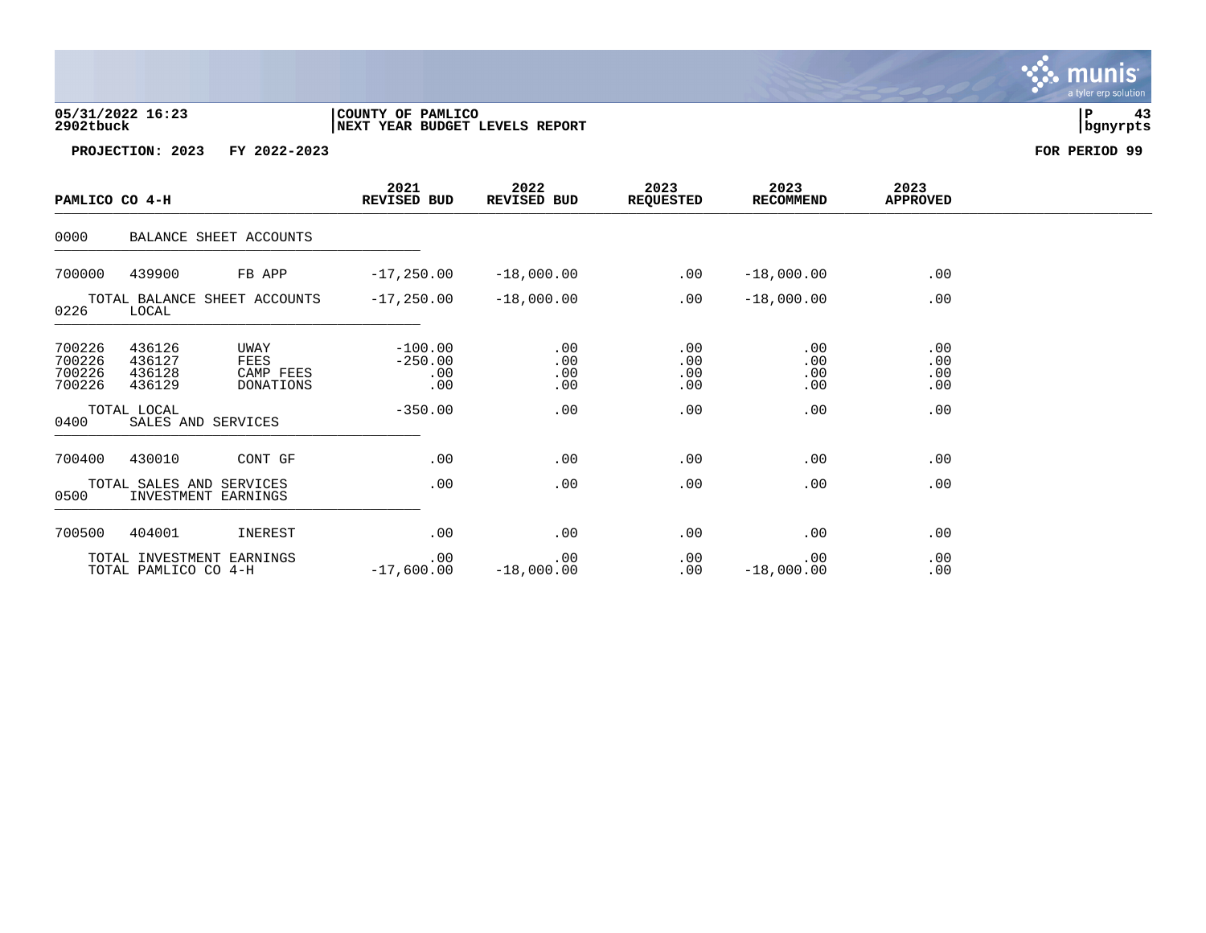05/31/2022 16:23 | COUNTY OF PAMLICO
2902tbuck | NEXT YEAR BUDGET LEVELS REPORT

**PROJECTION: 2023 FY 2022-2023** **FOR PERIOD 99**

| PAMLICO CO 4-H | | | 2021 REVISED BUD | 2022 REVISED BUD | 2023 REQUESTED | 2023 RECOMMEND | 2023 APPROVED |
|---|---|---|---|---|---|---|---|
| 0000 | BALANCE SHEET ACCOUNTS | | | | | | |
| 700000 | 439900 | FB APP | -17,250.00 | -18,000.00 | .00 | -18,000.00 | .00 |
| | TOTAL BALANCE SHEET ACCOUNTS | | -17,250.00 | -18,000.00 | .00 | -18,000.00 | .00 |
| 0226 | LOCAL | | | | | | |
| 700226 | 436126 | UWAY | -100.00 | .00 | .00 | .00 | .00 |
| 700226 | 436127 | FEES | -250.00 | .00 | .00 | .00 | .00 |
| 700226 | 436128 | CAMP FEES | .00 | .00 | .00 | .00 | .00 |
| 700226 | 436129 | DONATIONS | .00 | .00 | .00 | .00 | .00 |
| | TOTAL LOCAL | | -350.00 | .00 | .00 | .00 | .00 |
| 0400 | SALES AND SERVICES | | | | | | |
| 700400 | 430010 | CONT GF | .00 | .00 | .00 | .00 | .00 |
| | TOTAL SALES AND SERVICES | | .00 | .00 | .00 | .00 | .00 |
| 0500 | INVESTMENT EARNINGS | | | | | | |
| 700500 | 404001 | INEREST | .00 | .00 | .00 | .00 | .00 |
| | TOTAL INVESTMENT EARNINGS | | .00 | .00 | .00 | .00 | .00 |
| | TOTAL PAMLICO CO 4-H | | -17,600.00 | -18,000.00 | .00 | -18,000.00 | .00 |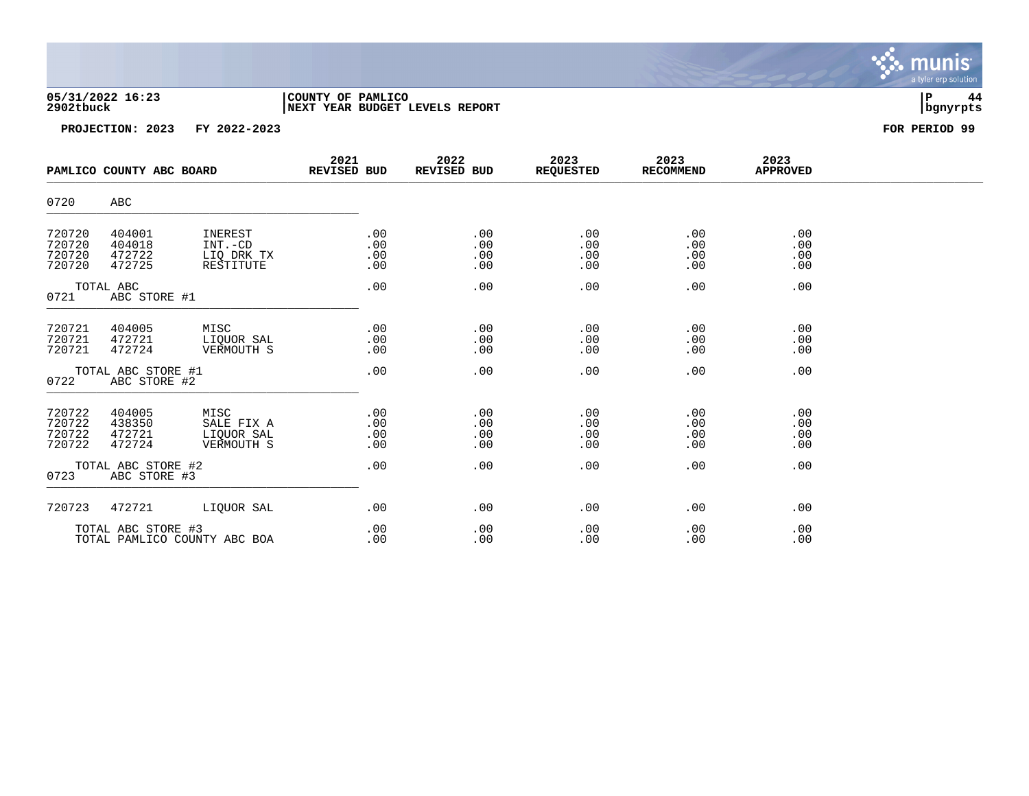**PROJECTION: 2023 FY 2022-2023** **FOR PERIOD 99**

| PAMLICO COUNTY ABC BOARD | | | 2021 REVISED BUD | 2022 REVISED BUD | 2023 REQUESTED | 2023 RECOMMEND | 2023 APPROVED |
|---|---|---|---|---|---|---|---|
| 0720 | ABC | | | | | | |
| 720720 | 404001 | INEREST | .00 | .00 | .00 | .00 | .00 |
| 720720 | 404018 | INT.-CD | .00 | .00 | .00 | .00 | .00 |
| 720720 | 472722 | LIQ DRK TX | .00 | .00 | .00 | .00 | .00 |
| 720720 | 472725 | RESTITUTE | .00 | .00 | .00 | .00 | .00 |
| TOTAL ABC | | | .00 | .00 | .00 | .00 | .00 |
| 0721 | ABC STORE #1 | | | | | | |
| 720721 | 404005 | MISC | .00 | .00 | .00 | .00 | .00 |
| 720721 | 472721 | LIQUOR SAL | .00 | .00 | .00 | .00 | .00 |
| 720721 | 472724 | VERMOUTH S | .00 | .00 | .00 | .00 | .00 |
| TOTAL ABC STORE #1 | | | .00 | .00 | .00 | .00 | .00 |
| 0722 | ABC STORE #2 | | | | | | |
| 720722 | 404005 | MISC | .00 | .00 | .00 | .00 | .00 |
| 720722 | 438350 | SALE FIX A | .00 | .00 | .00 | .00 | .00 |
| 720722 | 472721 | LIQUOR SAL | .00 | .00 | .00 | .00 | .00 |
| 720722 | 472724 | VERMOUTH S | .00 | .00 | .00 | .00 | .00 |
| TOTAL ABC STORE #2 | | | .00 | .00 | .00 | .00 | .00 |
| 0723 | ABC STORE #3 | | | | | | |
| 720723 | 472721 | LIQUOR SAL | .00 | .00 | .00 | .00 | .00 |
| TOTAL ABC STORE #3 | | | .00 | .00 | .00 | .00 | .00 |
| TOTAL PAMLICO COUNTY ABC BOA | | | .00 | .00 | .00 | .00 | .00 |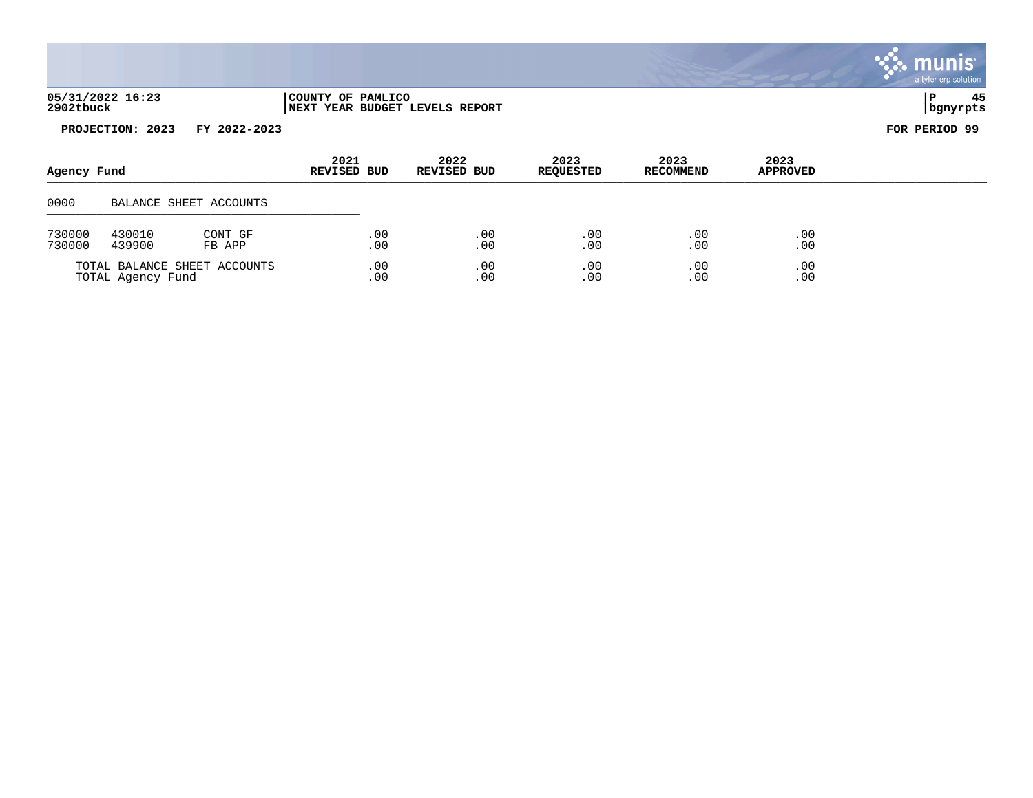**05/31/2022 16:23** | **COUNTY OF PAMLICO**
**2902tbuck** | **NEXT YEAR BUDGET LEVELS REPORT**

**PROJECTION: 2023 FY 2022-2023** **FOR PERIOD 99**

| Agency Fund | | | 2021 REVISED BUD | 2022 REVISED BUD | 2023 REQUESTED | 2023 RECOMMEND | 2023 APPROVED |
|---|---|---|---|---|---|---|---|
| 0000 | BALANCE SHEET ACCOUNTS | | | | | | |
| 730000 | 430010 | CONT GF | .00 | .00 | .00 | .00 | .00 |
| 730000 | 439900 | FB APP | .00 | .00 | .00 | .00 | .00 |
| TOTAL BALANCE SHEET ACCOUNTS | | | .00 | .00 | .00 | .00 | .00 |
| TOTAL Agency Fund | | | .00 | .00 | .00 | .00 | .00 |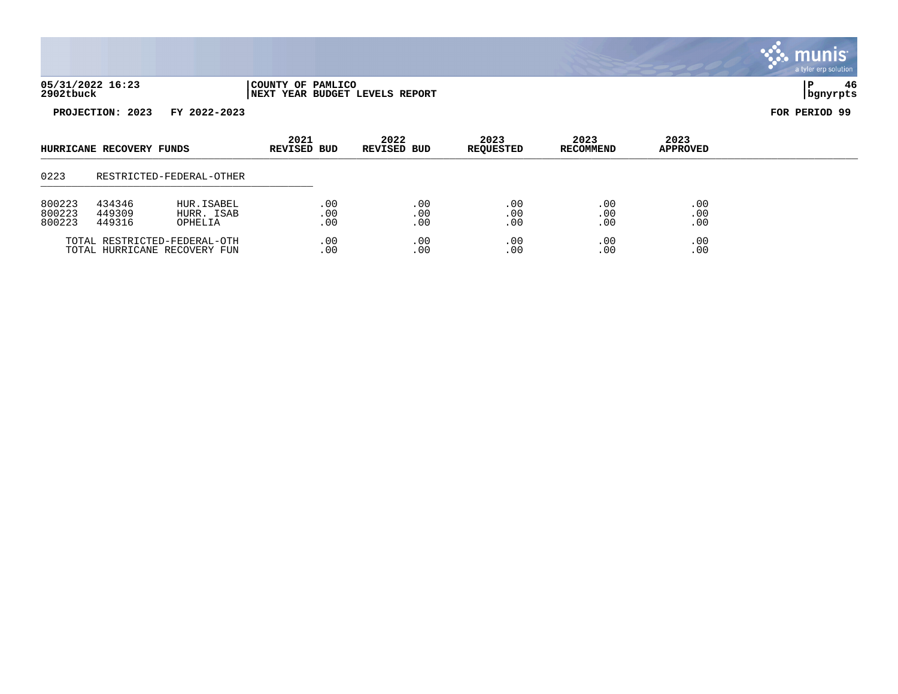05/31/2022 16:23 | COUNTY OF PAMLICO | P 46
2902tbuck | NEXT YEAR BUDGET LEVELS REPORT | bgnyrpts

**PROJECTION: 2023 FY 2022-2023** **FOR PERIOD 99**

| HURRICANE RECOVERY FUNDS | | | 2021 REVISED BUD | 2022 REVISED BUD | 2023 REQUESTED | 2023 RECOMMEND | 2023 APPROVED |
|---|---|---|---|---|---|---|---|
| 0223 | RESTRICTED-FEDERAL-OTHER | | | | | | |
| 800223 | 434346 | HUR.ISABEL | .00 | .00 | .00 | .00 | .00 |
| 800223 | 449309 | HURR. ISAB | .00 | .00 | .00 | .00 | .00 |
| 800223 | 449316 | OPHELIA | .00 | .00 | .00 | .00 | .00 |
| TOTAL RESTRICTED-FEDERAL-OTH | | | .00 | .00 | .00 | .00 | .00 |
| TOTAL HURRICANE RECOVERY FUN | | | .00 | .00 | .00 | .00 | .00 |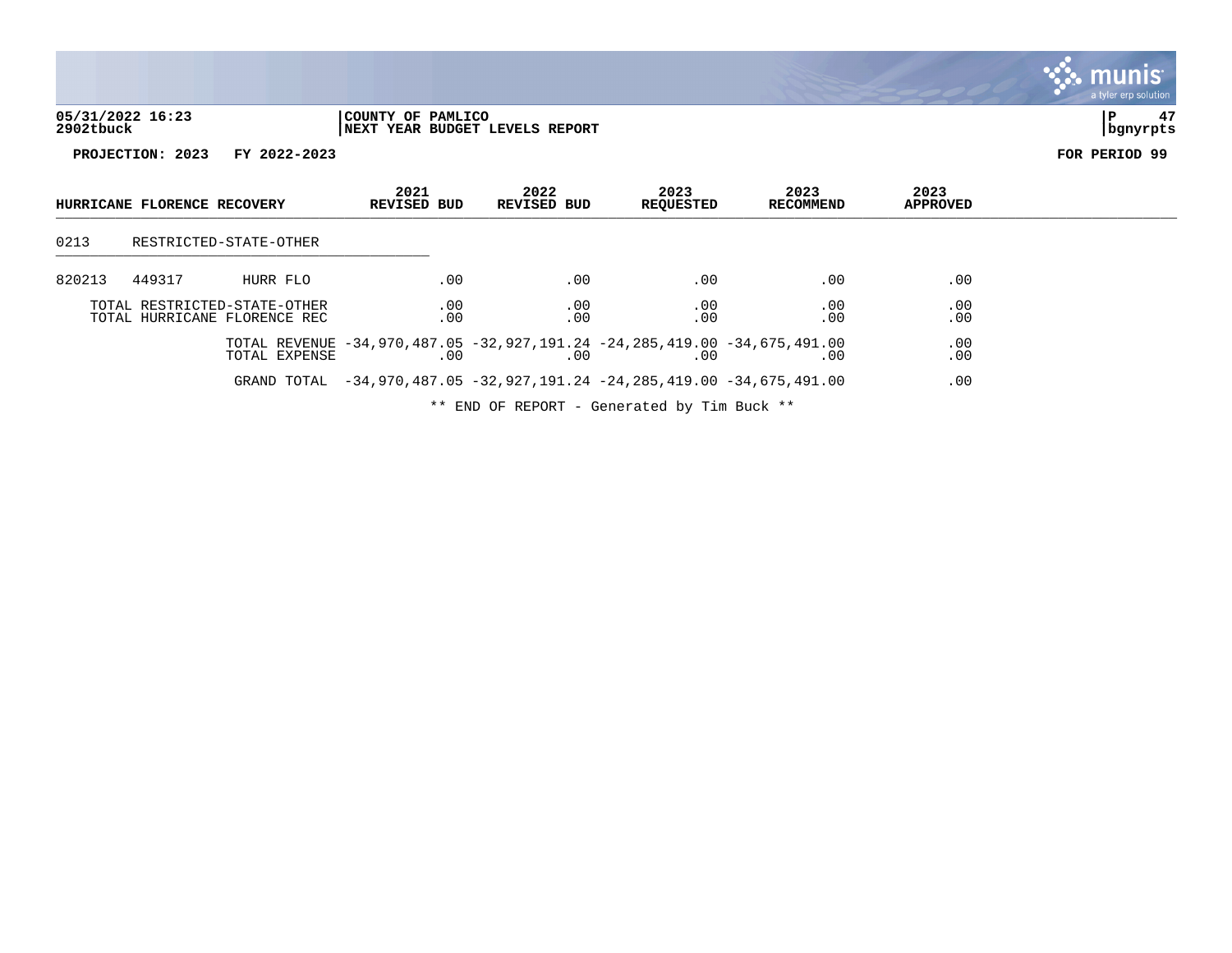05/31/2022 16:23 | COUNTY OF PAMLICO
2902tbuck | NEXT YEAR BUDGET LEVELS REPORT | bgnyrpts

PROJECTION: 2023 FY 2022-2023 FOR PERIOD 99

| HURRICANE FLORENCE RECOVERY | | | 2021 REVISED BUD | 2022 REVISED BUD | 2023 REQUESTED | 2023 RECOMMEND | 2023 APPROVED |
|---|---|---|---|---|---|---|---|
| 0213 | RESTRICTED-STATE-OTHER | | | | | | |
| 820213 | 449317 | HURR FLO | .00 | .00 | .00 | .00 | .00 |
| | TOTAL RESTRICTED-STATE-OTHER | | .00 | .00 | .00 | .00 | .00 |
| | TOTAL HURRICANE FLORENCE REC | | .00 | .00 | .00 | .00 | .00 |
| | | TOTAL REVENUE | -34,970,487.05 | -32,927,191.24 | -24,285,419.00 | -34,675,491.00 | .00 |
| | | TOTAL EXPENSE | .00 | .00 | .00 | .00 | .00 |
| | | GRAND TOTAL | -34,970,487.05 | -32,927,191.24 | -24,285,419.00 | -34,675,491.00 | .00 |

** END OF REPORT - Generated by Tim Buck **